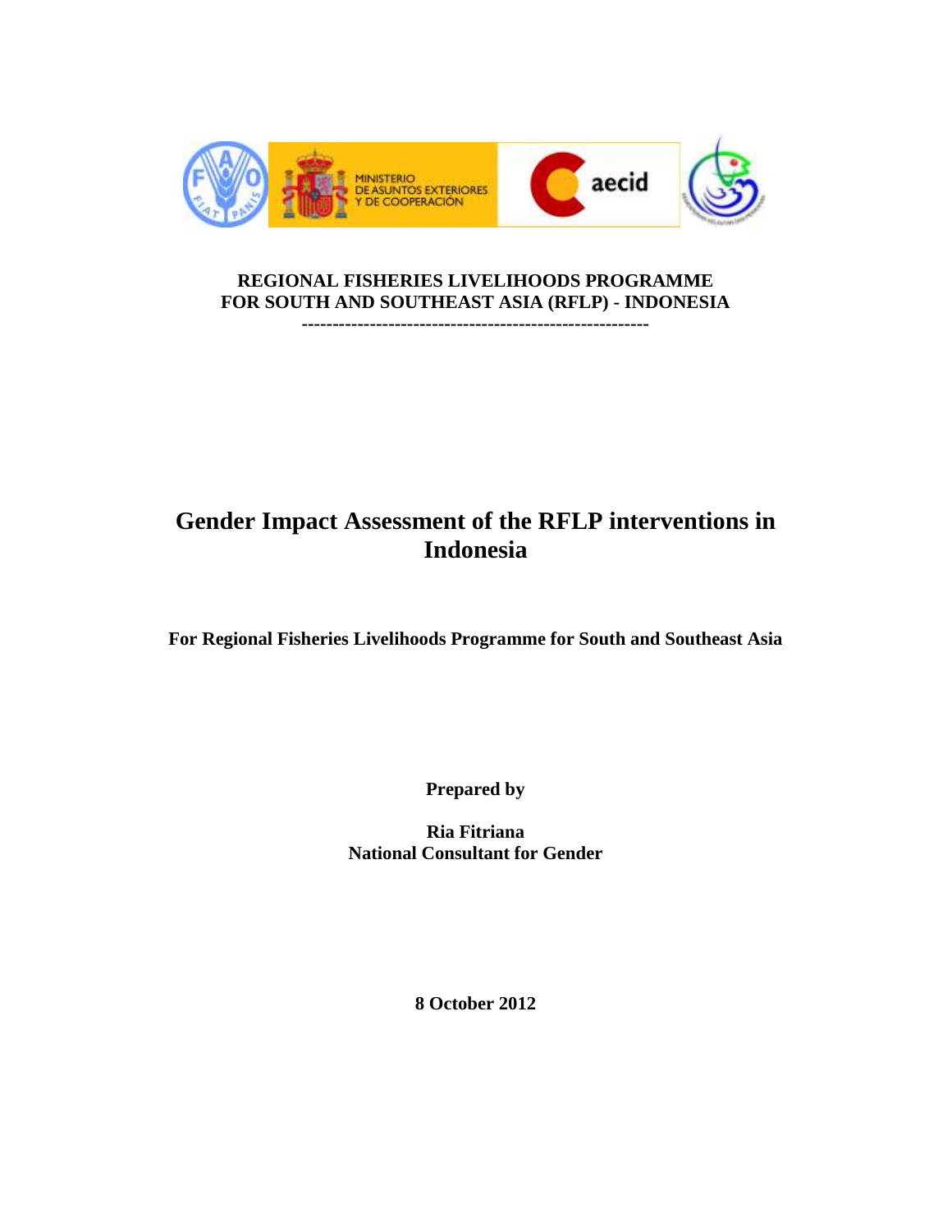**REGIONAL FISHERIES LIVELIHOODS PROGRAMME**
**FOR SOUTH AND SOUTHEAST ASIA (RFLP) - INDONESIA**

---

# Gender Impact Assessment of the RFLP interventions in Indonesia

**For Regional Fisheries Livelihoods Programme for South and Southeast Asia**

**Prepared by**

**Ria Fitriana**
**National Consultant for Gender**

**8 October 2012**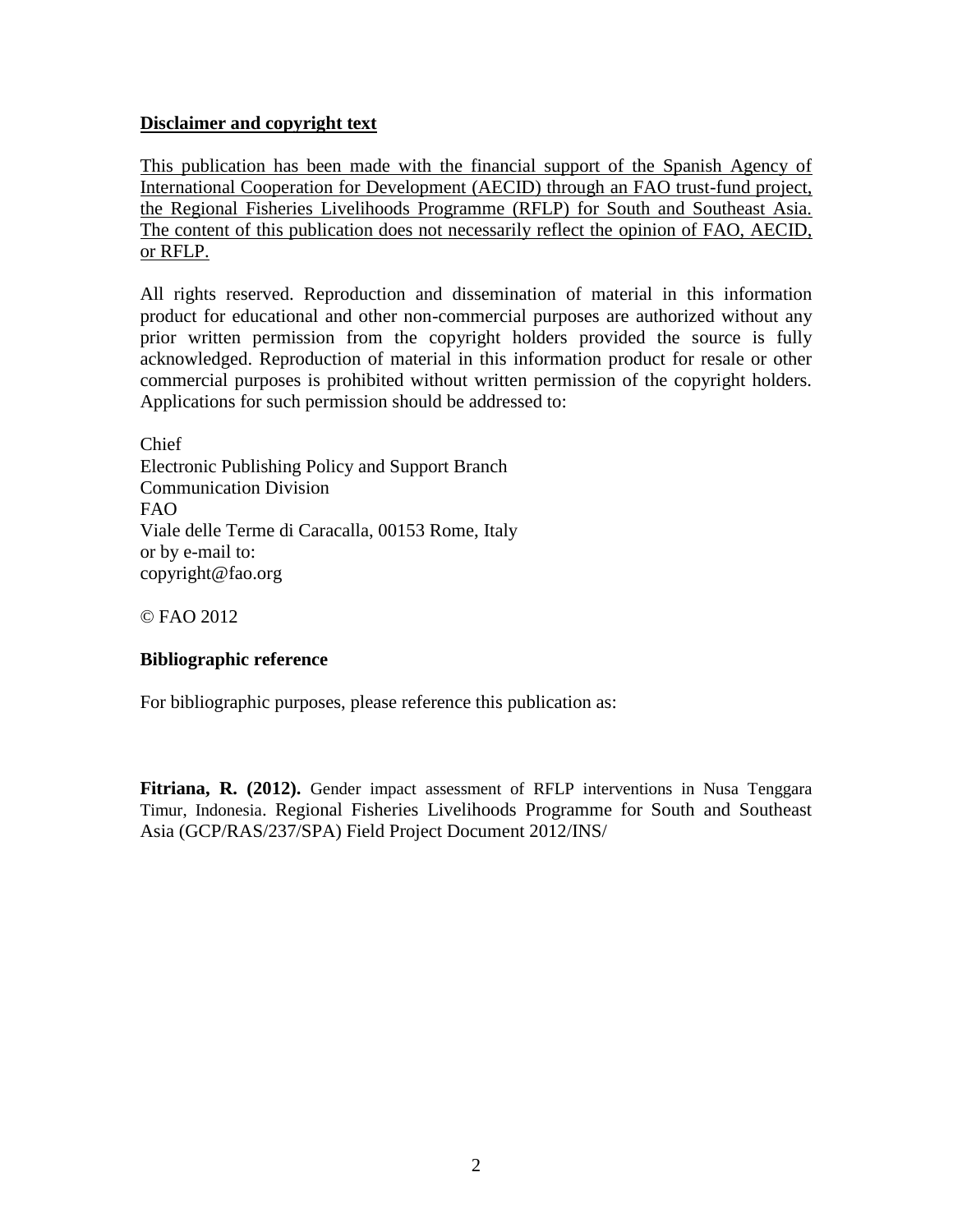**Disclaimer and copyright text**

This publication has been made with the financial support of the Spanish Agency of International Cooperation for Development (AECID) through an FAO trust-fund project, the Regional Fisheries Livelihoods Programme (RFLP) for South and Southeast Asia. The content of this publication does not necessarily reflect the opinion of FAO, AECID, or RFLP.

All rights reserved. Reproduction and dissemination of material in this information product for educational and other non-commercial purposes are authorized without any prior written permission from the copyright holders provided the source is fully acknowledged. Reproduction of material in this information product for resale or other commercial purposes is prohibited without written permission of the copyright holders. Applications for such permission should be addressed to:

Chief  
Electronic Publishing Policy and Support Branch  
Communication Division  
FAO  
Viale delle Terme di Caracalla, 00153 Rome, Italy  
or by e-mail to:  
copyright@fao.org

© FAO 2012

**Bibliographic reference**

For bibliographic purposes, please reference this publication as:

**Fitriana, R. (2012).** Gender impact assessment of RFLP interventions in Nusa Tenggara Timur, Indonesia. Regional Fisheries Livelihoods Programme for South and Southeast Asia (GCP/RAS/237/SPA) Field Project Document 2012/INS/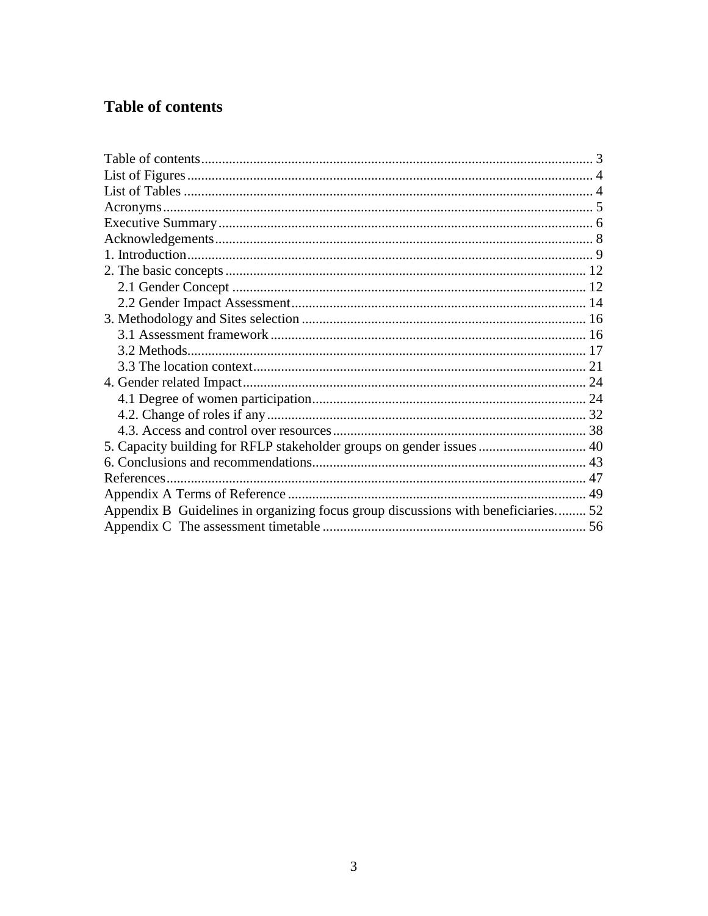# Table of contents

Table of contents ........................................................................................................ 3
List of Figures ............................................................................................................ 4
List of Tables ............................................................................................................. 4
Acronyms ................................................................................................................... 5
Executive Summary ................................................................................................... 6
Acknowledgements .................................................................................................... 8
1. Introduction ............................................................................................................ 9
2. The basic concepts ................................................................................................ 12
  2.1 Gender Concept ............................................................................................... 12
  2.2 Gender Impact Assessment ............................................................................. 14
3. Methodology and Sites selection .......................................................................... 16
  3.1 Assessment framework ................................................................................... 16
  3.2 Methods ........................................................................................................... 17
  3.3 The location context ........................................................................................ 21
4. Gender related Impact ........................................................................................... 24
  4.1 Degree of women participation ....................................................................... 24
  4.2. Change of roles if any .................................................................................... 32
  4.3. Access and control over resources ................................................................. 38
5. Capacity building for RFLP stakeholder groups on gender issues ....................... 40
6. Conclusions and recommendations ....................................................................... 43
References ................................................................................................................. 47
Appendix A Terms of Reference .............................................................................. 49
Appendix B Guidelines in organizing focus group discussions with beneficiaries......... 52
Appendix C The assessment timetable .................................................................... 56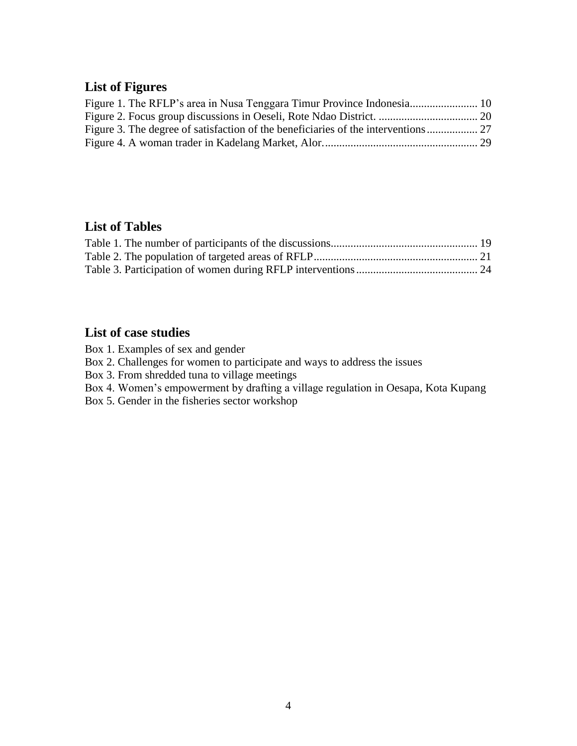## List of Figures

Figure 1. The RFLP's area in Nusa Tenggara Timur Province Indonesia........................ 10
Figure 2. Focus group discussions in Oeseli, Rote Ndao District. ................................... 20
Figure 3. The degree of satisfaction of the beneficiaries of the interventions.................. 27
Figure 4. A woman trader in Kadelang Market, Alor...................................................... 29

## List of Tables

Table 1. The number of participants of the discussions................................................... 19
Table 2. The population of targeted areas of RFLP......................................................... 21
Table 3. Participation of women during RFLP interventions........................................... 24

## List of case studies

Box 1. Examples of sex and gender
Box 2. Challenges for women to participate and ways to address the issues
Box 3. From shredded tuna to village meetings
Box 4. Women's empowerment by drafting a village regulation in Oesapa, Kota Kupang
Box 5. Gender in the fisheries sector workshop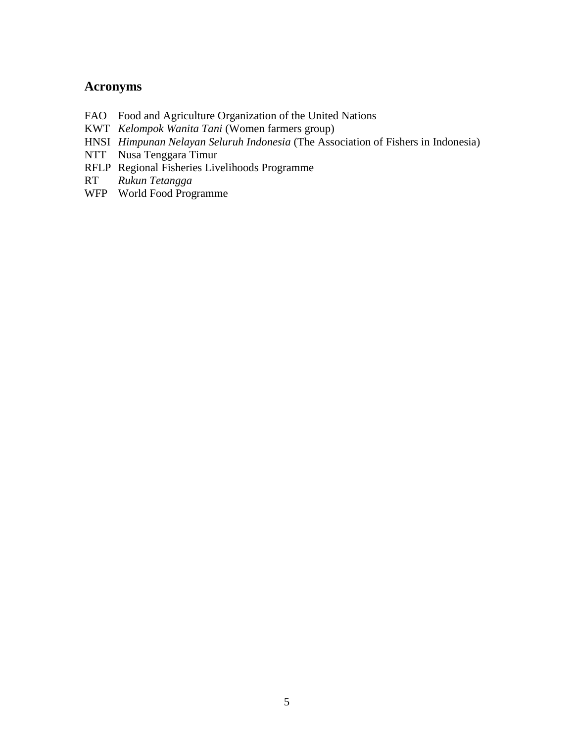## Acronyms

FAO Food and Agriculture Organization of the United Nations
KWT *Kelompok Wanita Tani* (Women farmers group)
HNSI *Himpunan Nelayan Seluruh Indonesia* (The Association of Fishers in Indonesia)
NTT Nusa Tenggara Timur
RFLP Regional Fisheries Livelihoods Programme
RT *Rukun Tetangga*
WFP World Food Programme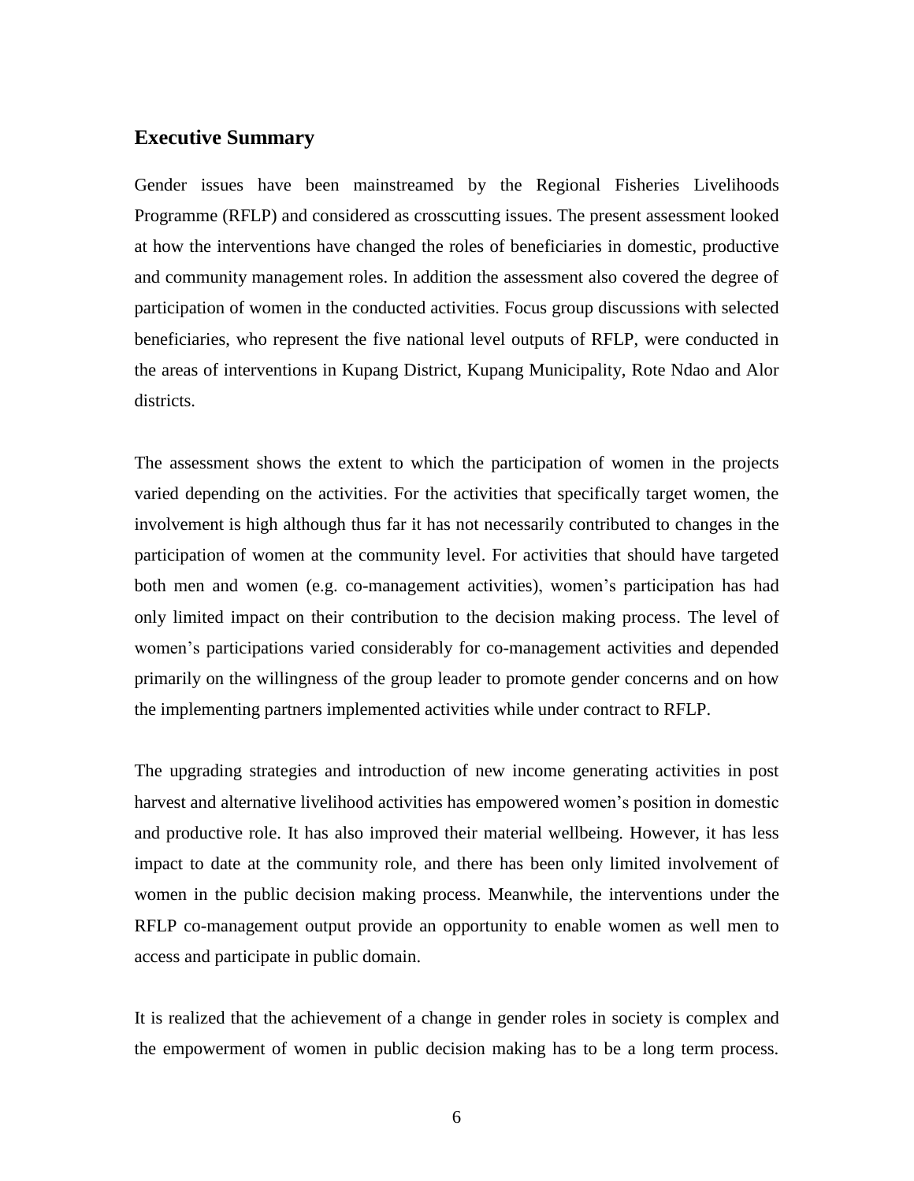## Executive Summary

Gender issues have been mainstreamed by the Regional Fisheries Livelihoods Programme (RFLP) and considered as crosscutting issues. The present assessment looked at how the interventions have changed the roles of beneficiaries in domestic, productive and community management roles. In addition the assessment also covered the degree of participation of women in the conducted activities. Focus group discussions with selected beneficiaries, who represent the five national level outputs of RFLP, were conducted in the areas of interventions in Kupang District, Kupang Municipality, Rote Ndao and Alor districts.

The assessment shows the extent to which the participation of women in the projects varied depending on the activities. For the activities that specifically target women, the involvement is high although thus far it has not necessarily contributed to changes in the participation of women at the community level. For activities that should have targeted both men and women (e.g. co-management activities), women's participation has had only limited impact on their contribution to the decision making process. The level of women's participations varied considerably for co-management activities and depended primarily on the willingness of the group leader to promote gender concerns and on how the implementing partners implemented activities while under contract to RFLP.

The upgrading strategies and introduction of new income generating activities in post harvest and alternative livelihood activities has empowered women's position in domestic and productive role. It has also improved their material wellbeing. However, it has less impact to date at the community role, and there has been only limited involvement of women in the public decision making process. Meanwhile, the interventions under the RFLP co-management output provide an opportunity to enable women as well men to access and participate in public domain.

It is realized that the achievement of a change in gender roles in society is complex and the empowerment of women in public decision making has to be a long term process.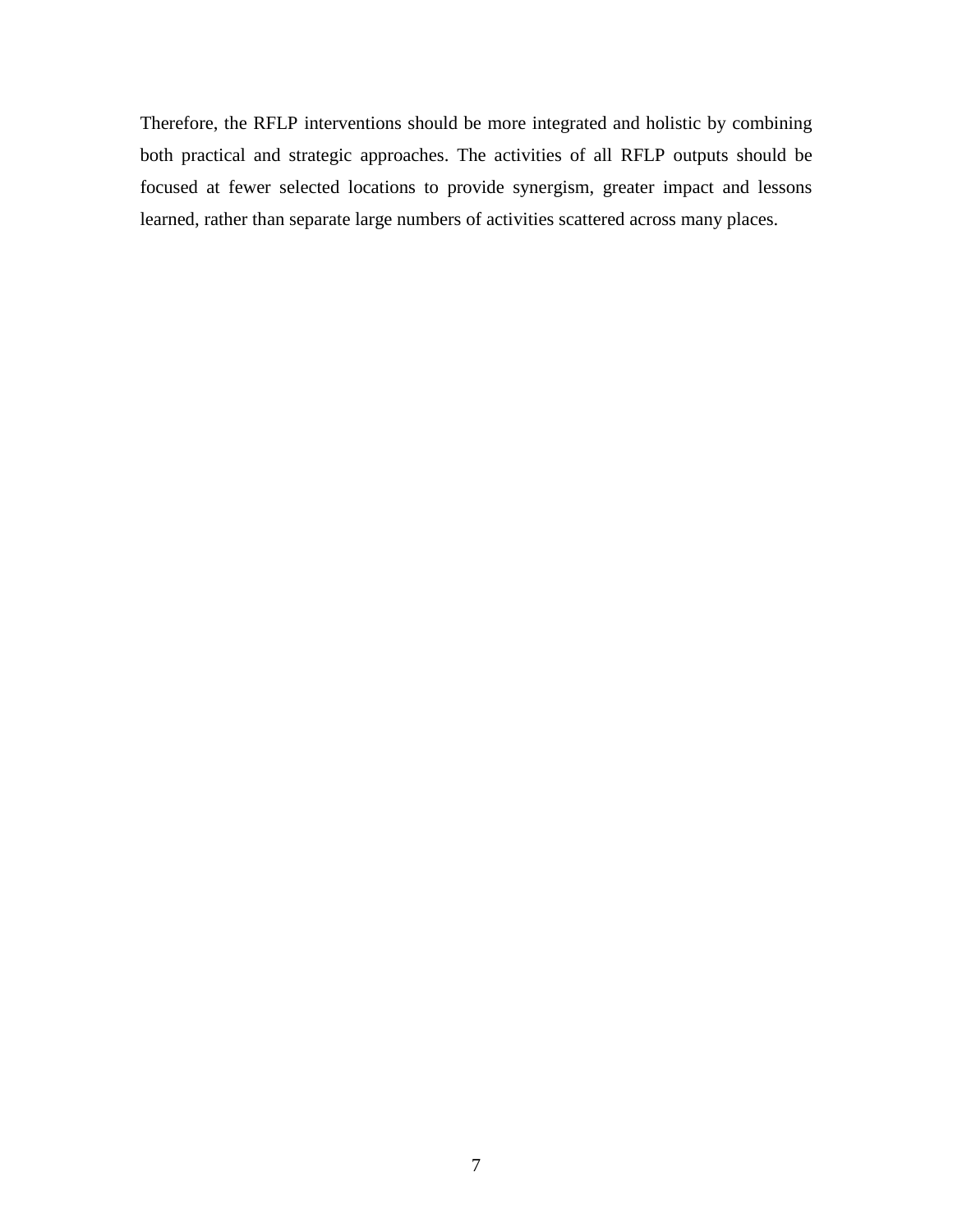Therefore, the RFLP interventions should be more integrated and holistic by combining both practical and strategic approaches. The activities of all RFLP outputs should be focused at fewer selected locations to provide synergism, greater impact and lessons learned, rather than separate large numbers of activities scattered across many places.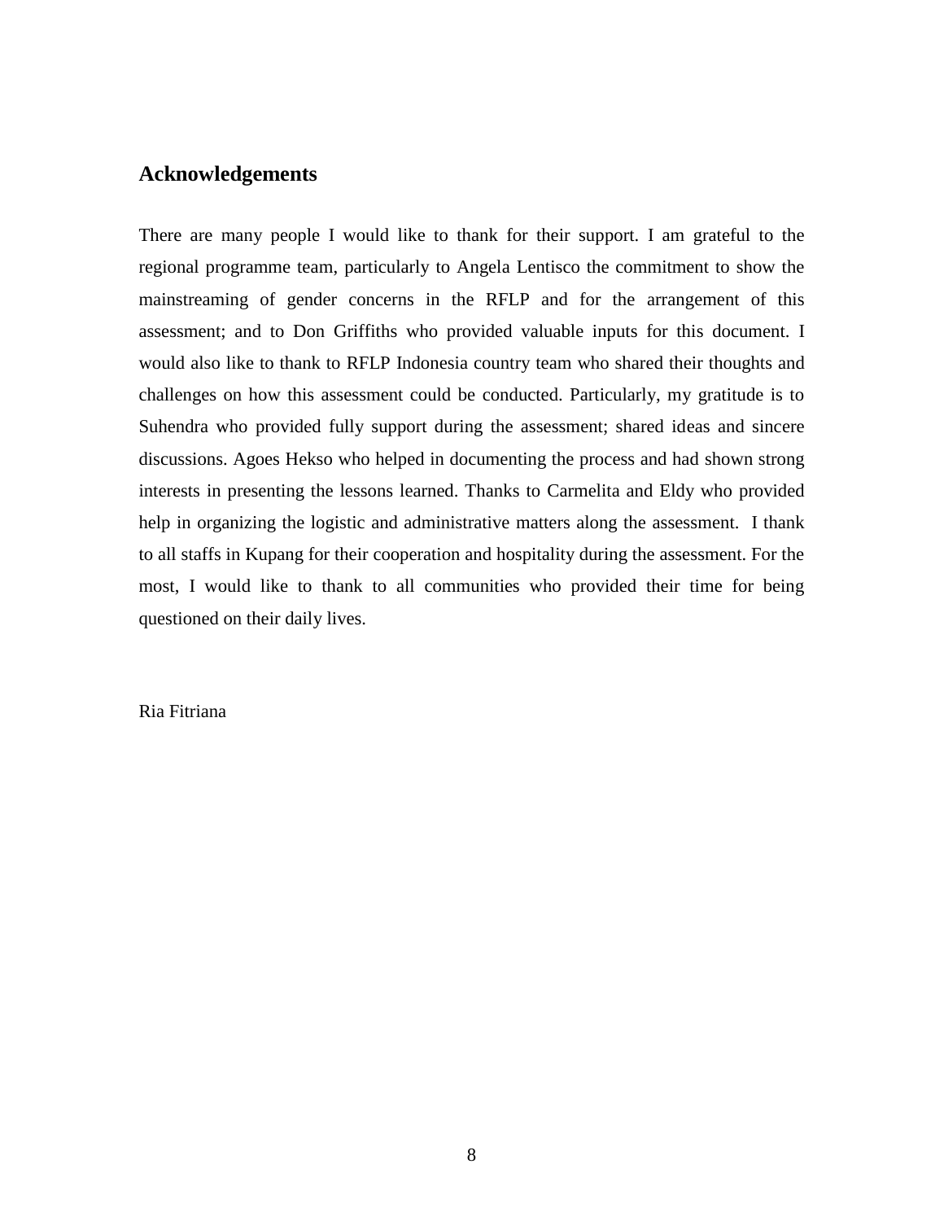## Acknowledgements

There are many people I would like to thank for their support. I am grateful to the regional programme team, particularly to Angela Lentisco the commitment to show the mainstreaming of gender concerns in the RFLP and for the arrangement of this assessment; and to Don Griffiths who provided valuable inputs for this document. I would also like to thank to RFLP Indonesia country team who shared their thoughts and challenges on how this assessment could be conducted. Particularly, my gratitude is to Suhendra who provided fully support during the assessment; shared ideas and sincere discussions. Agoes Hekso who helped in documenting the process and had shown strong interests in presenting the lessons learned. Thanks to Carmelita and Eldy who provided help in organizing the logistic and administrative matters along the assessment. I thank to all staffs in Kupang for their cooperation and hospitality during the assessment. For the most, I would like to thank to all communities who provided their time for being questioned on their daily lives.

Ria Fitriana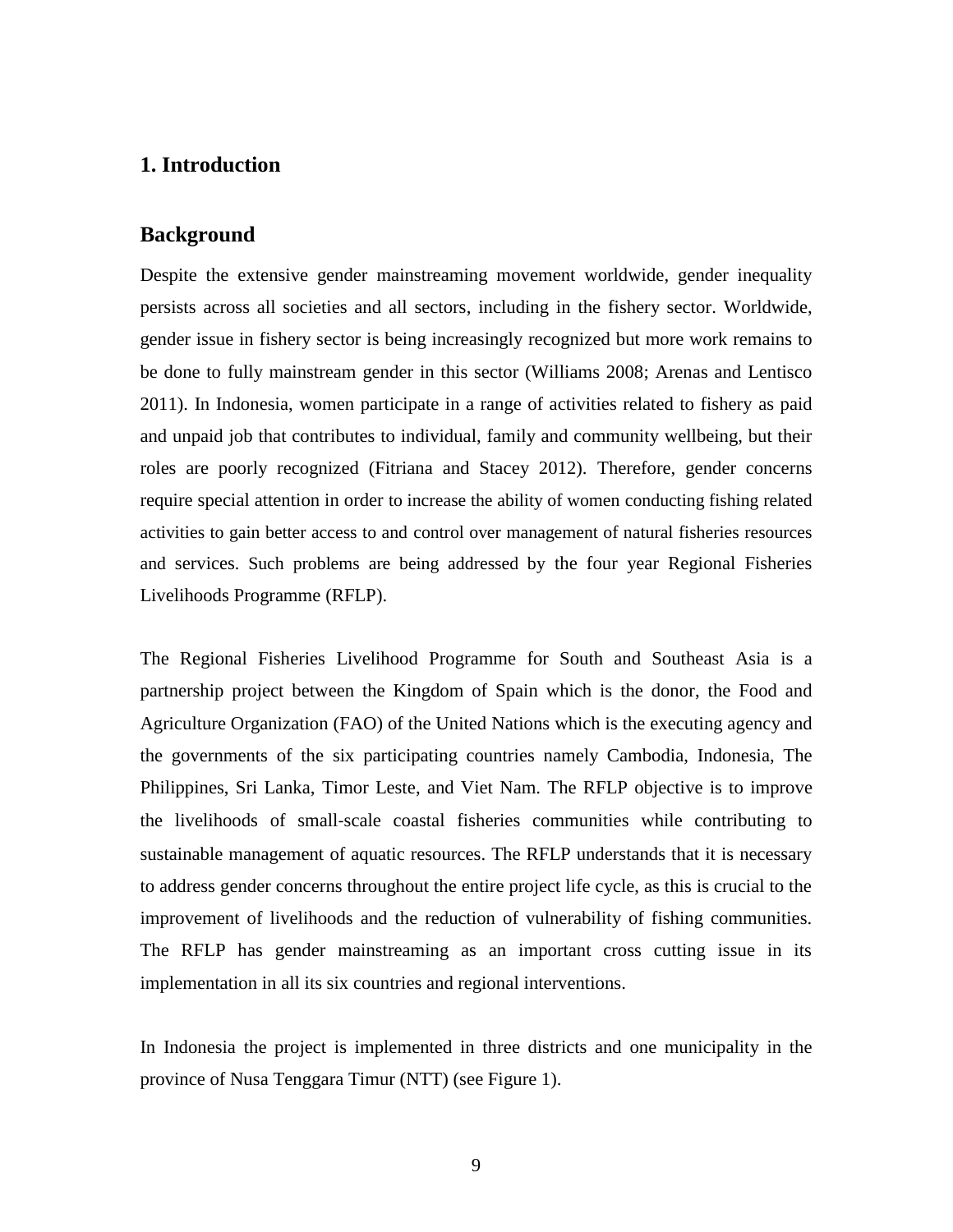# 1. Introduction

## Background

Despite the extensive gender mainstreaming movement worldwide, gender inequality persists across all societies and all sectors, including in the fishery sector. Worldwide, gender issue in fishery sector is being increasingly recognized but more work remains to be done to fully mainstream gender in this sector (Williams 2008; Arenas and Lentisco 2011). In Indonesia, women participate in a range of activities related to fishery as paid and unpaid job that contributes to individual, family and community wellbeing, but their roles are poorly recognized (Fitriana and Stacey 2012). Therefore, gender concerns require special attention in order to increase the ability of women conducting fishing related activities to gain better access to and control over management of natural fisheries resources and services. Such problems are being addressed by the four year Regional Fisheries Livelihoods Programme (RFLP).

The Regional Fisheries Livelihood Programme for South and Southeast Asia is a partnership project between the Kingdom of Spain which is the donor, the Food and Agriculture Organization (FAO) of the United Nations which is the executing agency and the governments of the six participating countries namely Cambodia, Indonesia, The Philippines, Sri Lanka, Timor Leste, and Viet Nam. The RFLP objective is to improve the livelihoods of small-scale coastal fisheries communities while contributing to sustainable management of aquatic resources. The RFLP understands that it is necessary to address gender concerns throughout the entire project life cycle, as this is crucial to the improvement of livelihoods and the reduction of vulnerability of fishing communities. The RFLP has gender mainstreaming as an important cross cutting issue in its implementation in all its six countries and regional interventions.

In Indonesia the project is implemented in three districts and one municipality in the province of Nusa Tenggara Timur (NTT) (see Figure 1).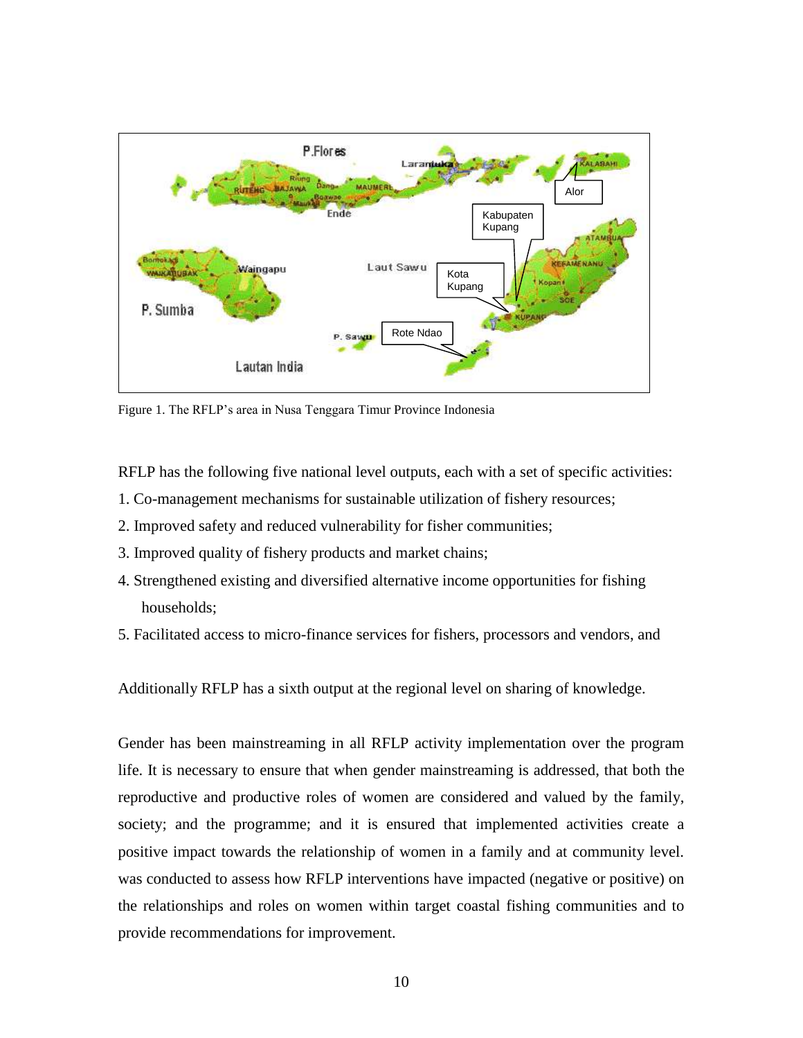Figure 1. The RFLP's area in Nusa Tenggara Timur Province Indonesia

RFLP has the following five national level outputs, each with a set of specific activities:

1. Co-management mechanisms for sustainable utilization of fishery resources;
2. Improved safety and reduced vulnerability for fisher communities;
3. Improved quality of fishery products and market chains;
4. Strengthened existing and diversified alternative income opportunities for fishing households;
5. Facilitated access to micro-finance services for fishers, processors and vendors, and

Additionally RFLP has a sixth output at the regional level on sharing of knowledge.

Gender has been mainstreaming in all RFLP activity implementation over the program life. It is necessary to ensure that when gender mainstreaming is addressed, that both the reproductive and productive roles of women are considered and valued by the family, society; and the programme; and it is ensured that implemented activities create a positive impact towards the relationship of women in a family and at community level. was conducted to assess how RFLP interventions have impacted (negative or positive) on the relationships and roles on women within target coastal fishing communities and to provide recommendations for improvement.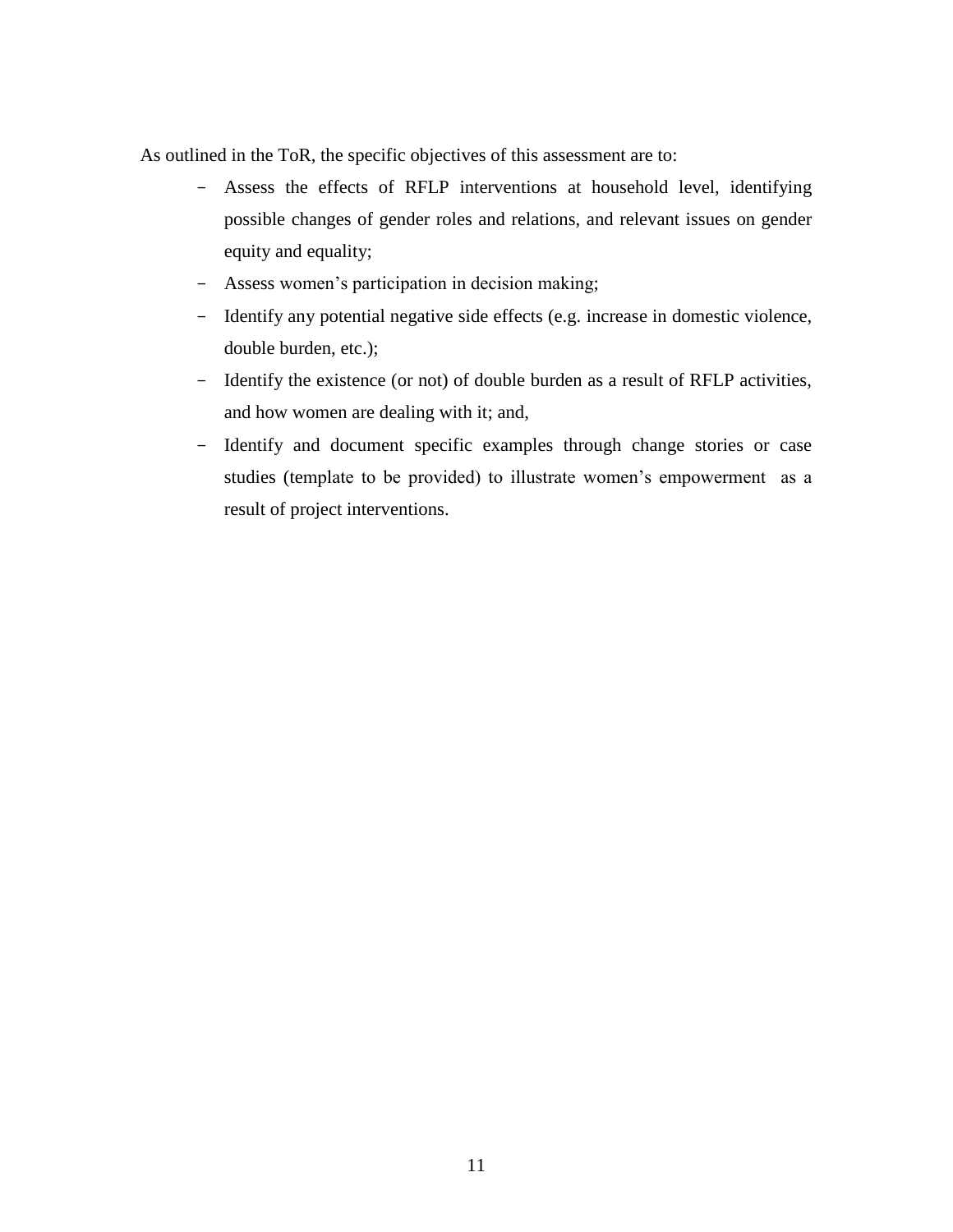As outlined in the ToR, the specific objectives of this assessment are to:

- Assess the effects of RFLP interventions at household level, identifying possible changes of gender roles and relations, and relevant issues on gender equity and equality;
- Assess women's participation in decision making;
- Identify any potential negative side effects (e.g. increase in domestic violence, double burden, etc.);
- Identify the existence (or not) of double burden as a result of RFLP activities, and how women are dealing with it; and,
- Identify and document specific examples through change stories or case studies (template to be provided) to illustrate women's empowerment as a result of project interventions.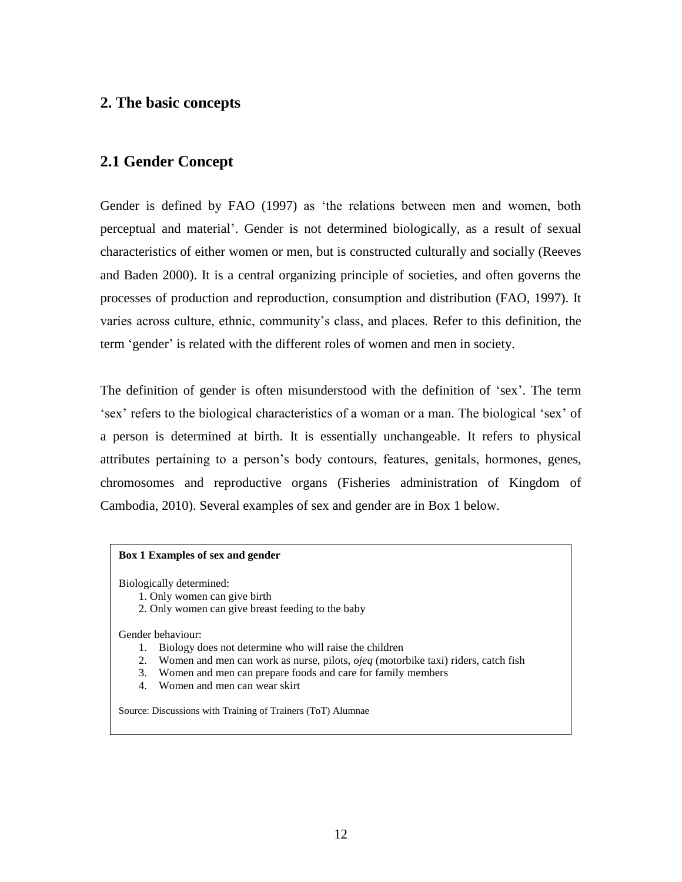## 2. The basic concepts

### 2.1 Gender Concept

Gender is defined by FAO (1997) as 'the relations between men and women, both perceptual and material'. Gender is not determined biologically, as a result of sexual characteristics of either women or men, but is constructed culturally and socially (Reeves and Baden 2000). It is a central organizing principle of societies, and often governs the processes of production and reproduction, consumption and distribution (FAO, 1997). It varies across culture, ethnic, community's class, and places. Refer to this definition, the term 'gender' is related with the different roles of women and men in society.

The definition of gender is often misunderstood with the definition of 'sex'. The term 'sex' refers to the biological characteristics of a woman or a man. The biological 'sex' of a person is determined at birth. It is essentially unchangeable. It refers to physical attributes pertaining to a person's body contours, features, genitals, hormones, genes, chromosomes and reproductive organs (Fisheries administration of Kingdom of Cambodia, 2010). Several examples of sex and gender are in Box 1 below.

**Box 1 Examples of sex and gender**

Biologically determined:

1. Only women can give birth
2. Only women can give breast feeding to the baby

Gender behaviour:

1. Biology does not determine who will raise the children
2. Women and men can work as nurse, pilots, *ojeq* (motorbike taxi) riders, catch fish
3. Women and men can prepare foods and care for family members
4. Women and men can wear skirt

Source: Discussions with Training of Trainers (ToT) Alumnae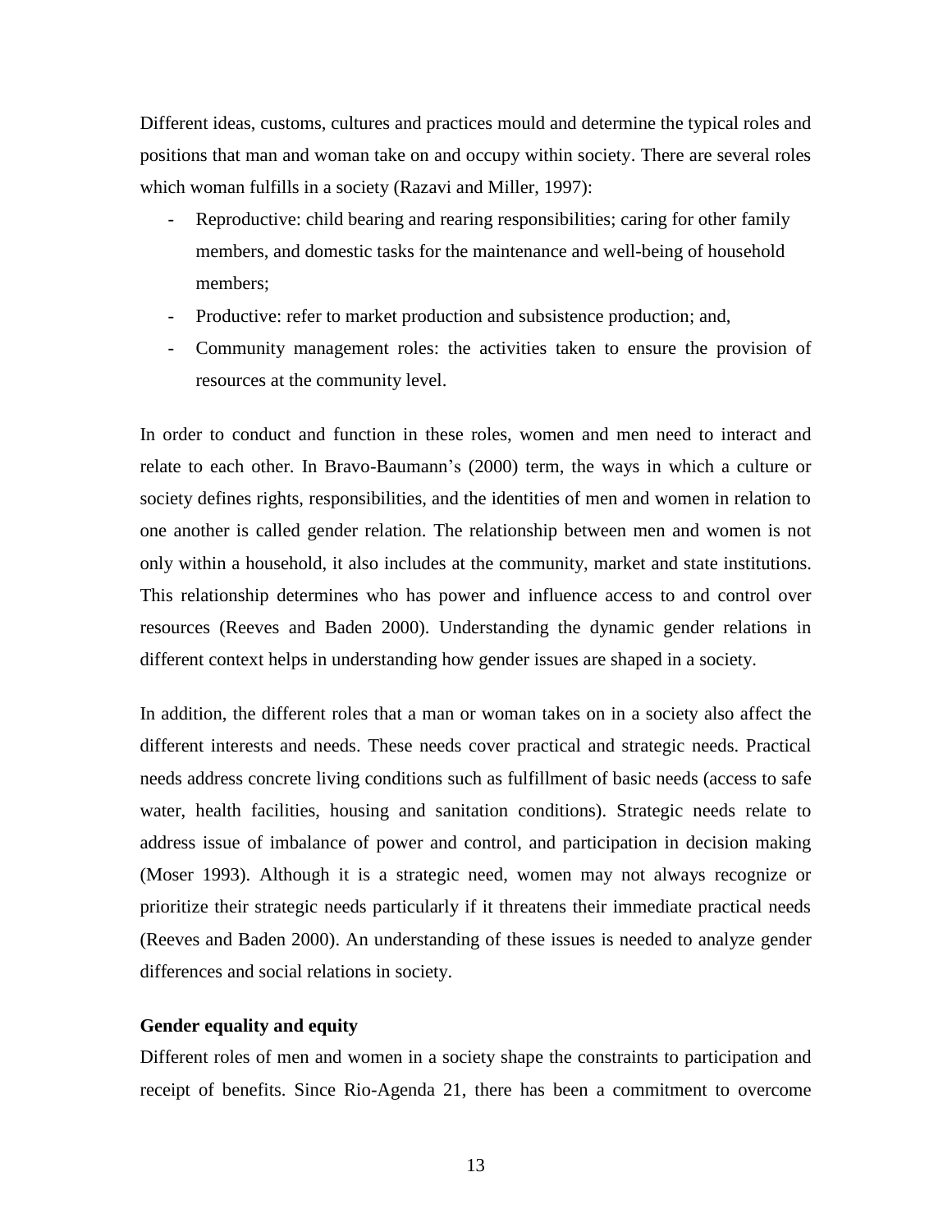Different ideas, customs, cultures and practices mould and determine the typical roles and positions that man and woman take on and occupy within society. There are several roles which woman fulfills in a society (Razavi and Miller, 1997):

- Reproductive: child bearing and rearing responsibilities; caring for other family members, and domestic tasks for the maintenance and well-being of household members;
- Productive: refer to market production and subsistence production; and,
- Community management roles: the activities taken to ensure the provision of resources at the community level.

In order to conduct and function in these roles, women and men need to interact and relate to each other. In Bravo-Baumann's (2000) term, the ways in which a culture or society defines rights, responsibilities, and the identities of men and women in relation to one another is called gender relation. The relationship between men and women is not only within a household, it also includes at the community, market and state institutions. This relationship determines who has power and influence access to and control over resources (Reeves and Baden 2000). Understanding the dynamic gender relations in different context helps in understanding how gender issues are shaped in a society.

In addition, the different roles that a man or woman takes on in a society also affect the different interests and needs. These needs cover practical and strategic needs. Practical needs address concrete living conditions such as fulfillment of basic needs (access to safe water, health facilities, housing and sanitation conditions). Strategic needs relate to address issue of imbalance of power and control, and participation in decision making (Moser 1993). Although it is a strategic need, women may not always recognize or prioritize their strategic needs particularly if it threatens their immediate practical needs (Reeves and Baden 2000). An understanding of these issues is needed to analyze gender differences and social relations in society.

**Gender equality and equity**

Different roles of men and women in a society shape the constraints to participation and receipt of benefits. Since Rio-Agenda 21, there has been a commitment to overcome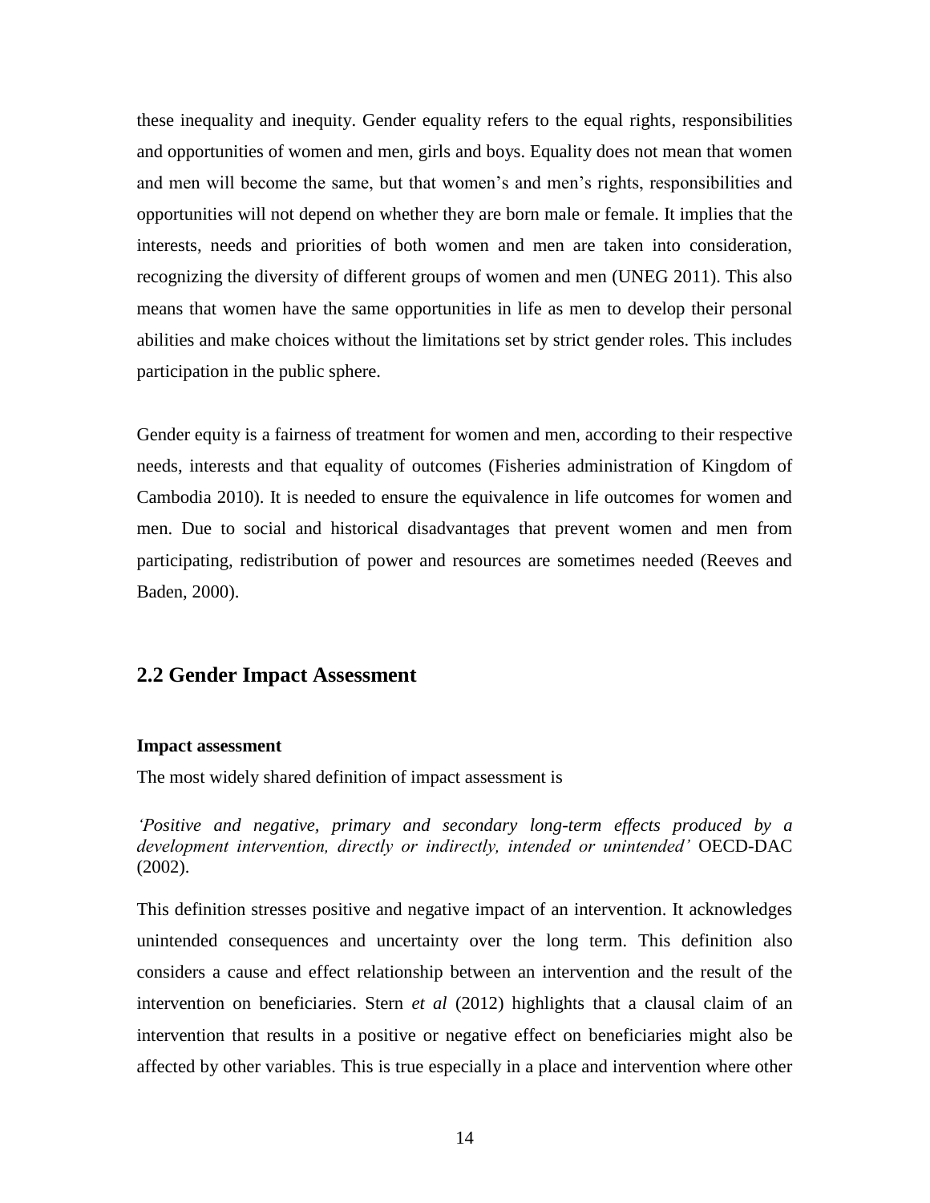these inequality and inequity. Gender equality refers to the equal rights, responsibilities and opportunities of women and men, girls and boys. Equality does not mean that women and men will become the same, but that women's and men's rights, responsibilities and opportunities will not depend on whether they are born male or female. It implies that the interests, needs and priorities of both women and men are taken into consideration, recognizing the diversity of different groups of women and men (UNEG 2011). This also means that women have the same opportunities in life as men to develop their personal abilities and make choices without the limitations set by strict gender roles. This includes participation in the public sphere.

Gender equity is a fairness of treatment for women and men, according to their respective needs, interests and that equality of outcomes (Fisheries administration of Kingdom of Cambodia 2010). It is needed to ensure the equivalence in life outcomes for women and men. Due to social and historical disadvantages that prevent women and men from participating, redistribution of power and resources are sometimes needed (Reeves and Baden, 2000).

## 2.2 Gender Impact Assessment

**Impact assessment**

The most widely shared definition of impact assessment is

*'Positive and negative, primary and secondary long-term effects produced by a development intervention, directly or indirectly, intended or unintended'* OECD-DAC (2002).

This definition stresses positive and negative impact of an intervention. It acknowledges unintended consequences and uncertainty over the long term. This definition also considers a cause and effect relationship between an intervention and the result of the intervention on beneficiaries. Stern *et al* (2012) highlights that a clausal claim of an intervention that results in a positive or negative effect on beneficiaries might also be affected by other variables. This is true especially in a place and intervention where other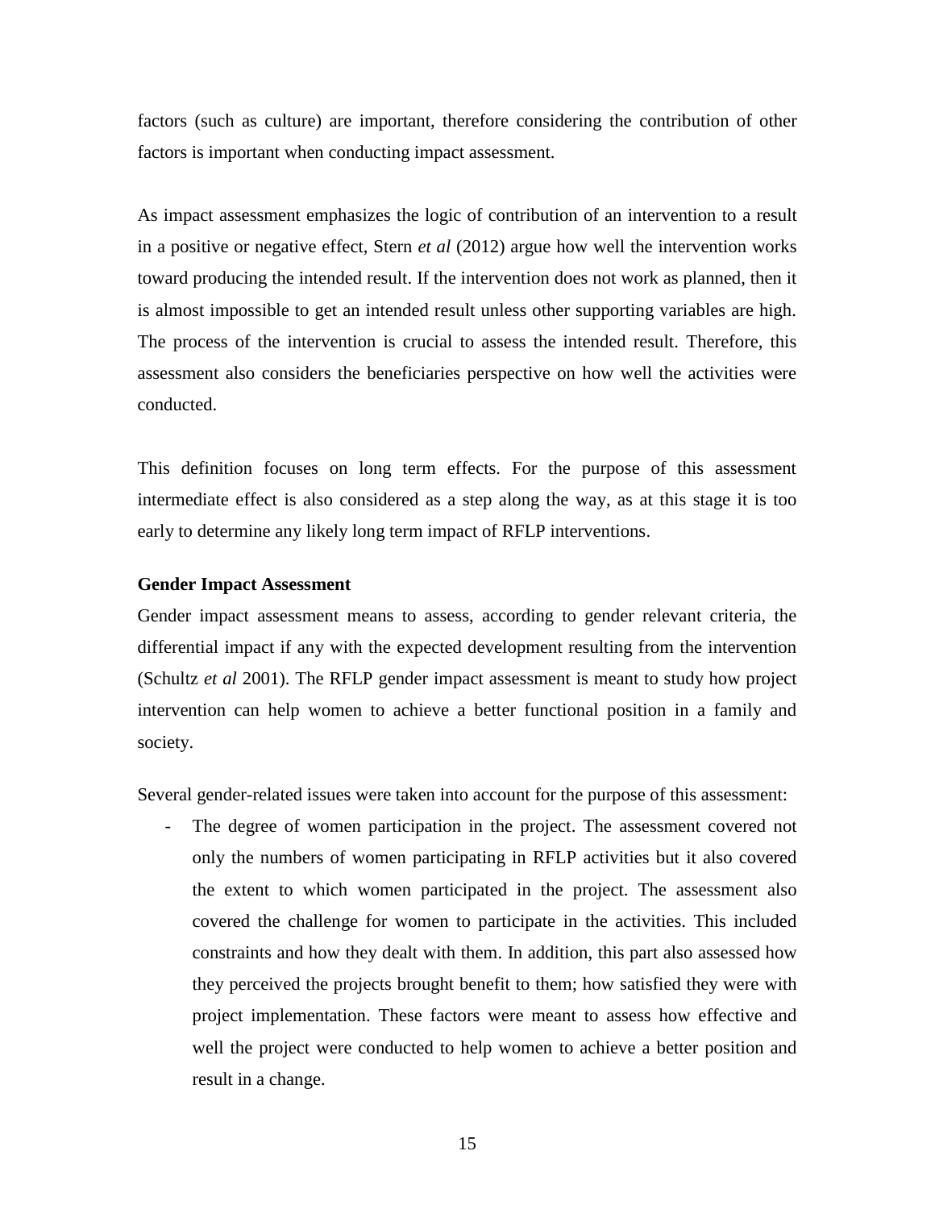factors (such as culture) are important, therefore considering the contribution of other factors is important when conducting impact assessment.

As impact assessment emphasizes the logic of contribution of an intervention to a result in a positive or negative effect, Stern *et al* (2012) argue how well the intervention works toward producing the intended result. If the intervention does not work as planned, then it is almost impossible to get an intended result unless other supporting variables are high. The process of the intervention is crucial to assess the intended result. Therefore, this assessment also considers the beneficiaries perspective on how well the activities were conducted.

This definition focuses on long term effects. For the purpose of this assessment intermediate effect is also considered as a step along the way, as at this stage it is too early to determine any likely long term impact of RFLP interventions.

**Gender Impact Assessment**

Gender impact assessment means to assess, according to gender relevant criteria, the differential impact if any with the expected development resulting from the intervention (Schultz *et al* 2001). The RFLP gender impact assessment is meant to study how project intervention can help women to achieve a better functional position in a family and society.

Several gender-related issues were taken into account for the purpose of this assessment:

- The degree of women participation in the project. The assessment covered not only the numbers of women participating in RFLP activities but it also covered the extent to which women participated in the project. The assessment also covered the challenge for women to participate in the activities. This included constraints and how they dealt with them. In addition, this part also assessed how they perceived the projects brought benefit to them; how satisfied they were with project implementation. These factors were meant to assess how effective and well the project were conducted to help women to achieve a better position and result in a change.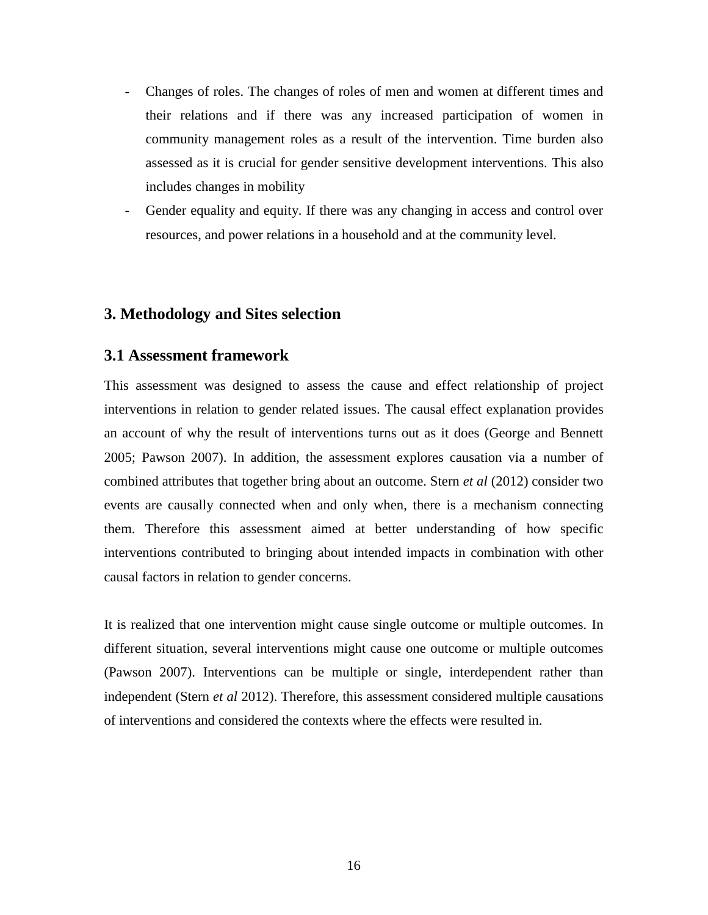- Changes of roles. The changes of roles of men and women at different times and their relations and if there was any increased participation of women in community management roles as a result of the intervention. Time burden also assessed as it is crucial for gender sensitive development interventions. This also includes changes in mobility
- Gender equality and equity. If there was any changing in access and control over resources, and power relations in a household and at the community level.

## 3. Methodology and Sites selection

### 3.1 Assessment framework

This assessment was designed to assess the cause and effect relationship of project interventions in relation to gender related issues. The causal effect explanation provides an account of why the result of interventions turns out as it does (George and Bennett 2005; Pawson 2007). In addition, the assessment explores causation via a number of combined attributes that together bring about an outcome. Stern *et al* (2012) consider two events are causally connected when and only when, there is a mechanism connecting them. Therefore this assessment aimed at better understanding of how specific interventions contributed to bringing about intended impacts in combination with other causal factors in relation to gender concerns.

It is realized that one intervention might cause single outcome or multiple outcomes. In different situation, several interventions might cause one outcome or multiple outcomes (Pawson 2007). Interventions can be multiple or single, interdependent rather than independent (Stern *et al* 2012). Therefore, this assessment considered multiple causations of interventions and considered the contexts where the effects were resulted in.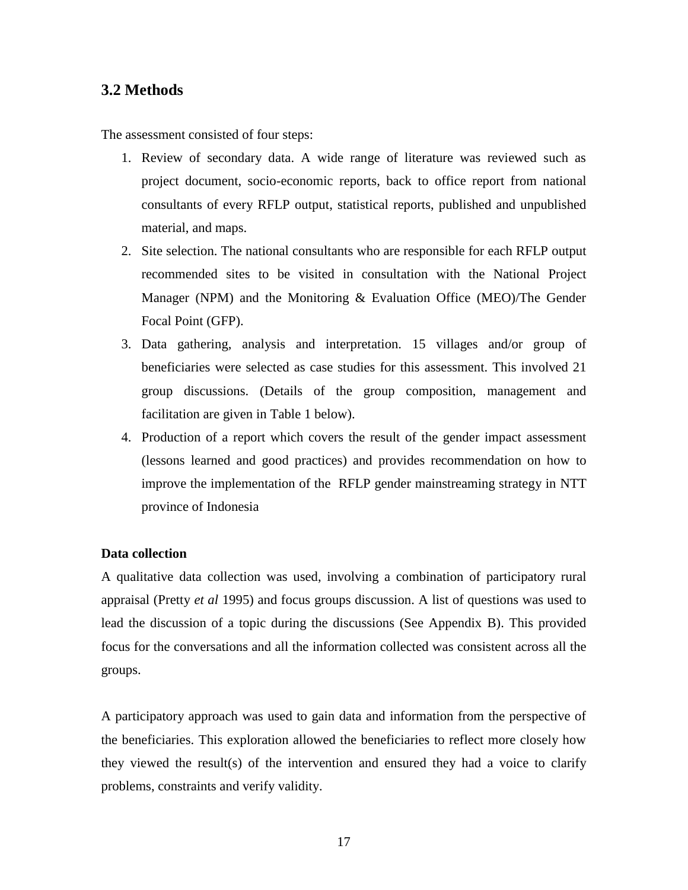## 3.2 Methods

The assessment consisted of four steps:

1. Review of secondary data. A wide range of literature was reviewed such as project document, socio-economic reports, back to office report from national consultants of every RFLP output, statistical reports, published and unpublished material, and maps.
2. Site selection. The national consultants who are responsible for each RFLP output recommended sites to be visited in consultation with the National Project Manager (NPM) and the Monitoring & Evaluation Office (MEO)/The Gender Focal Point (GFP).
3. Data gathering, analysis and interpretation. 15 villages and/or group of beneficiaries were selected as case studies for this assessment. This involved 21 group discussions. (Details of the group composition, management and facilitation are given in Table 1 below).
4. Production of a report which covers the result of the gender impact assessment (lessons learned and good practices) and provides recommendation on how to improve the implementation of the RFLP gender mainstreaming strategy in NTT province of Indonesia

**Data collection**

A qualitative data collection was used, involving a combination of participatory rural appraisal (Pretty *et al* 1995) and focus groups discussion. A list of questions was used to lead the discussion of a topic during the discussions (See Appendix B). This provided focus for the conversations and all the information collected was consistent across all the groups.

A participatory approach was used to gain data and information from the perspective of the beneficiaries. This exploration allowed the beneficiaries to reflect more closely how they viewed the result(s) of the intervention and ensured they had a voice to clarify problems, constraints and verify validity.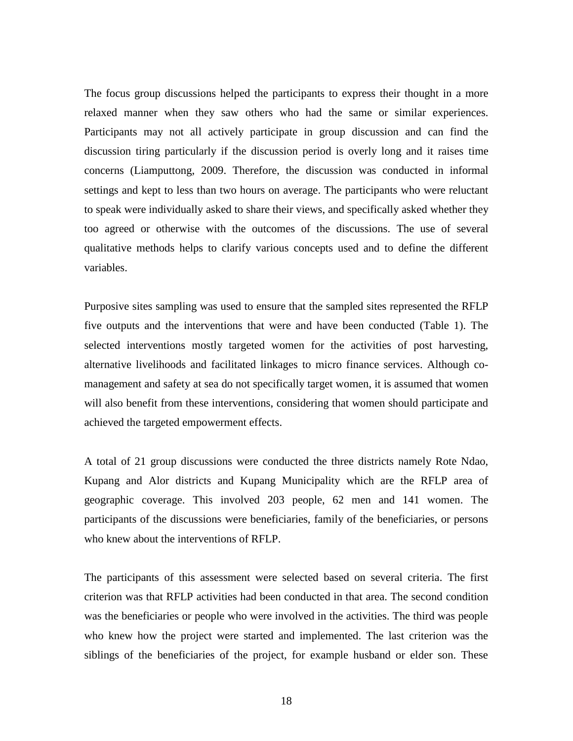The focus group discussions helped the participants to express their thought in a more relaxed manner when they saw others who had the same or similar experiences. Participants may not all actively participate in group discussion and can find the discussion tiring particularly if the discussion period is overly long and it raises time concerns (Liamputtong, 2009. Therefore, the discussion was conducted in informal settings and kept to less than two hours on average. The participants who were reluctant to speak were individually asked to share their views, and specifically asked whether they too agreed or otherwise with the outcomes of the discussions. The use of several qualitative methods helps to clarify various concepts used and to define the different variables.

Purposive sites sampling was used to ensure that the sampled sites represented the RFLP five outputs and the interventions that were and have been conducted (Table 1). The selected interventions mostly targeted women for the activities of post harvesting, alternative livelihoods and facilitated linkages to micro finance services. Although co-management and safety at sea do not specifically target women, it is assumed that women will also benefit from these interventions, considering that women should participate and achieved the targeted empowerment effects.

A total of 21 group discussions were conducted the three districts namely Rote Ndao, Kupang and Alor districts and Kupang Municipality which are the RFLP area of geographic coverage. This involved 203 people, 62 men and 141 women. The participants of the discussions were beneficiaries, family of the beneficiaries, or persons who knew about the interventions of RFLP.

The participants of this assessment were selected based on several criteria. The first criterion was that RFLP activities had been conducted in that area. The second condition was the beneficiaries or people who were involved in the activities. The third was people who knew how the project were started and implemented. The last criterion was the siblings of the beneficiaries of the project, for example husband or elder son. These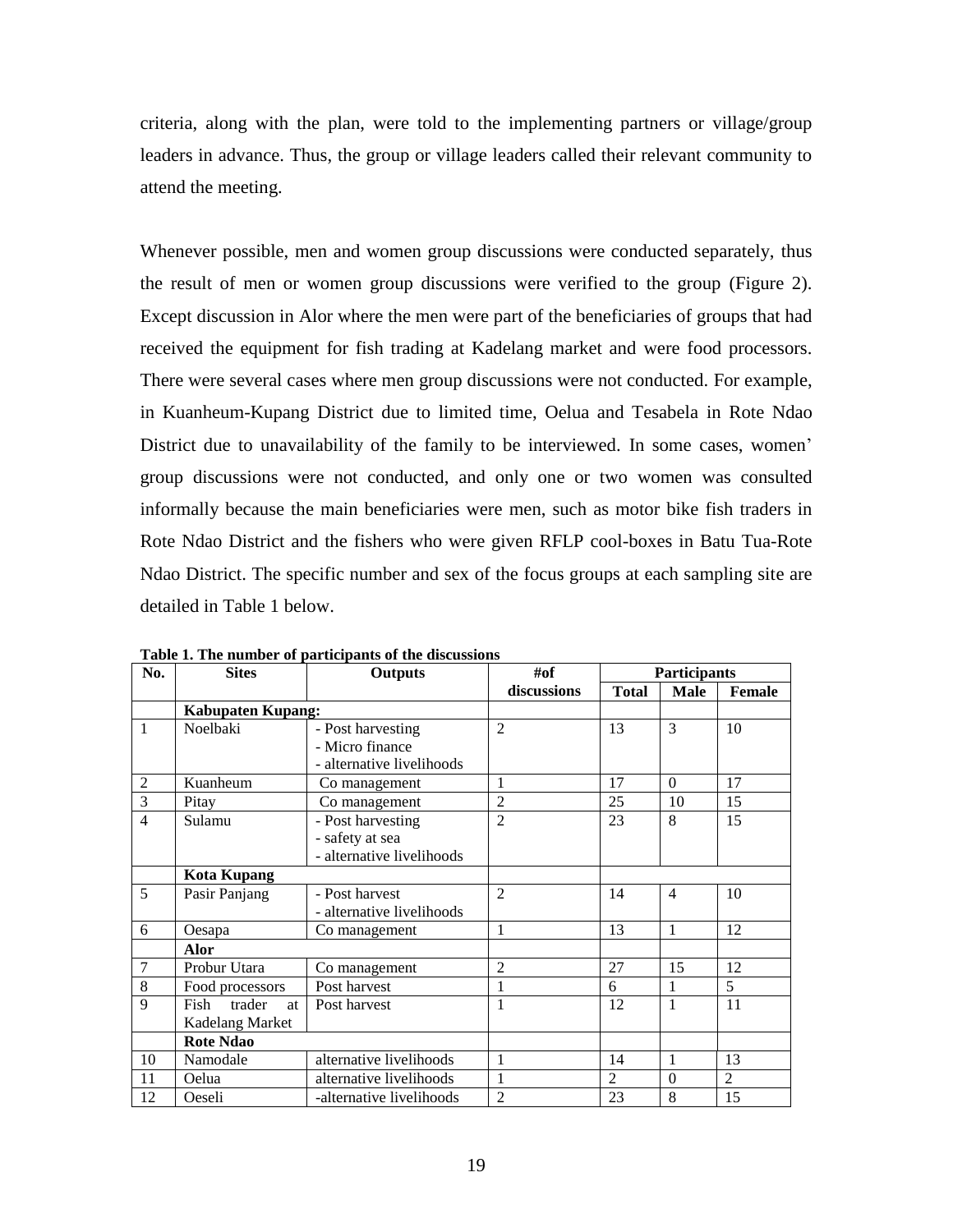criteria, along with the plan, were told to the implementing partners or village/group leaders in advance. Thus, the group or village leaders called their relevant community to attend the meeting.

Whenever possible, men and women group discussions were conducted separately, thus the result of men or women group discussions were verified to the group (Figure 2). Except discussion in Alor where the men were part of the beneficiaries of groups that had received the equipment for fish trading at Kadelang market and were food processors. There were several cases where men group discussions were not conducted. For example, in Kuanheum-Kupang District due to limited time, Oelua and Tesabela in Rote Ndao District due to unavailability of the family to be interviewed. In some cases, women' group discussions were not conducted, and only one or two women was consulted informally because the main beneficiaries were men, such as motor bike fish traders in Rote Ndao District and the fishers who were given RFLP cool-boxes in Batu Tua-Rote Ndao District. The specific number and sex of the focus groups at each sampling site are detailed in Table 1 below.

**Table 1. The number of participants of the discussions**

| No. | Sites | Outputs | #of discussions | Participants | | |
|---|---|---|---|---|---|---|
| | | | | Total | Male | Female |
| | **Kabupaten Kupang:** | | | | | |
| 1 | Noelbaki | - Post harvesting<br>- Micro finance<br>- alternative livelihoods | 2 | 13 | 3 | 10 |
| 2 | Kuanheum | Co management | 1 | 17 | 0 | 17 |
| 3 | Pitay | Co management | 2 | 25 | 10 | 15 |
| 4 | Sulamu | - Post harvesting<br>- safety at sea<br>- alternative livelihoods | 2 | 23 | 8 | 15 |
| | **Kota Kupang** | | | | | |
| 5 | Pasir Panjang | - Post harvest<br>- alternative livelihoods | 2 | 14 | 4 | 10 |
| 6 | Oesapa | Co management | 1 | 13 | 1 | 12 |
| | **Alor** | | | | | |
| 7 | Probur Utara | Co management | 2 | 27 | 15 | 12 |
| 8 | Food processors | Post harvest | 1 | 6 | 1 | 5 |
| 9 | Fish trader at Kadelang Market | Post harvest | 1 | 12 | 1 | 11 |
| | **Rote Ndao** | | | | | |
| 10 | Namodale | alternative livelihoods | 1 | 14 | 1 | 13 |
| 11 | Oelua | alternative livelihoods | 1 | 2 | 0 | 2 |
| 12 | Oeseli | -alternative livelihoods | 2 | 23 | 8 | 15 |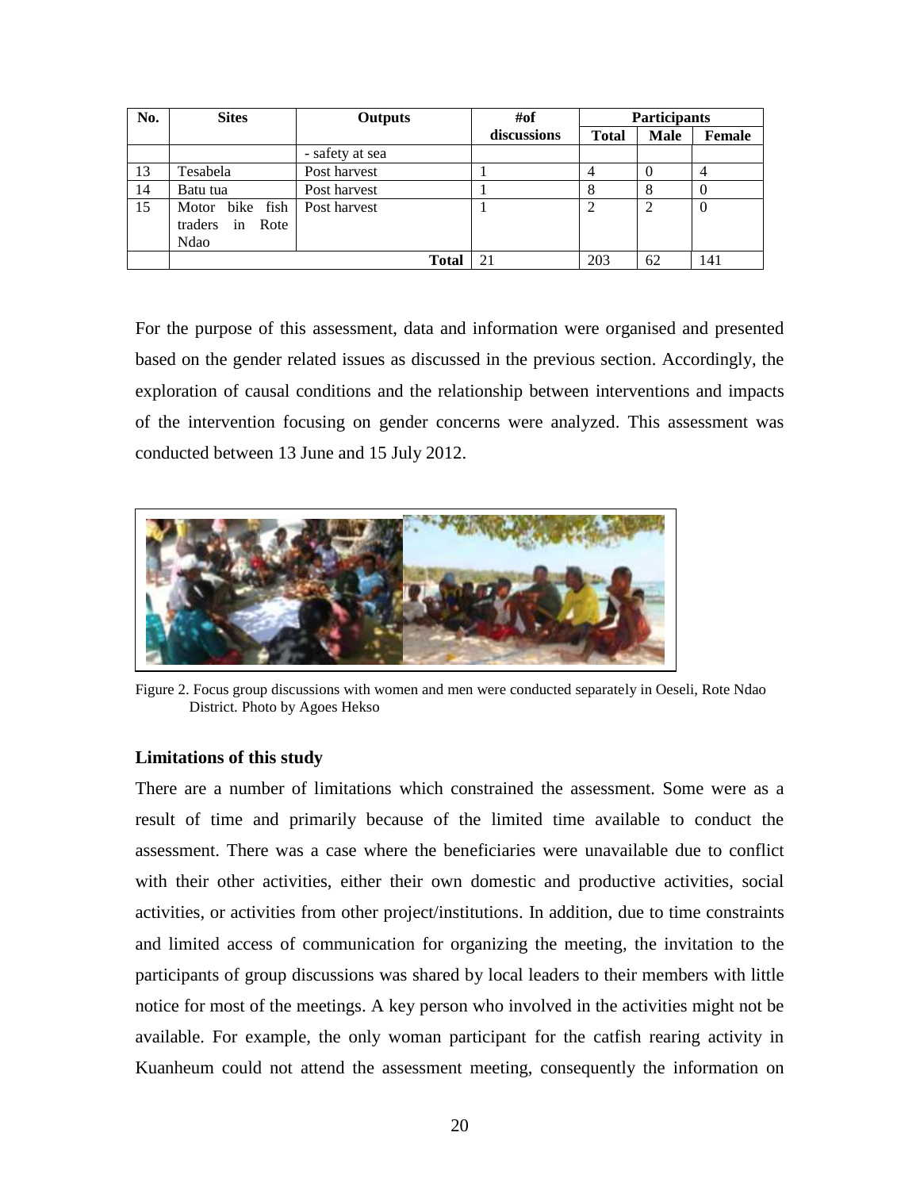| No. | Sites | Outputs | #of discussions | Participants | | |
|---|---|---|---|---|---|---|
| | | | | Total | Male | Female |
| | | - safety at sea | | | | |
| 13 | Tesabela | Post harvest | 1 | 4 | 0 | 4 |
| 14 | Batu tua | Post harvest | 1 | 8 | 8 | 0 |
| 15 | Motor bike fish traders in Rote Ndao | Post harvest | 1 | 2 | 2 | 0 |
| | | **Total** | 21 | 203 | 62 | 141 |

For the purpose of this assessment, data and information were organised and presented based on the gender related issues as discussed in the previous section. Accordingly, the exploration of causal conditions and the relationship between interventions and impacts of the intervention focusing on gender concerns were analyzed. This assessment was conducted between 13 June and 15 July 2012.

Figure 2. Focus group discussions with women and men were conducted separately in Oeseli, Rote Ndao District. Photo by Agoes Hekso

**Limitations of this study**

There are a number of limitations which constrained the assessment. Some were as a result of time and primarily because of the limited time available to conduct the assessment. There was a case where the beneficiaries were unavailable due to conflict with their other activities, either their own domestic and productive activities, social activities, or activities from other project/institutions. In addition, due to time constraints and limited access of communication for organizing the meeting, the invitation to the participants of group discussions was shared by local leaders to their members with little notice for most of the meetings. A key person who involved in the activities might not be available. For example, the only woman participant for the catfish rearing activity in Kuanheum could not attend the assessment meeting, consequently the information on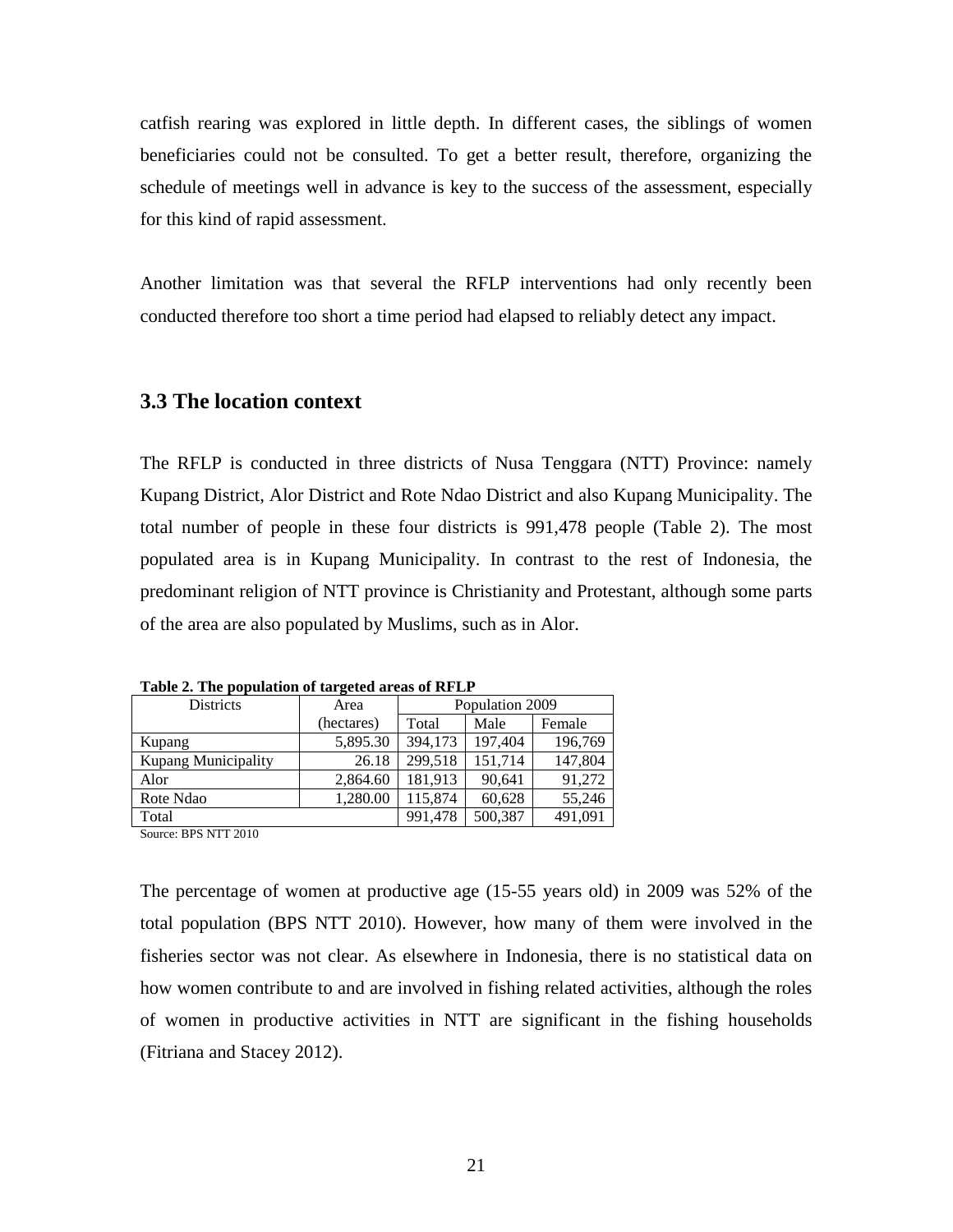catfish rearing was explored in little depth. In different cases, the siblings of women beneficiaries could not be consulted. To get a better result, therefore, organizing the schedule of meetings well in advance is key to the success of the assessment, especially for this kind of rapid assessment.

Another limitation was that several the RFLP interventions had only recently been conducted therefore too short a time period had elapsed to reliably detect any impact.

## 3.3 The location context

The RFLP is conducted in three districts of Nusa Tenggara (NTT) Province: namely Kupang District, Alor District and Rote Ndao District and also Kupang Municipality. The total number of people in these four districts is 991,478 people (Table 2). The most populated area is in Kupang Municipality. In contrast to the rest of Indonesia, the predominant religion of NTT province is Christianity and Protestant, although some parts of the area are also populated by Muslims, such as in Alor.

**Table 2. The population of targeted areas of RFLP**

| Districts | Area | Population 2009 | | |
|---|---|---|---|---|
| | (hectares) | Total | Male | Female |
| Kupang | 5,895.30 | 394,173 | 197,404 | 196,769 |
| Kupang Municipality | 26.18 | 299,518 | 151,714 | 147,804 |
| Alor | 2,864.60 | 181,913 | 90,641 | 91,272 |
| Rote Ndao | 1,280.00 | 115,874 | 60,628 | 55,246 |
| Total | | 991,478 | 500,387 | 491,091 |

Source: BPS NTT 2010

The percentage of women at productive age (15-55 years old) in 2009 was 52% of the total population (BPS NTT 2010). However, how many of them were involved in the fisheries sector was not clear. As elsewhere in Indonesia, there is no statistical data on how women contribute to and are involved in fishing related activities, although the roles of women in productive activities in NTT are significant in the fishing households (Fitriana and Stacey 2012).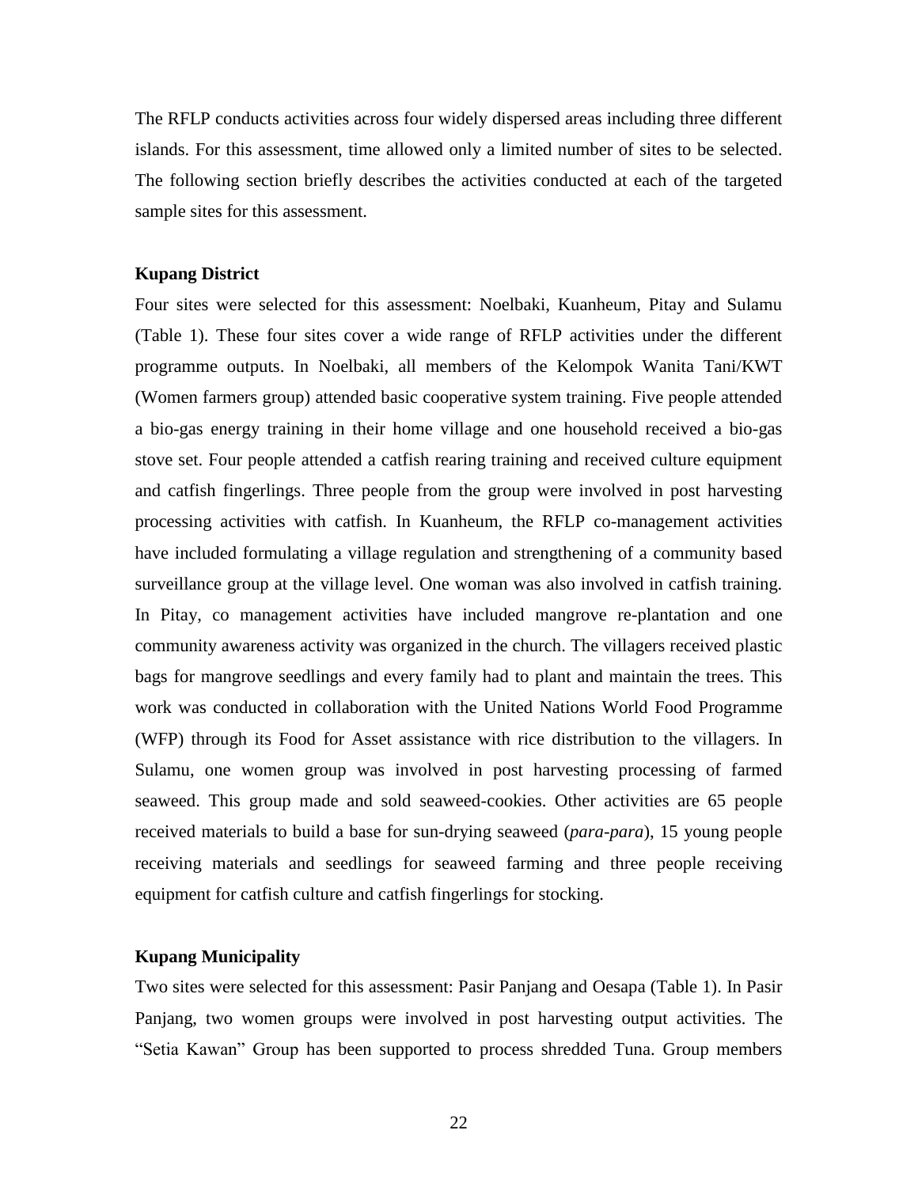The RFLP conducts activities across four widely dispersed areas including three different islands. For this assessment, time allowed only a limited number of sites to be selected. The following section briefly describes the activities conducted at each of the targeted sample sites for this assessment.

**Kupang District**

Four sites were selected for this assessment: Noelbaki, Kuanheum, Pitay and Sulamu (Table 1). These four sites cover a wide range of RFLP activities under the different programme outputs. In Noelbaki, all members of the Kelompok Wanita Tani/KWT (Women farmers group) attended basic cooperative system training. Five people attended a bio-gas energy training in their home village and one household received a bio-gas stove set. Four people attended a catfish rearing training and received culture equipment and catfish fingerlings. Three people from the group were involved in post harvesting processing activities with catfish. In Kuanheum, the RFLP co-management activities have included formulating a village regulation and strengthening of a community based surveillance group at the village level. One woman was also involved in catfish training. In Pitay, co management activities have included mangrove re-plantation and one community awareness activity was organized in the church. The villagers received plastic bags for mangrove seedlings and every family had to plant and maintain the trees. This work was conducted in collaboration with the United Nations World Food Programme (WFP) through its Food for Asset assistance with rice distribution to the villagers. In Sulamu, one women group was involved in post harvesting processing of farmed seaweed. This group made and sold seaweed-cookies. Other activities are 65 people received materials to build a base for sun-drying seaweed (*para-para*), 15 young people receiving materials and seedlings for seaweed farming and three people receiving equipment for catfish culture and catfish fingerlings for stocking.

**Kupang Municipality**

Two sites were selected for this assessment: Pasir Panjang and Oesapa (Table 1). In Pasir Panjang, two women groups were involved in post harvesting output activities. The "Setia Kawan" Group has been supported to process shredded Tuna. Group members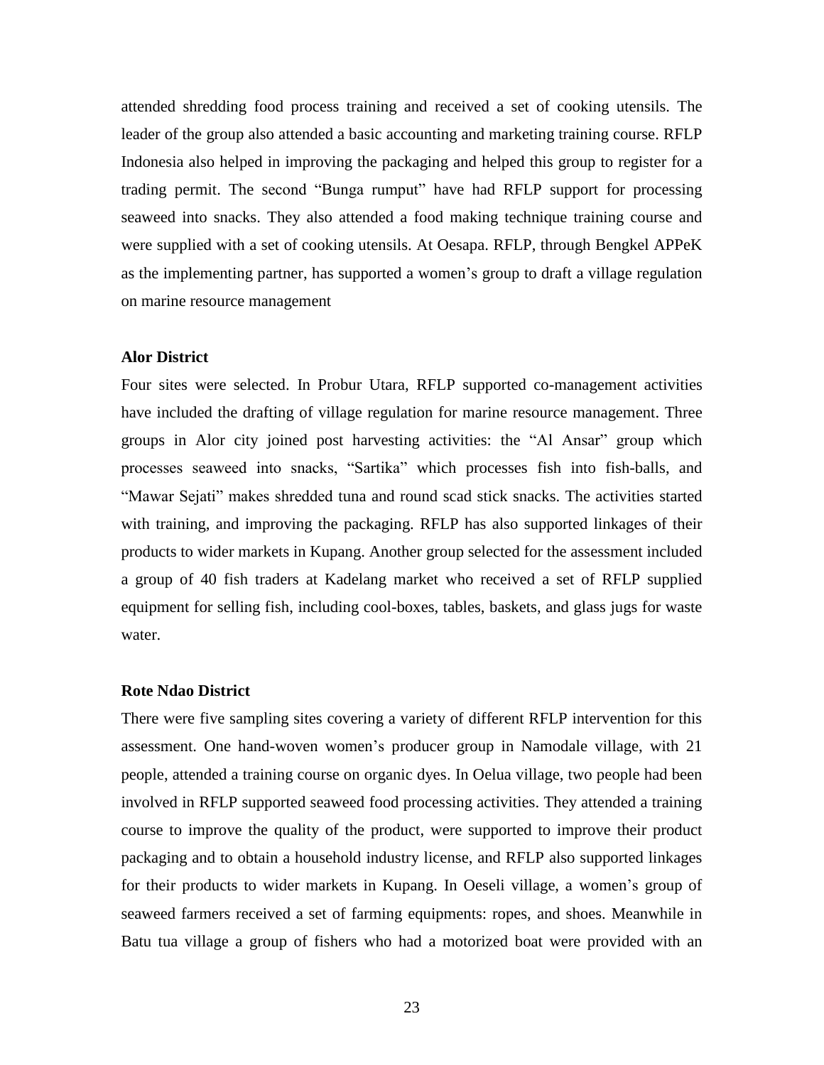attended shredding food process training and received a set of cooking utensils. The leader of the group also attended a basic accounting and marketing training course. RFLP Indonesia also helped in improving the packaging and helped this group to register for a trading permit. The second "Bunga rumput" have had RFLP support for processing seaweed into snacks. They also attended a food making technique training course and were supplied with a set of cooking utensils. At Oesapa. RFLP, through Bengkel APPeK as the implementing partner, has supported a women's group to draft a village regulation on marine resource management

**Alor District**

Four sites were selected. In Probur Utara, RFLP supported co-management activities have included the drafting of village regulation for marine resource management. Three groups in Alor city joined post harvesting activities: the "Al Ansar" group which processes seaweed into snacks, "Sartika" which processes fish into fish-balls, and "Mawar Sejati" makes shredded tuna and round scad stick snacks. The activities started with training, and improving the packaging. RFLP has also supported linkages of their products to wider markets in Kupang. Another group selected for the assessment included a group of 40 fish traders at Kadelang market who received a set of RFLP supplied equipment for selling fish, including cool-boxes, tables, baskets, and glass jugs for waste water.

**Rote Ndao District**

There were five sampling sites covering a variety of different RFLP intervention for this assessment. One hand-woven women's producer group in Namodale village, with 21 people, attended a training course on organic dyes. In Oelua village, two people had been involved in RFLP supported seaweed food processing activities. They attended a training course to improve the quality of the product, were supported to improve their product packaging and to obtain a household industry license, and RFLP also supported linkages for their products to wider markets in Kupang. In Oeseli village, a women's group of seaweed farmers received a set of farming equipments: ropes, and shoes. Meanwhile in Batu tua village a group of fishers who had a motorized boat were provided with an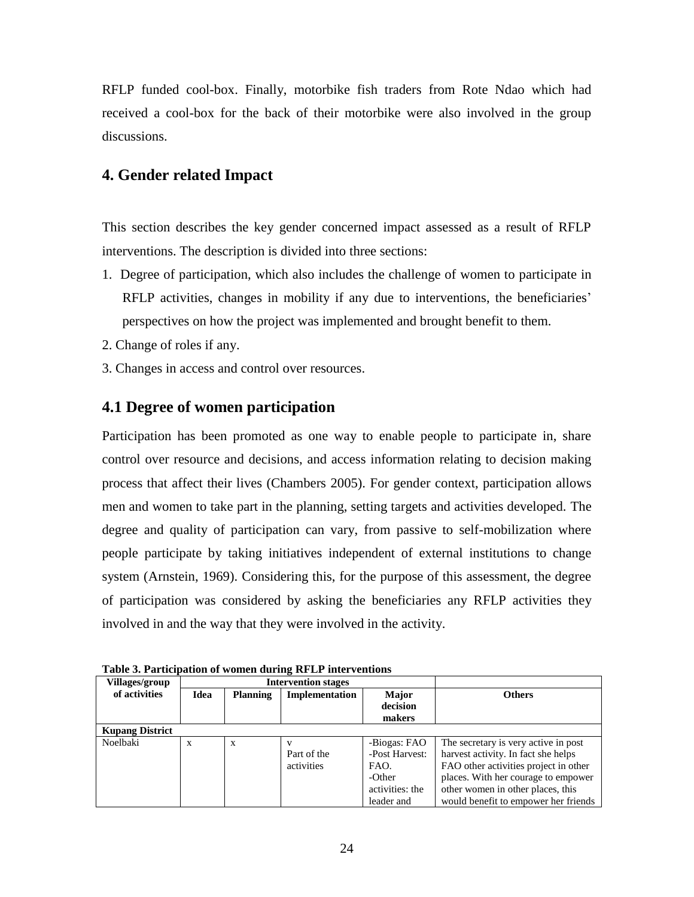RFLP funded cool-box. Finally, motorbike fish traders from Rote Ndao which had received a cool-box for the back of their motorbike were also involved in the group discussions.

## 4. Gender related Impact

This section describes the key gender concerned impact assessed as a result of RFLP interventions. The description is divided into three sections:

1. Degree of participation, which also includes the challenge of women to participate in RFLP activities, changes in mobility if any due to interventions, the beneficiaries' perspectives on how the project was implemented and brought benefit to them.
2. Change of roles if any.
3. Changes in access and control over resources.

## 4.1 Degree of women participation

Participation has been promoted as one way to enable people to participate in, share control over resource and decisions, and access information relating to decision making process that affect their lives (Chambers 2005). For gender context, participation allows men and women to take part in the planning, setting targets and activities developed. The degree and quality of participation can vary, from passive to self-mobilization where people participate by taking initiatives independent of external institutions to change system (Arnstein, 1969). Considering this, for the purpose of this assessment, the degree of participation was considered by asking the beneficiaries any RFLP activities they involved in and the way that they were involved in the activity.

**Table 3. Participation of women during RFLP interventions**

| Villages/group of activities | Intervention stages | | | | |
|---|---|---|---|---|---|
| | Idea | Planning | Implementation | Major decision makers | Others |
| **Kupang District** | | | | | |
| Noelbaki | x | x | v<br>Part of the activities | -Biogas: FAO<br>-Post Harvest: FAO.<br>-Other activities: the leader and | The secretary is very active in post harvest activity. In fact she helps FAO other activities project in other places. With her courage to empower other women in other places, this would benefit to empower her friends |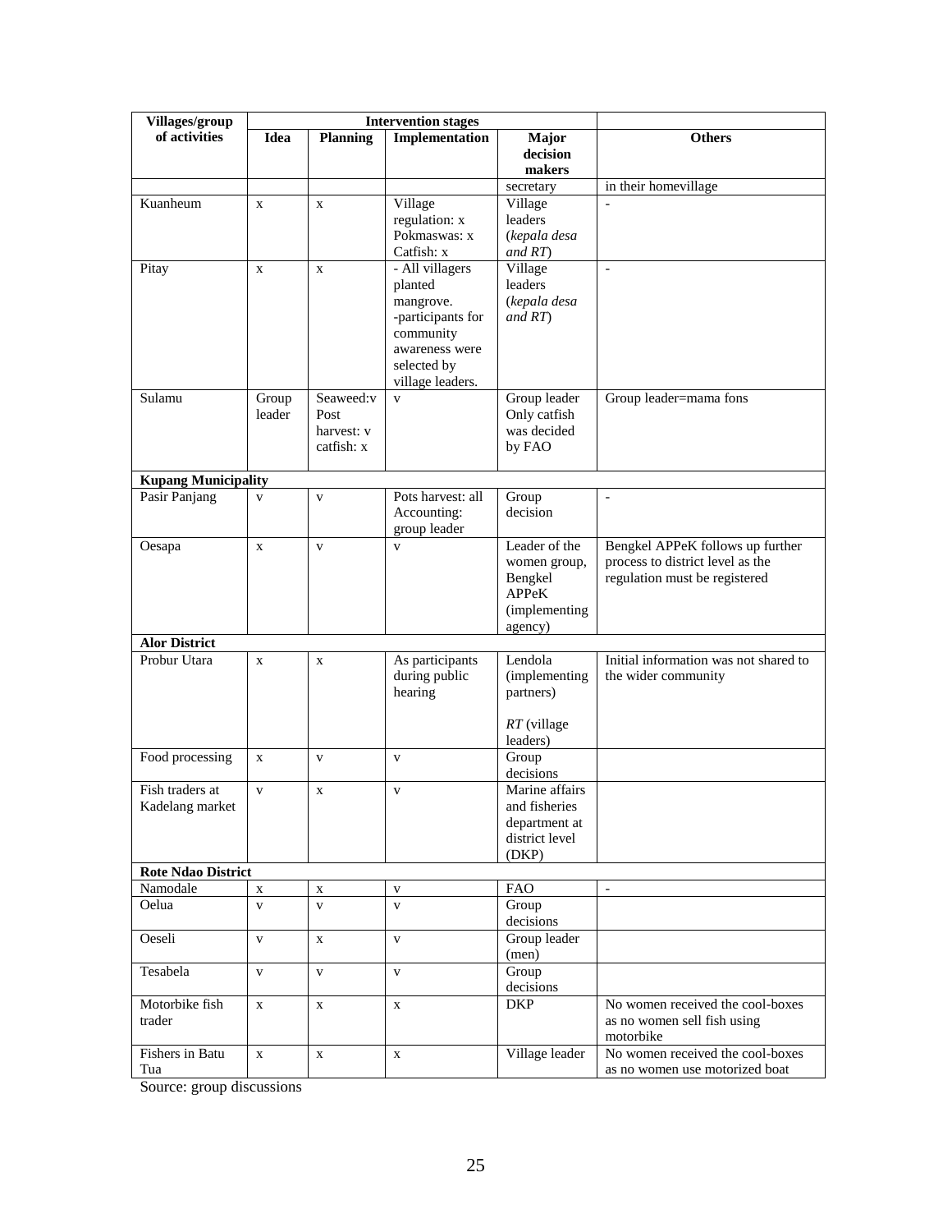| Villages/group of activities | Intervention stages | | | | |
|---|---|---|---|---|---|
| | Idea | Planning | Implementation | Major decision makers | Others |
| | | | | secretary | in their homevillage |
| Kuanheum | x | x | Village regulation: x<br>Pokmaswas: x<br>Catfish: x | Village leaders (*kepala desa and RT*) | - |
| Pitay | x | x | - All villagers planted mangrove.<br>-participants for community awareness were selected by village leaders. | Village leaders (*kepala desa and RT*) | - |
| Sulamu | Group leader | Seaweed:v<br>Post harvest: v<br>catfish: x | v | Group leader<br>Only catfish was decided by FAO | Group leader=mama fons |
| **Kupang Municipality** | | | | | |
| Pasir Panjang | v | v | Pots harvest: all<br>Accounting: group leader | Group decision | - |
| Oesapa | x | v | v | Leader of the women group, Bengkel APPeK (implementing agency) | Bengkel APPeK follows up further process to district level as the regulation must be registered |
| **Alor District** | | | | | |
| Probur Utara | x | x | As participants during public hearing | Lendola (implementing partners)<br><br>*RT* (village leaders) | Initial information was not shared to the wider community |
| Food processing | x | v | v | Group decisions | |
| Fish traders at Kadelang market | v | x | v | Marine affairs and fisheries department at district level (DKP) | |
| **Rote Ndao District** | | | | | |
| Namodale | x | x | v | FAO | - |
| Oelua | v | v | v | Group decisions | |
| Oeseli | v | x | v | Group leader (men) | |
| Tesabela | v | v | v | Group decisions | |
| Motorbike fish trader | x | x | x | DKP | No women received the cool-boxes as no women sell fish using motorbike |
| Fishers in Batu Tua | x | x | x | Village leader | No women received the cool-boxes as no women use motorized boat |

Source: group discussions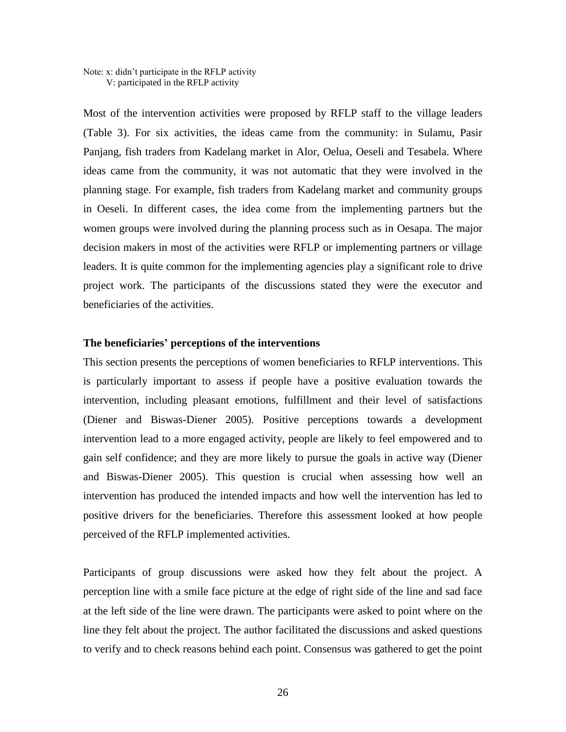Note: x: didn't participate in the RFLP activity
V: participated in the RFLP activity

Most of the intervention activities were proposed by RFLP staff to the village leaders (Table 3). For six activities, the ideas came from the community: in Sulamu, Pasir Panjang, fish traders from Kadelang market in Alor, Oelua, Oeseli and Tesabela. Where ideas came from the community, it was not automatic that they were involved in the planning stage. For example, fish traders from Kadelang market and community groups in Oeseli. In different cases, the idea come from the implementing partners but the women groups were involved during the planning process such as in Oesapa. The major decision makers in most of the activities were RFLP or implementing partners or village leaders. It is quite common for the implementing agencies play a significant role to drive project work. The participants of the discussions stated they were the executor and beneficiaries of the activities.

**The beneficiaries' perceptions of the interventions**

This section presents the perceptions of women beneficiaries to RFLP interventions. This is particularly important to assess if people have a positive evaluation towards the intervention, including pleasant emotions, fulfillment and their level of satisfactions (Diener and Biswas-Diener 2005). Positive perceptions towards a development intervention lead to a more engaged activity, people are likely to feel empowered and to gain self confidence; and they are more likely to pursue the goals in active way (Diener and Biswas-Diener 2005). This question is crucial when assessing how well an intervention has produced the intended impacts and how well the intervention has led to positive drivers for the beneficiaries. Therefore this assessment looked at how people perceived of the RFLP implemented activities.

Participants of group discussions were asked how they felt about the project. A perception line with a smile face picture at the edge of right side of the line and sad face at the left side of the line were drawn. The participants were asked to point where on the line they felt about the project. The author facilitated the discussions and asked questions to verify and to check reasons behind each point. Consensus was gathered to get the point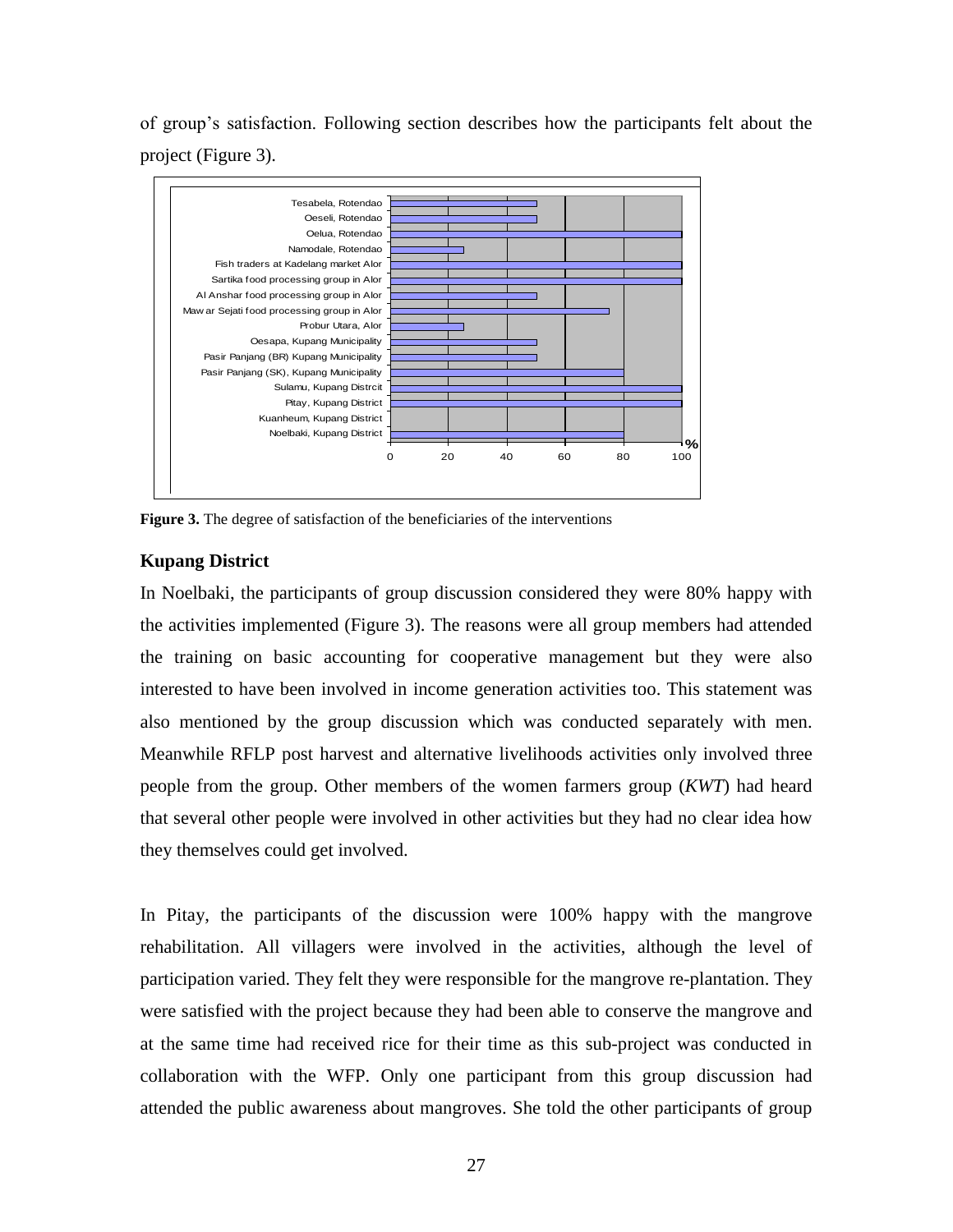of group's satisfaction. Following section describes how the participants felt about the project (Figure 3).

**Figure 3.** The degree of satisfaction of the beneficiaries of the interventions

### Kupang District

In Noelbaki, the participants of group discussion considered they were 80% happy with the activities implemented (Figure 3). The reasons were all group members had attended the training on basic accounting for cooperative management but they were also interested to have been involved in income generation activities too. This statement was also mentioned by the group discussion which was conducted separately with men. Meanwhile RFLP post harvest and alternative livelihoods activities only involved three people from the group. Other members of the women farmers group (*KWT*) had heard that several other people were involved in other activities but they had no clear idea how they themselves could get involved.

In Pitay, the participants of the discussion were 100% happy with the mangrove rehabilitation. All villagers were involved in the activities, although the level of participation varied. They felt they were responsible for the mangrove re-plantation. They were satisfied with the project because they had been able to conserve the mangrove and at the same time had received rice for their time as this sub-project was conducted in collaboration with the WFP. Only one participant from this group discussion had attended the public awareness about mangroves. She told the other participants of group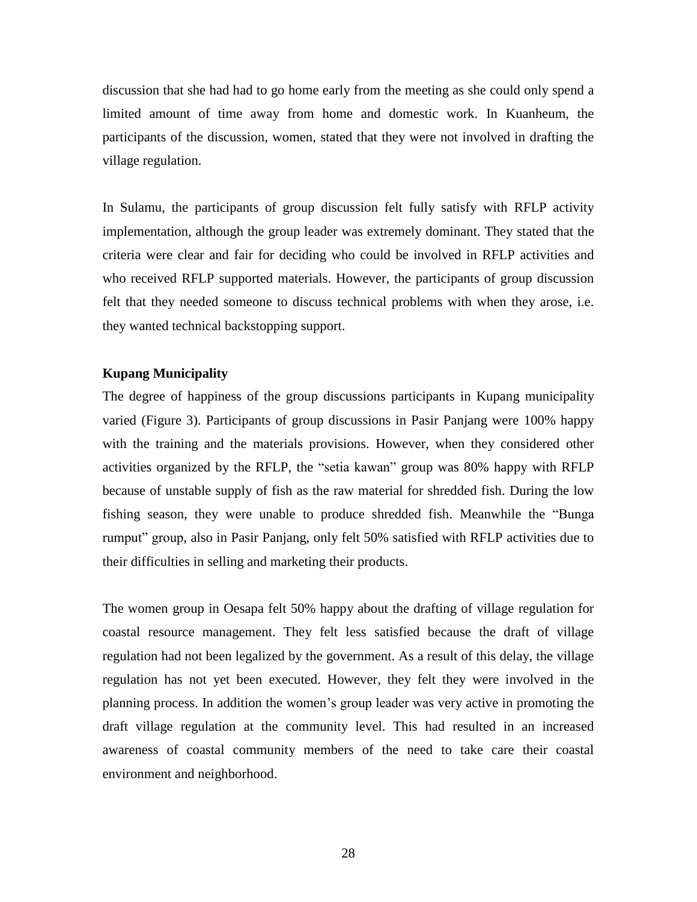discussion that she had had to go home early from the meeting as she could only spend a limited amount of time away from home and domestic work. In Kuanheum, the participants of the discussion, women, stated that they were not involved in drafting the village regulation.

In Sulamu, the participants of group discussion felt fully satisfy with RFLP activity implementation, although the group leader was extremely dominant. They stated that the criteria were clear and fair for deciding who could be involved in RFLP activities and who received RFLP supported materials. However, the participants of group discussion felt that they needed someone to discuss technical problems with when they arose, i.e. they wanted technical backstopping support.

**Kupang Municipality**

The degree of happiness of the group discussions participants in Kupang municipality varied (Figure 3). Participants of group discussions in Pasir Panjang were 100% happy with the training and the materials provisions. However, when they considered other activities organized by the RFLP, the "setia kawan" group was 80% happy with RFLP because of unstable supply of fish as the raw material for shredded fish. During the low fishing season, they were unable to produce shredded fish. Meanwhile the "Bunga rumput" group, also in Pasir Panjang, only felt 50% satisfied with RFLP activities due to their difficulties in selling and marketing their products.

The women group in Oesapa felt 50% happy about the drafting of village regulation for coastal resource management. They felt less satisfied because the draft of village regulation had not been legalized by the government. As a result of this delay, the village regulation has not yet been executed. However, they felt they were involved in the planning process. In addition the women's group leader was very active in promoting the draft village regulation at the community level. This had resulted in an increased awareness of coastal community members of the need to take care their coastal environment and neighborhood.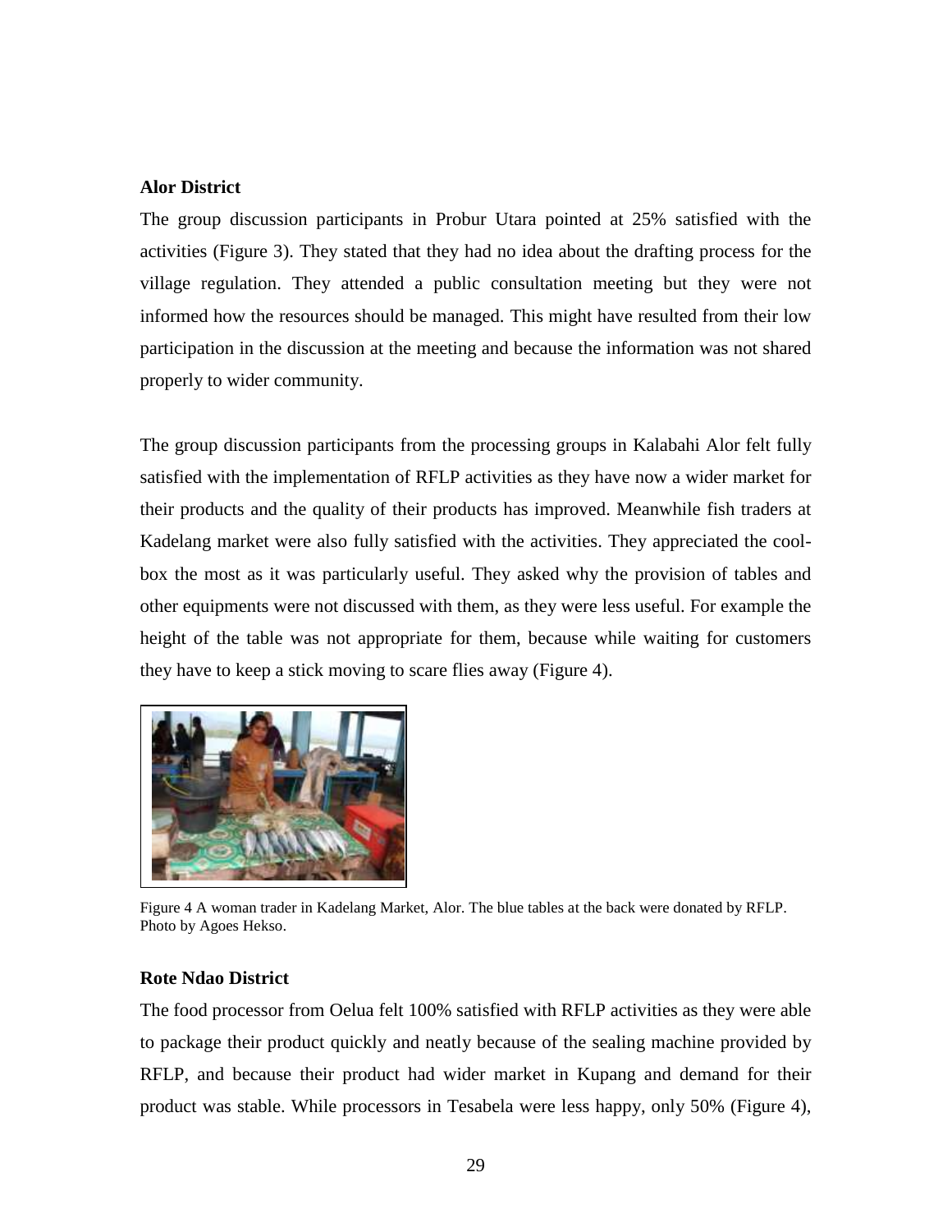### Alor District

The group discussion participants in Probur Utara pointed at 25% satisfied with the activities (Figure 3). They stated that they had no idea about the drafting process for the village regulation. They attended a public consultation meeting but they were not informed how the resources should be managed. This might have resulted from their low participation in the discussion at the meeting and because the information was not shared properly to wider community.

The group discussion participants from the processing groups in Kalabahi Alor felt fully satisfied with the implementation of RFLP activities as they have now a wider market for their products and the quality of their products has improved. Meanwhile fish traders at Kadelang market were also fully satisfied with the activities. They appreciated the cool-box the most as it was particularly useful. They asked why the provision of tables and other equipments were not discussed with them, as they were less useful. For example the height of the table was not appropriate for them, because while waiting for customers they have to keep a stick moving to scare flies away (Figure 4).

Figure 4 A woman trader in Kadelang Market, Alor. The blue tables at the back were donated by RFLP. Photo by Agoes Hekso.

### Rote Ndao District

The food processor from Oelua felt 100% satisfied with RFLP activities as they were able to package their product quickly and neatly because of the sealing machine provided by RFLP, and because their product had wider market in Kupang and demand for their product was stable. While processors in Tesabela were less happy, only 50% (Figure 4),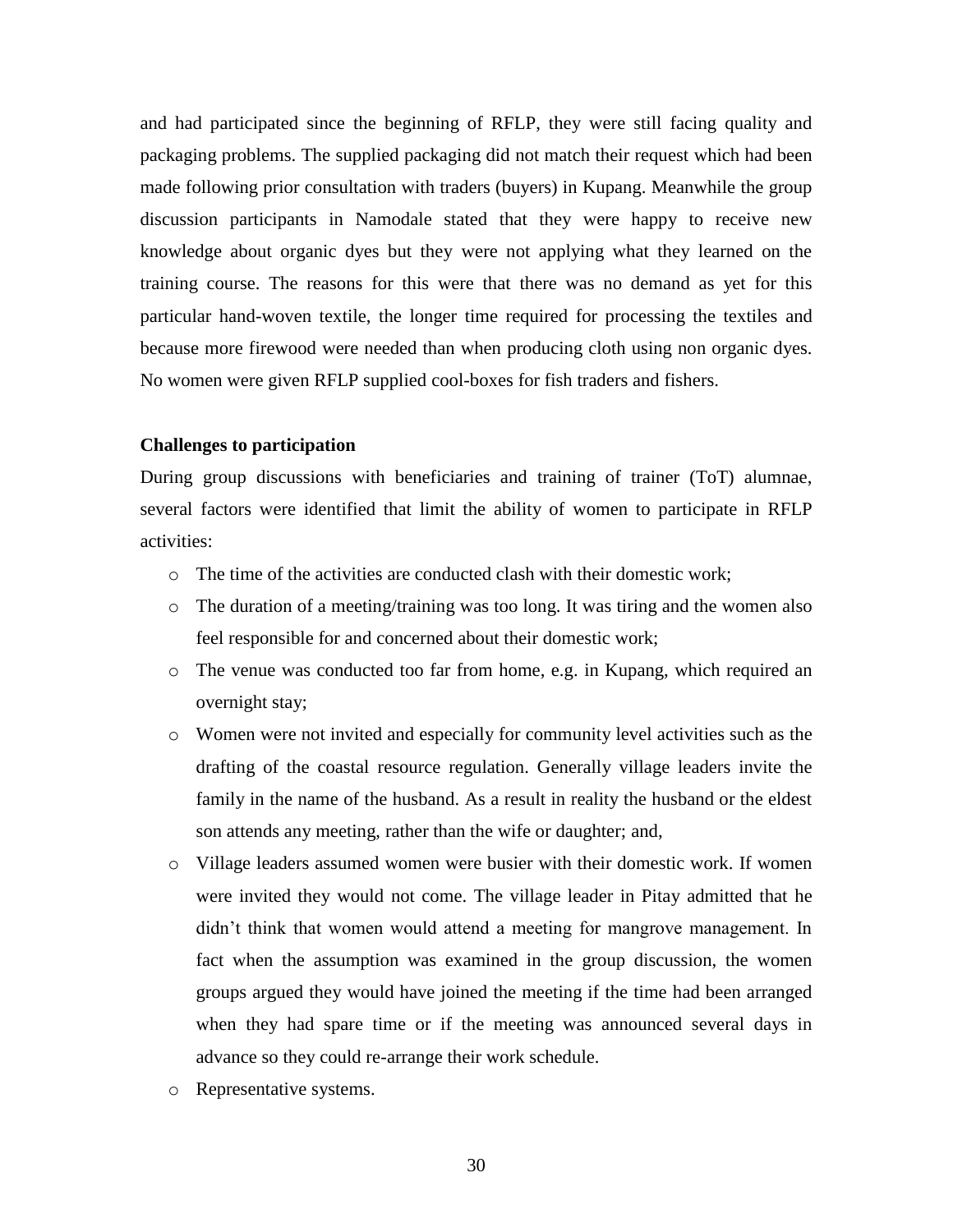and had participated since the beginning of RFLP, they were still facing quality and packaging problems. The supplied packaging did not match their request which had been made following prior consultation with traders (buyers) in Kupang. Meanwhile the group discussion participants in Namodale stated that they were happy to receive new knowledge about organic dyes but they were not applying what they learned on the training course. The reasons for this were that there was no demand as yet for this particular hand-woven textile, the longer time required for processing the textiles and because more firewood were needed than when producing cloth using non organic dyes. No women were given RFLP supplied cool-boxes for fish traders and fishers.

**Challenges to participation**

During group discussions with beneficiaries and training of trainer (ToT) alumnae, several factors were identified that limit the ability of women to participate in RFLP activities:

- The time of the activities are conducted clash with their domestic work;
- The duration of a meeting/training was too long. It was tiring and the women also feel responsible for and concerned about their domestic work;
- The venue was conducted too far from home, e.g. in Kupang, which required an overnight stay;
- Women were not invited and especially for community level activities such as the drafting of the coastal resource regulation. Generally village leaders invite the family in the name of the husband. As a result in reality the husband or the eldest son attends any meeting, rather than the wife or daughter; and,
- Village leaders assumed women were busier with their domestic work. If women were invited they would not come. The village leader in Pitay admitted that he didn't think that women would attend a meeting for mangrove management. In fact when the assumption was examined in the group discussion, the women groups argued they would have joined the meeting if the time had been arranged when they had spare time or if the meeting was announced several days in advance so they could re-arrange their work schedule.
- Representative systems.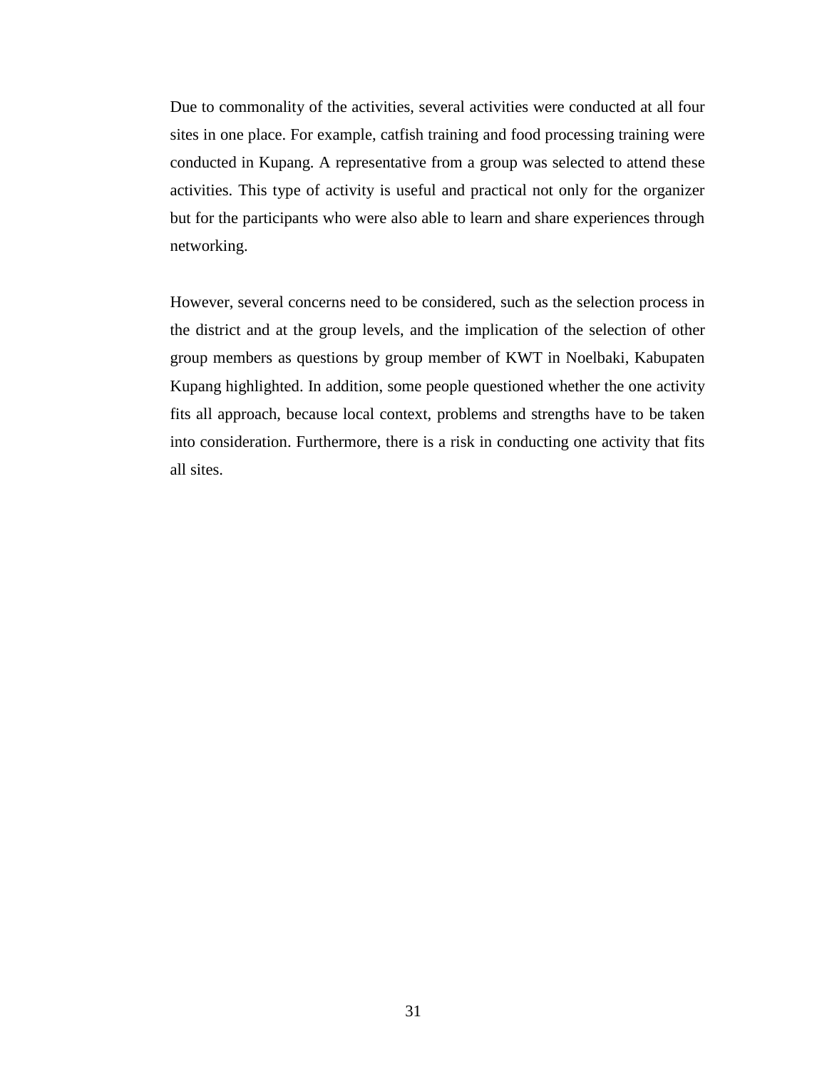Due to commonality of the activities, several activities were conducted at all four sites in one place. For example, catfish training and food processing training were conducted in Kupang. A representative from a group was selected to attend these activities. This type of activity is useful and practical not only for the organizer but for the participants who were also able to learn and share experiences through networking.

However, several concerns need to be considered, such as the selection process in the district and at the group levels, and the implication of the selection of other group members as questions by group member of KWT in Noelbaki, Kabupaten Kupang highlighted. In addition, some people questioned whether the one activity fits all approach, because local context, problems and strengths have to be taken into consideration. Furthermore, there is a risk in conducting one activity that fits all sites.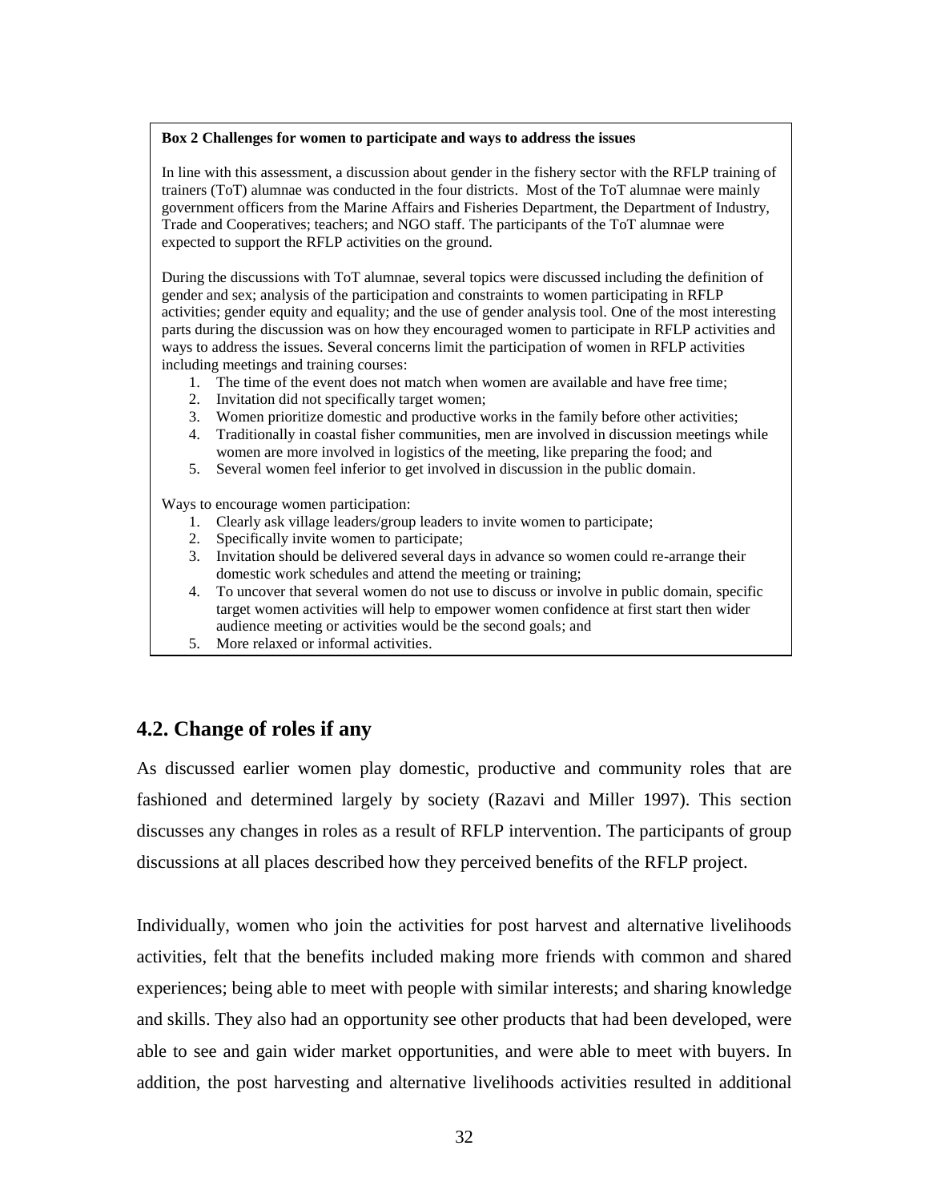**Box 2 Challenges for women to participate and ways to address the issues**

In line with this assessment, a discussion about gender in the fishery sector with the RFLP training of trainers (ToT) alumnae was conducted in the four districts. Most of the ToT alumnae were mainly government officers from the Marine Affairs and Fisheries Department, the Department of Industry, Trade and Cooperatives; teachers; and NGO staff. The participants of the ToT alumnae were expected to support the RFLP activities on the ground.

During the discussions with ToT alumnae, several topics were discussed including the definition of gender and sex; analysis of the participation and constraints to women participating in RFLP activities; gender equity and equality; and the use of gender analysis tool. One of the most interesting parts during the discussion was on how they encouraged women to participate in RFLP activities and ways to address the issues. Several concerns limit the participation of women in RFLP activities including meetings and training courses:

1. The time of the event does not match when women are available and have free time;
2. Invitation did not specifically target women;
3. Women prioritize domestic and productive works in the family before other activities;
4. Traditionally in coastal fisher communities, men are involved in discussion meetings while women are more involved in logistics of the meeting, like preparing the food; and
5. Several women feel inferior to get involved in discussion in the public domain.

Ways to encourage women participation:

1. Clearly ask village leaders/group leaders to invite women to participate;
2. Specifically invite women to participate;
3. Invitation should be delivered several days in advance so women could re-arrange their domestic work schedules and attend the meeting or training;
4. To uncover that several women do not use to discuss or involve in public domain, specific target women activities will help to empower women confidence at first start then wider audience meeting or activities would be the second goals; and
5. More relaxed or informal activities.

## 4.2. Change of roles if any

As discussed earlier women play domestic, productive and community roles that are fashioned and determined largely by society (Razavi and Miller 1997). This section discusses any changes in roles as a result of RFLP intervention. The participants of group discussions at all places described how they perceived benefits of the RFLP project.

Individually, women who join the activities for post harvest and alternative livelihoods activities, felt that the benefits included making more friends with common and shared experiences; being able to meet with people with similar interests; and sharing knowledge and skills. They also had an opportunity see other products that had been developed, were able to see and gain wider market opportunities, and were able to meet with buyers. In addition, the post harvesting and alternative livelihoods activities resulted in additional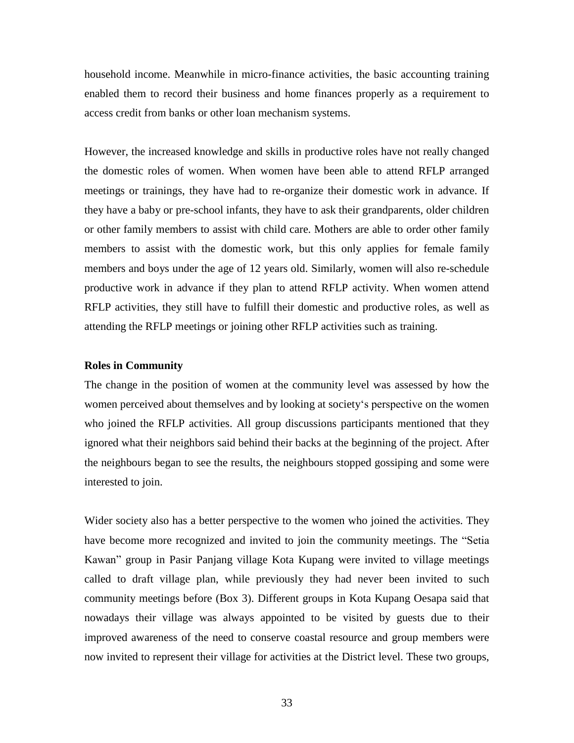household income. Meanwhile in micro-finance activities, the basic accounting training enabled them to record their business and home finances properly as a requirement to access credit from banks or other loan mechanism systems.

However, the increased knowledge and skills in productive roles have not really changed the domestic roles of women. When women have been able to attend RFLP arranged meetings or trainings, they have had to re-organize their domestic work in advance. If they have a baby or pre-school infants, they have to ask their grandparents, older children or other family members to assist with child care. Mothers are able to order other family members to assist with the domestic work, but this only applies for female family members and boys under the age of 12 years old. Similarly, women will also re-schedule productive work in advance if they plan to attend RFLP activity. When women attend RFLP activities, they still have to fulfill their domestic and productive roles, as well as attending the RFLP meetings or joining other RFLP activities such as training.

**Roles in Community**

The change in the position of women at the community level was assessed by how the women perceived about themselves and by looking at society‘s perspective on the women who joined the RFLP activities. All group discussions participants mentioned that they ignored what their neighbors said behind their backs at the beginning of the project. After the neighbours began to see the results, the neighbours stopped gossiping and some were interested to join.

Wider society also has a better perspective to the women who joined the activities. They have become more recognized and invited to join the community meetings. The "Setia Kawan" group in Pasir Panjang village Kota Kupang were invited to village meetings called to draft village plan, while previously they had never been invited to such community meetings before (Box 3). Different groups in Kota Kupang Oesapa said that nowadays their village was always appointed to be visited by guests due to their improved awareness of the need to conserve coastal resource and group members were now invited to represent their village for activities at the District level. These two groups,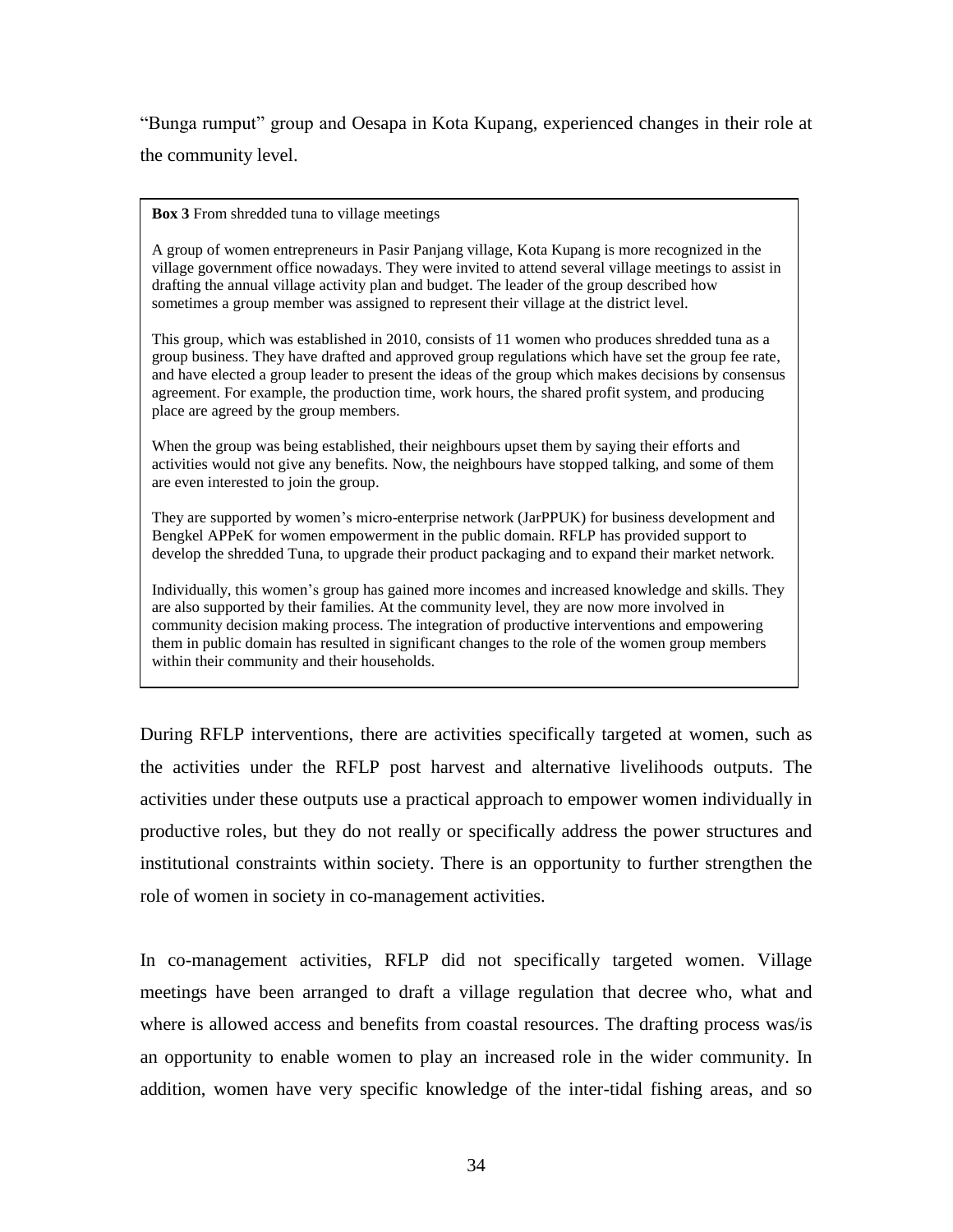"Bunga rumput" group and Oesapa in Kota Kupang, experienced changes in their role at the community level.

> **Box 3** From shredded tuna to village meetings
>
> A group of women entrepreneurs in Pasir Panjang village, Kota Kupang is more recognized in the village government office nowadays. They were invited to attend several village meetings to assist in drafting the annual village activity plan and budget. The leader of the group described how sometimes a group member was assigned to represent their village at the district level.
>
> This group, which was established in 2010, consists of 11 women who produces shredded tuna as a group business. They have drafted and approved group regulations which have set the group fee rate, and have elected a group leader to present the ideas of the group which makes decisions by consensus agreement. For example, the production time, work hours, the shared profit system, and producing place are agreed by the group members.
>
> When the group was being established, their neighbours upset them by saying their efforts and activities would not give any benefits. Now, the neighbours have stopped talking, and some of them are even interested to join the group.
>
> They are supported by women's micro-enterprise network (JarPPUK) for business development and Bengkel APPeK for women empowerment in the public domain. RFLP has provided support to develop the shredded Tuna, to upgrade their product packaging and to expand their market network.
>
> Individually, this women's group has gained more incomes and increased knowledge and skills. They are also supported by their families. At the community level, they are now more involved in community decision making process. The integration of productive interventions and empowering them in public domain has resulted in significant changes to the role of the women group members within their community and their households.

During RFLP interventions, there are activities specifically targeted at women, such as the activities under the RFLP post harvest and alternative livelihoods outputs. The activities under these outputs use a practical approach to empower women individually in productive roles, but they do not really or specifically address the power structures and institutional constraints within society. There is an opportunity to further strengthen the role of women in society in co-management activities.

In co-management activities, RFLP did not specifically targeted women. Village meetings have been arranged to draft a village regulation that decree who, what and where is allowed access and benefits from coastal resources. The drafting process was/is an opportunity to enable women to play an increased role in the wider community. In addition, women have very specific knowledge of the inter-tidal fishing areas, and so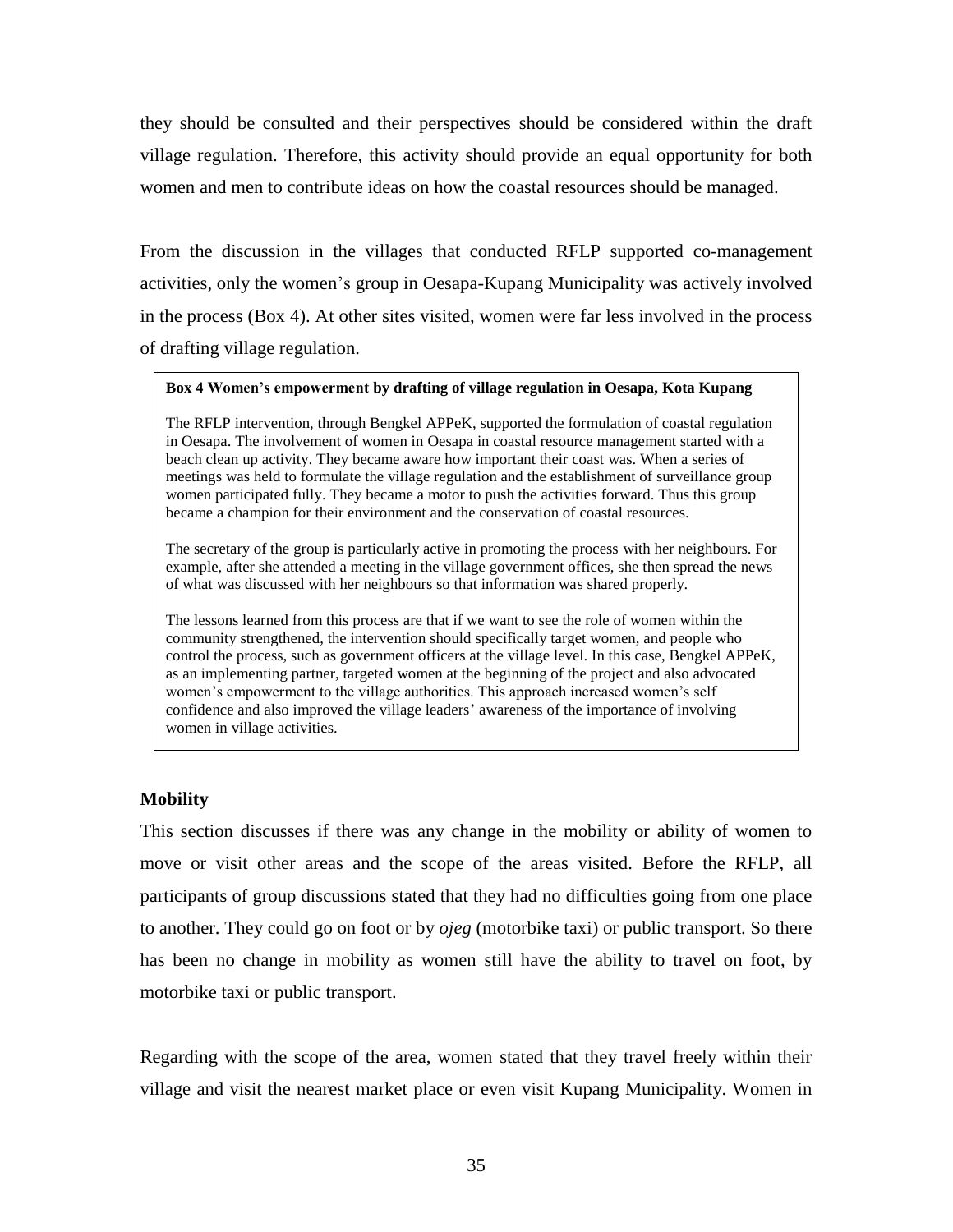they should be consulted and their perspectives should be considered within the draft village regulation. Therefore, this activity should provide an equal opportunity for both women and men to contribute ideas on how the coastal resources should be managed.

From the discussion in the villages that conducted RFLP supported co-management activities, only the women's group in Oesapa-Kupang Municipality was actively involved in the process (Box 4). At other sites visited, women were far less involved in the process of drafting village regulation.

> **Box 4 Women's empowerment by drafting of village regulation in Oesapa, Kota Kupang**
>
> The RFLP intervention, through Bengkel APPeK, supported the formulation of coastal regulation in Oesapa. The involvement of women in Oesapa in coastal resource management started with a beach clean up activity. They became aware how important their coast was. When a series of meetings was held to formulate the village regulation and the establishment of surveillance group women participated fully. They became a motor to push the activities forward. Thus this group became a champion for their environment and the conservation of coastal resources.
>
> The secretary of the group is particularly active in promoting the process with her neighbours. For example, after she attended a meeting in the village government offices, she then spread the news of what was discussed with her neighbours so that information was shared properly.
>
> The lessons learned from this process are that if we want to see the role of women within the community strengthened, the intervention should specifically target women, and people who control the process, such as government officers at the village level. In this case, Bengkel APPeK, as an implementing partner, targeted women at the beginning of the project and also advocated women's empowerment to the village authorities. This approach increased women's self confidence and also improved the village leaders' awareness of the importance of involving women in village activities.

**Mobility**

This section discusses if there was any change in the mobility or ability of women to move or visit other areas and the scope of the areas visited. Before the RFLP, all participants of group discussions stated that they had no difficulties going from one place to another. They could go on foot or by *ojeg* (motorbike taxi) or public transport. So there has been no change in mobility as women still have the ability to travel on foot, by motorbike taxi or public transport.

Regarding with the scope of the area, women stated that they travel freely within their village and visit the nearest market place or even visit Kupang Municipality. Women in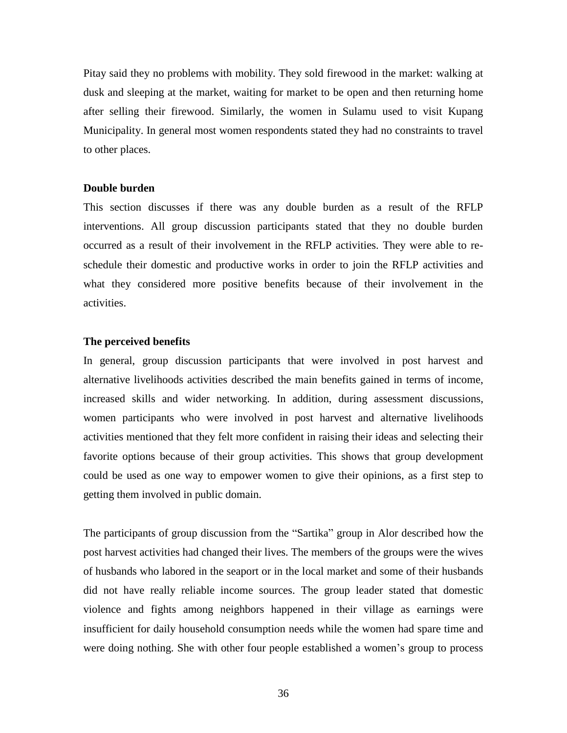Pitay said they no problems with mobility. They sold firewood in the market: walking at dusk and sleeping at the market, waiting for market to be open and then returning home after selling their firewood. Similarly, the women in Sulamu used to visit Kupang Municipality. In general most women respondents stated they had no constraints to travel to other places.

### Double burden

This section discusses if there was any double burden as a result of the RFLP interventions. All group discussion participants stated that they no double burden occurred as a result of their involvement in the RFLP activities. They were able to re-schedule their domestic and productive works in order to join the RFLP activities and what they considered more positive benefits because of their involvement in the activities.

### The perceived benefits

In general, group discussion participants that were involved in post harvest and alternative livelihoods activities described the main benefits gained in terms of income, increased skills and wider networking. In addition, during assessment discussions, women participants who were involved in post harvest and alternative livelihoods activities mentioned that they felt more confident in raising their ideas and selecting their favorite options because of their group activities. This shows that group development could be used as one way to empower women to give their opinions, as a first step to getting them involved in public domain.

The participants of group discussion from the "Sartika" group in Alor described how the post harvest activities had changed their lives. The members of the groups were the wives of husbands who labored in the seaport or in the local market and some of their husbands did not have really reliable income sources. The group leader stated that domestic violence and fights among neighbors happened in their village as earnings were insufficient for daily household consumption needs while the women had spare time and were doing nothing. She with other four people established a women's group to process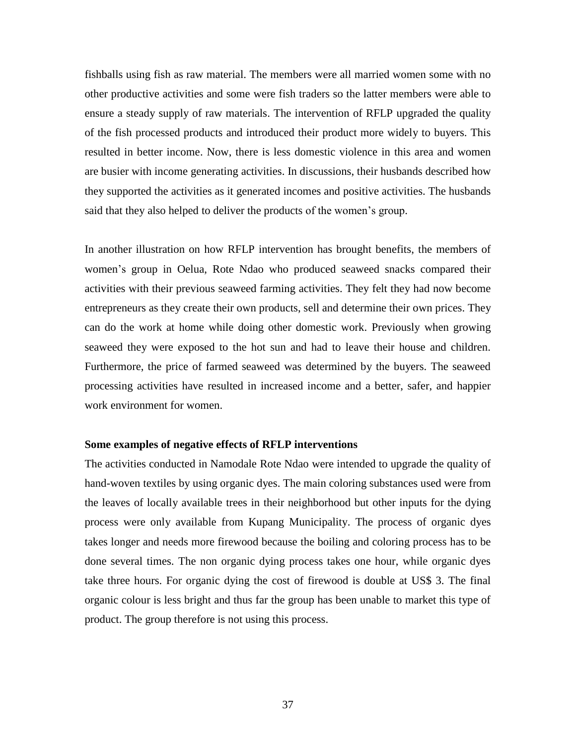fishballs using fish as raw material. The members were all married women some with no other productive activities and some were fish traders so the latter members were able to ensure a steady supply of raw materials. The intervention of RFLP upgraded the quality of the fish processed products and introduced their product more widely to buyers. This resulted in better income. Now, there is less domestic violence in this area and women are busier with income generating activities. In discussions, their husbands described how they supported the activities as it generated incomes and positive activities. The husbands said that they also helped to deliver the products of the women's group.

In another illustration on how RFLP intervention has brought benefits, the members of women's group in Oelua, Rote Ndao who produced seaweed snacks compared their activities with their previous seaweed farming activities. They felt they had now become entrepreneurs as they create their own products, sell and determine their own prices. They can do the work at home while doing other domestic work. Previously when growing seaweed they were exposed to the hot sun and had to leave their house and children. Furthermore, the price of farmed seaweed was determined by the buyers. The seaweed processing activities have resulted in increased income and a better, safer, and happier work environment for women.

**Some examples of negative effects of RFLP interventions**

The activities conducted in Namodale Rote Ndao were intended to upgrade the quality of hand-woven textiles by using organic dyes. The main coloring substances used were from the leaves of locally available trees in their neighborhood but other inputs for the dying process were only available from Kupang Municipality. The process of organic dyes takes longer and needs more firewood because the boiling and coloring process has to be done several times. The non organic dying process takes one hour, while organic dyes take three hours. For organic dying the cost of firewood is double at US$ 3. The final organic colour is less bright and thus far the group has been unable to market this type of product. The group therefore is not using this process.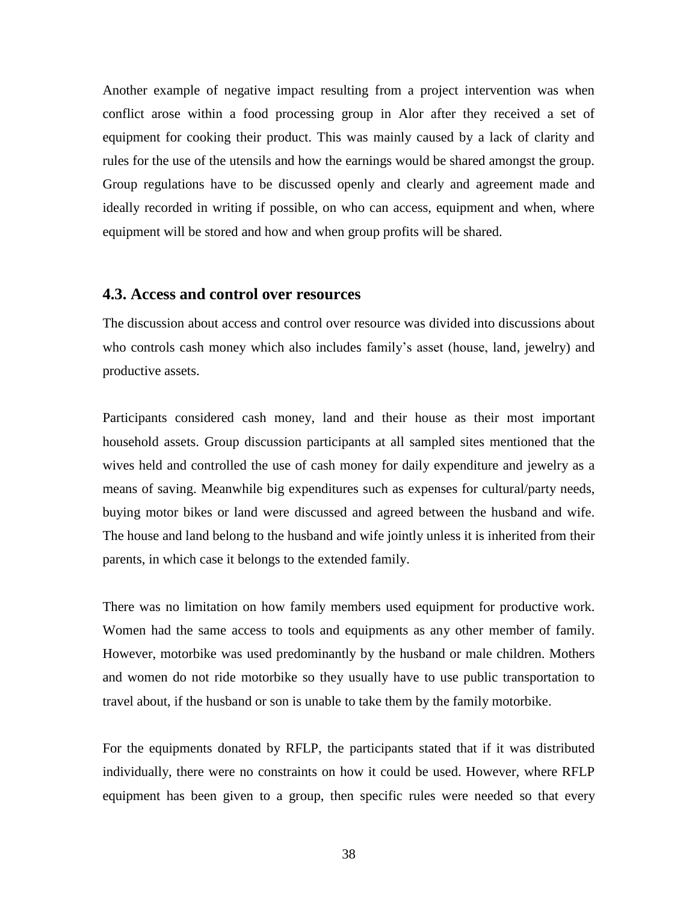Another example of negative impact resulting from a project intervention was when conflict arose within a food processing group in Alor after they received a set of equipment for cooking their product. This was mainly caused by a lack of clarity and rules for the use of the utensils and how the earnings would be shared amongst the group. Group regulations have to be discussed openly and clearly and agreement made and ideally recorded in writing if possible, on who can access, equipment and when, where equipment will be stored and how and when group profits will be shared.

## 4.3. Access and control over resources

The discussion about access and control over resource was divided into discussions about who controls cash money which also includes family's asset (house, land, jewelry) and productive assets.

Participants considered cash money, land and their house as their most important household assets. Group discussion participants at all sampled sites mentioned that the wives held and controlled the use of cash money for daily expenditure and jewelry as a means of saving. Meanwhile big expenditures such as expenses for cultural/party needs, buying motor bikes or land were discussed and agreed between the husband and wife. The house and land belong to the husband and wife jointly unless it is inherited from their parents, in which case it belongs to the extended family.

There was no limitation on how family members used equipment for productive work. Women had the same access to tools and equipments as any other member of family. However, motorbike was used predominantly by the husband or male children. Mothers and women do not ride motorbike so they usually have to use public transportation to travel about, if the husband or son is unable to take them by the family motorbike.

For the equipments donated by RFLP, the participants stated that if it was distributed individually, there were no constraints on how it could be used. However, where RFLP equipment has been given to a group, then specific rules were needed so that every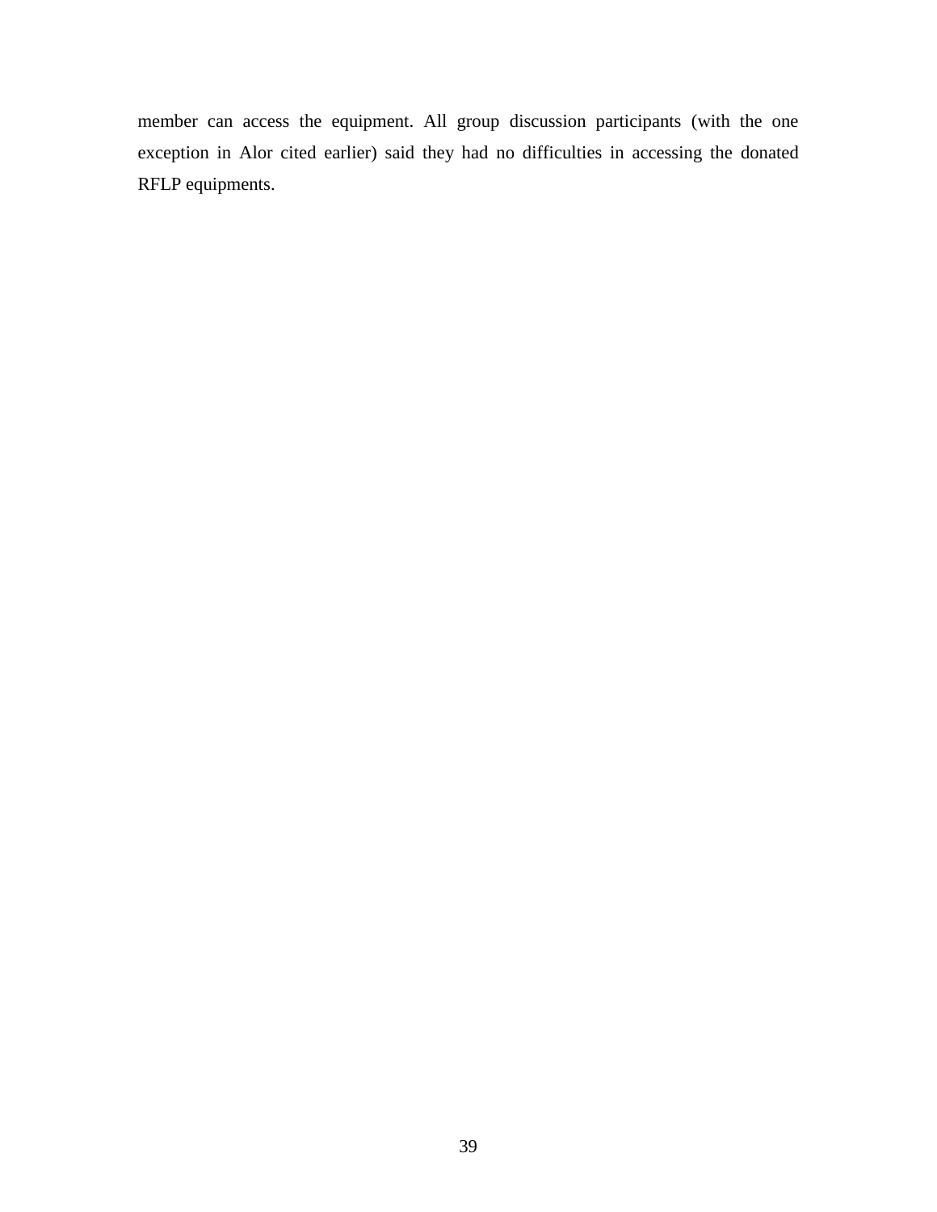member can access the equipment. All group discussion participants (with the one exception in Alor cited earlier) said they had no difficulties in accessing the donated RFLP equipments.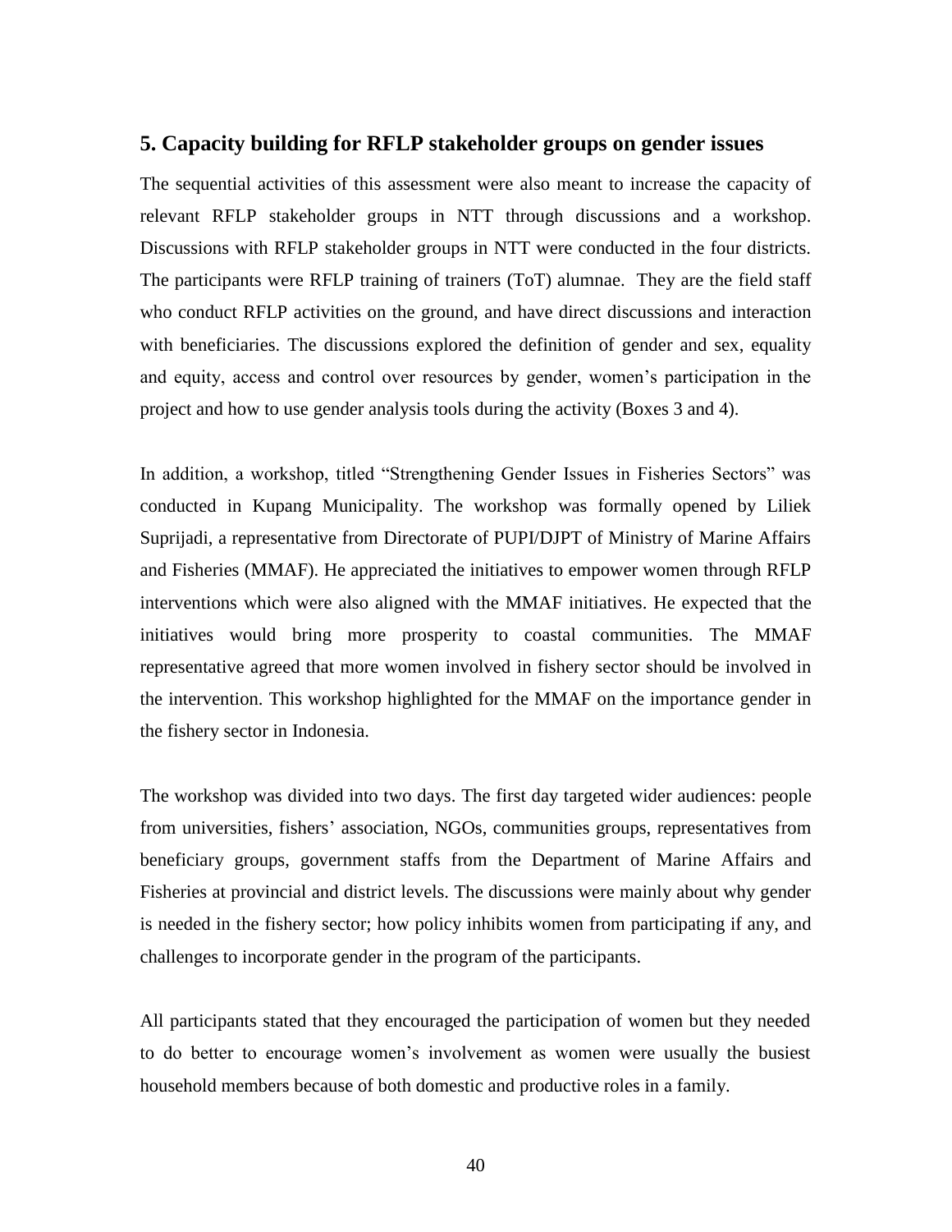## 5. Capacity building for RFLP stakeholder groups on gender issues

The sequential activities of this assessment were also meant to increase the capacity of relevant RFLP stakeholder groups in NTT through discussions and a workshop. Discussions with RFLP stakeholder groups in NTT were conducted in the four districts. The participants were RFLP training of trainers (ToT) alumnae. They are the field staff who conduct RFLP activities on the ground, and have direct discussions and interaction with beneficiaries. The discussions explored the definition of gender and sex, equality and equity, access and control over resources by gender, women's participation in the project and how to use gender analysis tools during the activity (Boxes 3 and 4).

In addition, a workshop, titled "Strengthening Gender Issues in Fisheries Sectors" was conducted in Kupang Municipality. The workshop was formally opened by Liliek Suprijadi, a representative from Directorate of PUPI/DJPT of Ministry of Marine Affairs and Fisheries (MMAF). He appreciated the initiatives to empower women through RFLP interventions which were also aligned with the MMAF initiatives. He expected that the initiatives would bring more prosperity to coastal communities. The MMAF representative agreed that more women involved in fishery sector should be involved in the intervention. This workshop highlighted for the MMAF on the importance gender in the fishery sector in Indonesia.

The workshop was divided into two days. The first day targeted wider audiences: people from universities, fishers' association, NGOs, communities groups, representatives from beneficiary groups, government staffs from the Department of Marine Affairs and Fisheries at provincial and district levels. The discussions were mainly about why gender is needed in the fishery sector; how policy inhibits women from participating if any, and challenges to incorporate gender in the program of the participants.

All participants stated that they encouraged the participation of women but they needed to do better to encourage women's involvement as women were usually the busiest household members because of both domestic and productive roles in a family.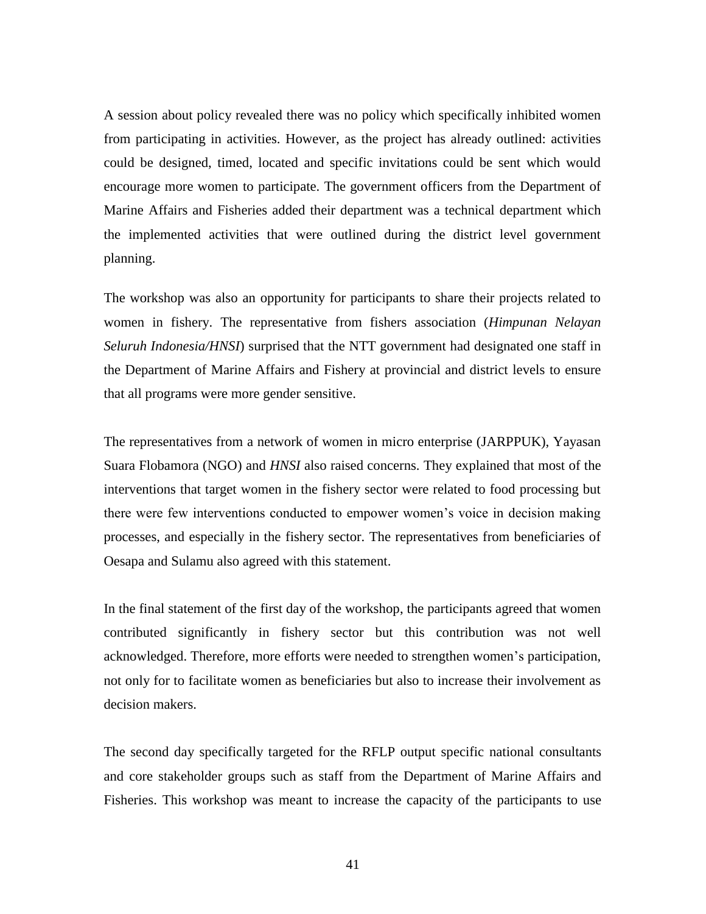A session about policy revealed there was no policy which specifically inhibited women from participating in activities. However, as the project has already outlined: activities could be designed, timed, located and specific invitations could be sent which would encourage more women to participate. The government officers from the Department of Marine Affairs and Fisheries added their department was a technical department which the implemented activities that were outlined during the district level government planning.

The workshop was also an opportunity for participants to share their projects related to women in fishery. The representative from fishers association (*Himpunan Nelayan Seluruh Indonesia/HNSI*) surprised that the NTT government had designated one staff in the Department of Marine Affairs and Fishery at provincial and district levels to ensure that all programs were more gender sensitive.

The representatives from a network of women in micro enterprise (JARPPUK), Yayasan Suara Flobamora (NGO) and *HNSI* also raised concerns. They explained that most of the interventions that target women in the fishery sector were related to food processing but there were few interventions conducted to empower women's voice in decision making processes, and especially in the fishery sector. The representatives from beneficiaries of Oesapa and Sulamu also agreed with this statement.

In the final statement of the first day of the workshop, the participants agreed that women contributed significantly in fishery sector but this contribution was not well acknowledged. Therefore, more efforts were needed to strengthen women's participation, not only for to facilitate women as beneficiaries but also to increase their involvement as decision makers.

The second day specifically targeted for the RFLP output specific national consultants and core stakeholder groups such as staff from the Department of Marine Affairs and Fisheries. This workshop was meant to increase the capacity of the participants to use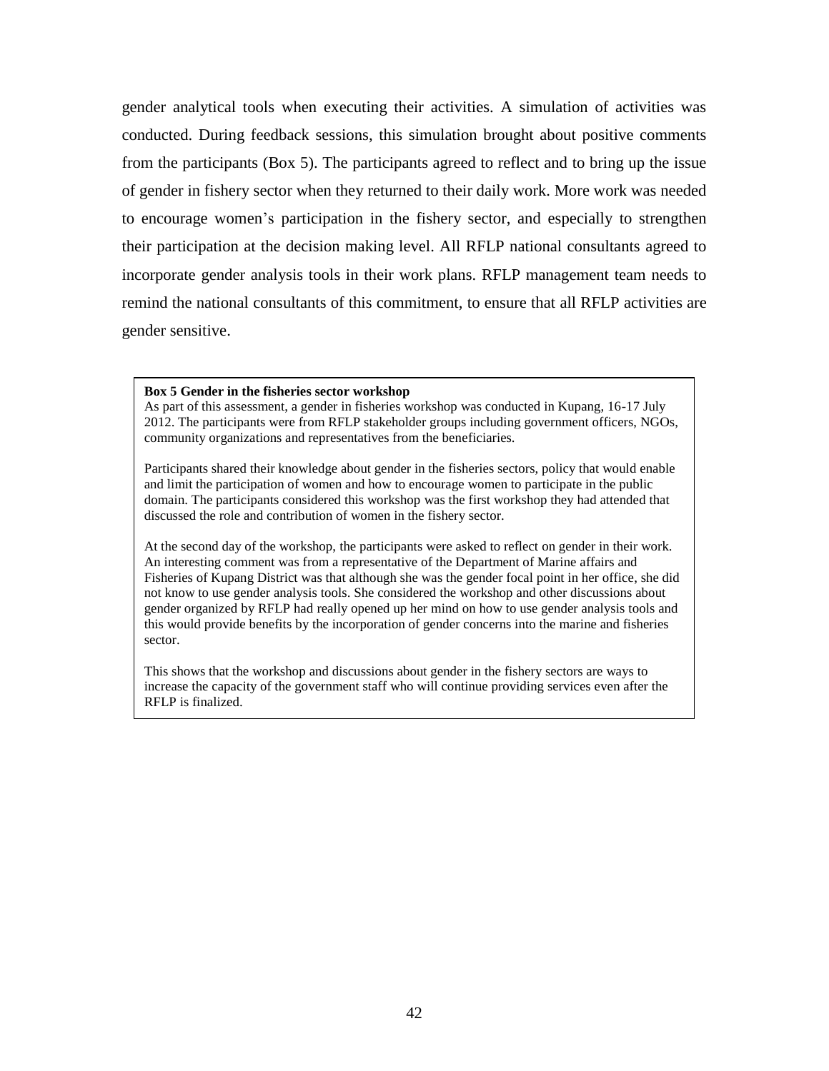gender analytical tools when executing their activities. A simulation of activities was conducted. During feedback sessions, this simulation brought about positive comments from the participants (Box 5). The participants agreed to reflect and to bring up the issue of gender in fishery sector when they returned to their daily work. More work was needed to encourage women's participation in the fishery sector, and especially to strengthen their participation at the decision making level. All RFLP national consultants agreed to incorporate gender analysis tools in their work plans. RFLP management team needs to remind the national consultants of this commitment, to ensure that all RFLP activities are gender sensitive.

> **Box 5 Gender in the fisheries sector workshop**
>
> As part of this assessment, a gender in fisheries workshop was conducted in Kupang, 16-17 July 2012. The participants were from RFLP stakeholder groups including government officers, NGOs, community organizations and representatives from the beneficiaries.
>
> Participants shared their knowledge about gender in the fisheries sectors, policy that would enable and limit the participation of women and how to encourage women to participate in the public domain. The participants considered this workshop was the first workshop they had attended that discussed the role and contribution of women in the fishery sector.
>
> At the second day of the workshop, the participants were asked to reflect on gender in their work. An interesting comment was from a representative of the Department of Marine affairs and Fisheries of Kupang District was that although she was the gender focal point in her office, she did not know to use gender analysis tools. She considered the workshop and other discussions about gender organized by RFLP had really opened up her mind on how to use gender analysis tools and this would provide benefits by the incorporation of gender concerns into the marine and fisheries sector.
>
> This shows that the workshop and discussions about gender in the fishery sectors are ways to increase the capacity of the government staff who will continue providing services even after the RFLP is finalized.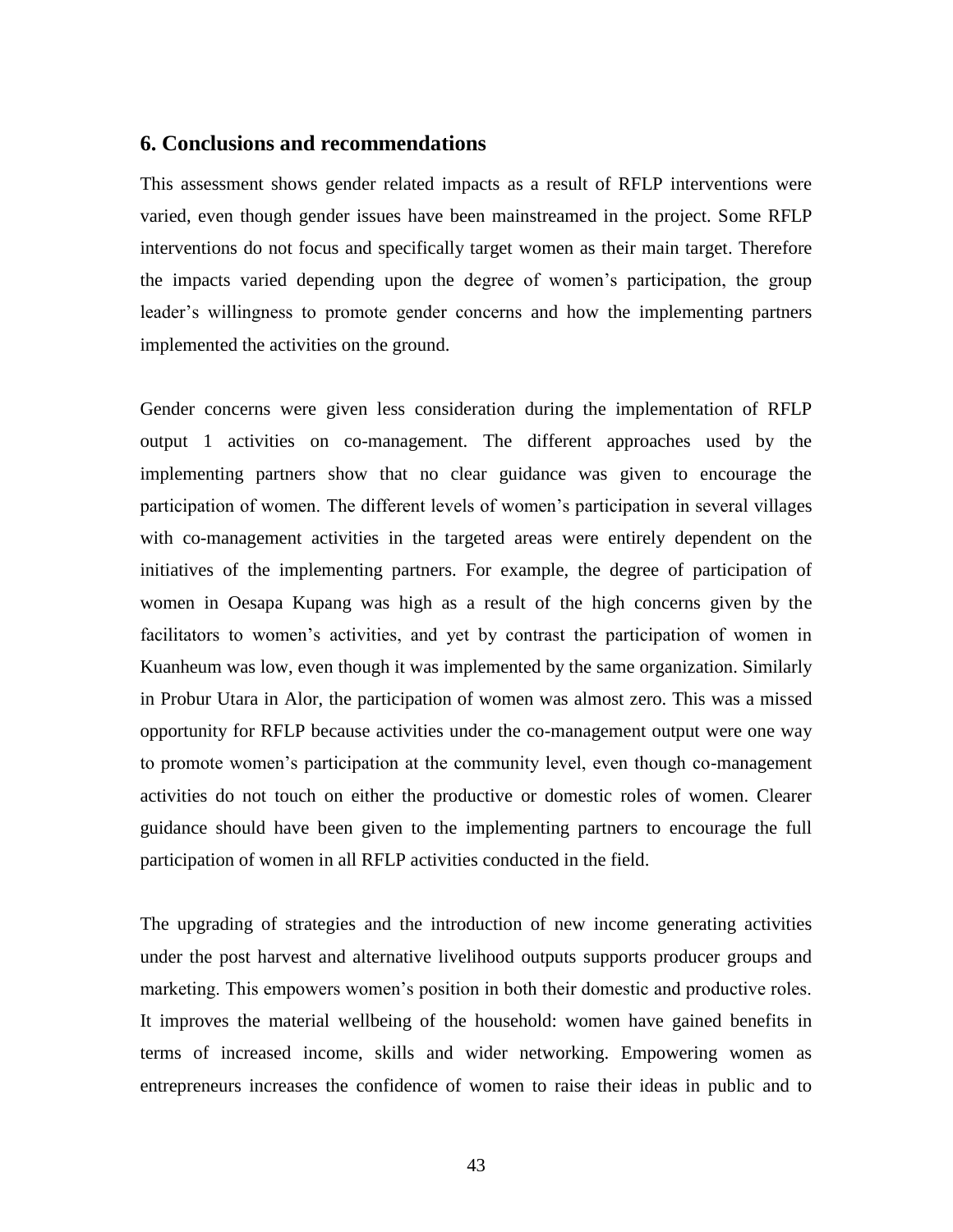## 6. Conclusions and recommendations

This assessment shows gender related impacts as a result of RFLP interventions were varied, even though gender issues have been mainstreamed in the project. Some RFLP interventions do not focus and specifically target women as their main target. Therefore the impacts varied depending upon the degree of women's participation, the group leader's willingness to promote gender concerns and how the implementing partners implemented the activities on the ground.

Gender concerns were given less consideration during the implementation of RFLP output 1 activities on co-management. The different approaches used by the implementing partners show that no clear guidance was given to encourage the participation of women. The different levels of women's participation in several villages with co-management activities in the targeted areas were entirely dependent on the initiatives of the implementing partners. For example, the degree of participation of women in Oesapa Kupang was high as a result of the high concerns given by the facilitators to women's activities, and yet by contrast the participation of women in Kuanheum was low, even though it was implemented by the same organization. Similarly in Probur Utara in Alor, the participation of women was almost zero. This was a missed opportunity for RFLP because activities under the co-management output were one way to promote women's participation at the community level, even though co-management activities do not touch on either the productive or domestic roles of women. Clearer guidance should have been given to the implementing partners to encourage the full participation of women in all RFLP activities conducted in the field.

The upgrading of strategies and the introduction of new income generating activities under the post harvest and alternative livelihood outputs supports producer groups and marketing. This empowers women's position in both their domestic and productive roles. It improves the material wellbeing of the household: women have gained benefits in terms of increased income, skills and wider networking. Empowering women as entrepreneurs increases the confidence of women to raise their ideas in public and to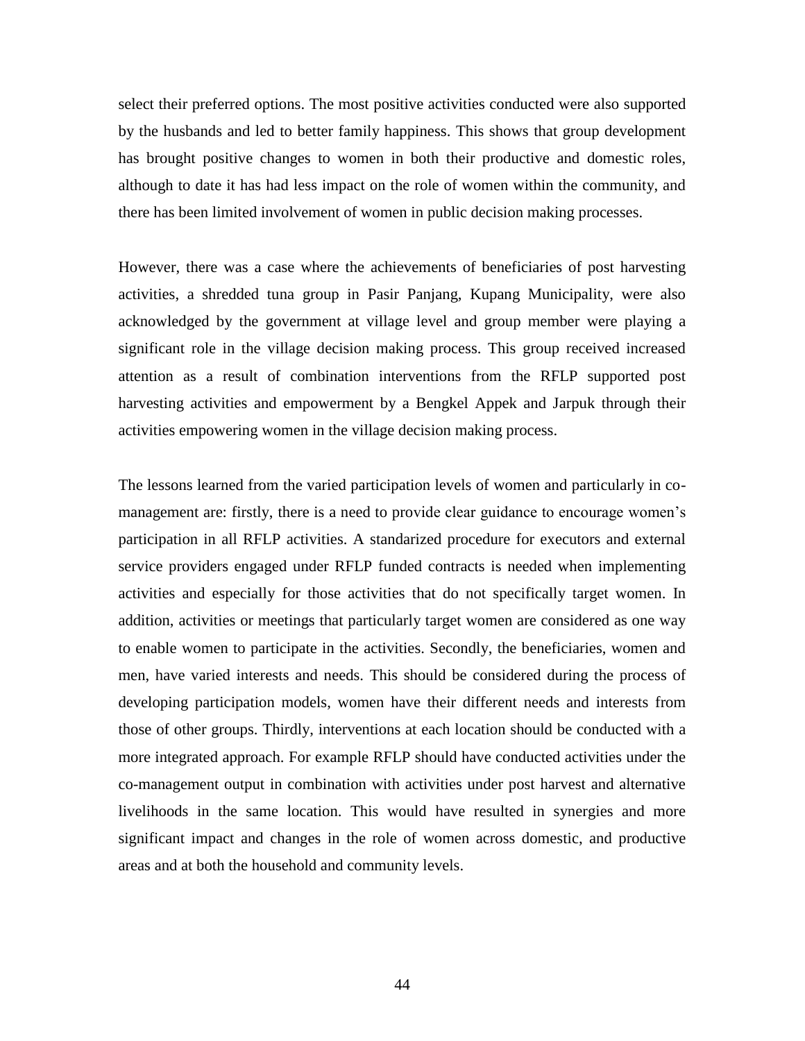select their preferred options. The most positive activities conducted were also supported by the husbands and led to better family happiness. This shows that group development has brought positive changes to women in both their productive and domestic roles, although to date it has had less impact on the role of women within the community, and there has been limited involvement of women in public decision making processes.

However, there was a case where the achievements of beneficiaries of post harvesting activities, a shredded tuna group in Pasir Panjang, Kupang Municipality, were also acknowledged by the government at village level and group member were playing a significant role in the village decision making process. This group received increased attention as a result of combination interventions from the RFLP supported post harvesting activities and empowerment by a Bengkel Appek and Jarpuk through their activities empowering women in the village decision making process.

The lessons learned from the varied participation levels of women and particularly in co-management are: firstly, there is a need to provide clear guidance to encourage women's participation in all RFLP activities. A standarized procedure for executors and external service providers engaged under RFLP funded contracts is needed when implementing activities and especially for those activities that do not specifically target women. In addition, activities or meetings that particularly target women are considered as one way to enable women to participate in the activities. Secondly, the beneficiaries, women and men, have varied interests and needs. This should be considered during the process of developing participation models, women have their different needs and interests from those of other groups. Thirdly, interventions at each location should be conducted with a more integrated approach. For example RFLP should have conducted activities under the co-management output in combination with activities under post harvest and alternative livelihoods in the same location. This would have resulted in synergies and more significant impact and changes in the role of women across domestic, and productive areas and at both the household and community levels.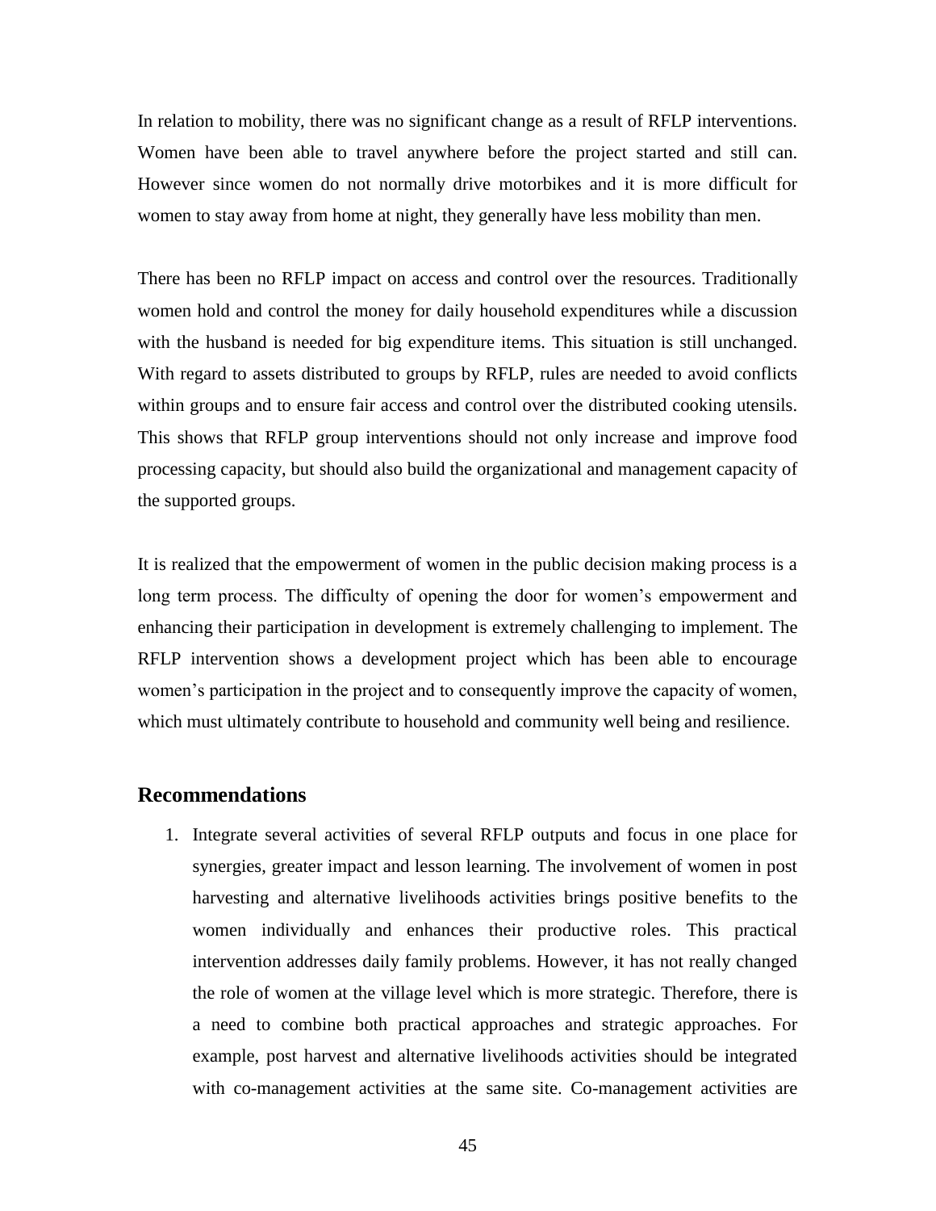In relation to mobility, there was no significant change as a result of RFLP interventions. Women have been able to travel anywhere before the project started and still can. However since women do not normally drive motorbikes and it is more difficult for women to stay away from home at night, they generally have less mobility than men.

There has been no RFLP impact on access and control over the resources. Traditionally women hold and control the money for daily household expenditures while a discussion with the husband is needed for big expenditure items. This situation is still unchanged. With regard to assets distributed to groups by RFLP, rules are needed to avoid conflicts within groups and to ensure fair access and control over the distributed cooking utensils. This shows that RFLP group interventions should not only increase and improve food processing capacity, but should also build the organizational and management capacity of the supported groups.

It is realized that the empowerment of women in the public decision making process is a long term process. The difficulty of opening the door for women's empowerment and enhancing their participation in development is extremely challenging to implement. The RFLP intervention shows a development project which has been able to encourage women's participation in the project and to consequently improve the capacity of women, which must ultimately contribute to household and community well being and resilience.

## Recommendations

1. Integrate several activities of several RFLP outputs and focus in one place for synergies, greater impact and lesson learning. The involvement of women in post harvesting and alternative livelihoods activities brings positive benefits to the women individually and enhances their productive roles. This practical intervention addresses daily family problems. However, it has not really changed the role of women at the village level which is more strategic. Therefore, there is a need to combine both practical approaches and strategic approaches. For example, post harvest and alternative livelihoods activities should be integrated with co-management activities at the same site. Co-management activities are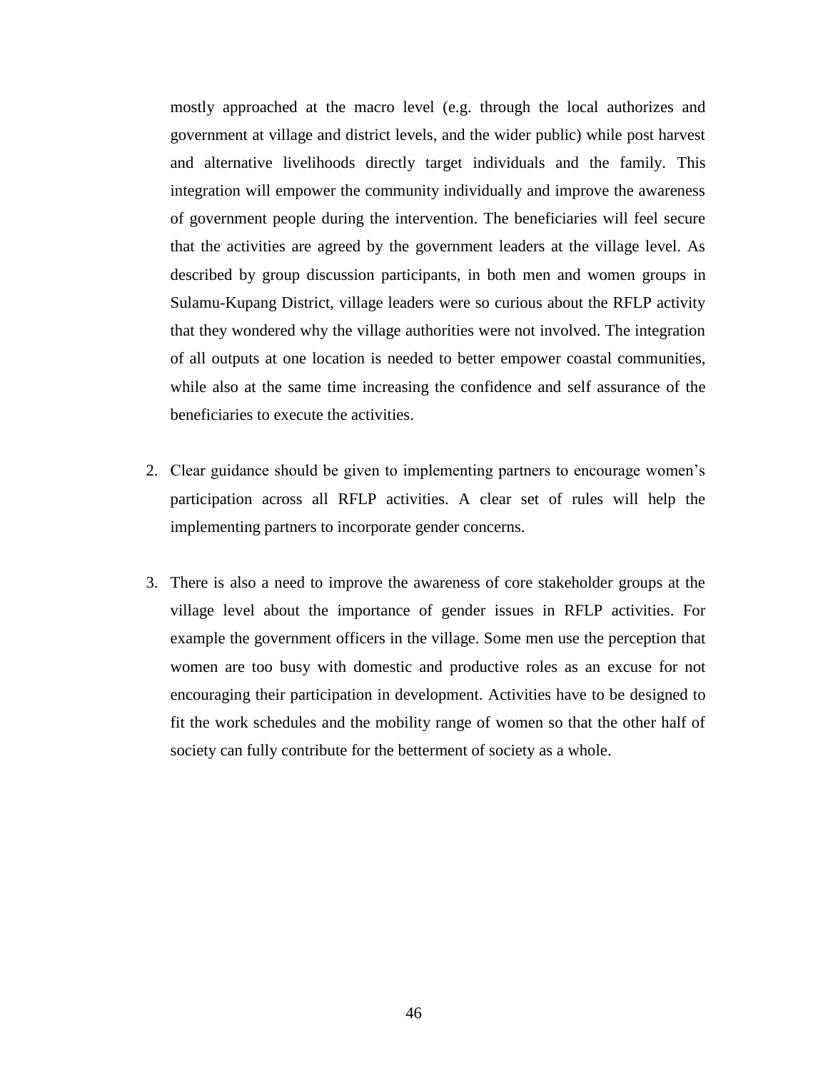mostly approached at the macro level (e.g. through the local authorizes and government at village and district levels, and the wider public) while post harvest and alternative livelihoods directly target individuals and the family. This integration will empower the community individually and improve the awareness of government people during the intervention. The beneficiaries will feel secure that the activities are agreed by the government leaders at the village level. As described by group discussion participants, in both men and women groups in Sulamu-Kupang District, village leaders were so curious about the RFLP activity that they wondered why the village authorities were not involved. The integration of all outputs at one location is needed to better empower coastal communities, while also at the same time increasing the confidence and self assurance of the beneficiaries to execute the activities.

2. Clear guidance should be given to implementing partners to encourage women's participation across all RFLP activities. A clear set of rules will help the implementing partners to incorporate gender concerns.

3. There is also a need to improve the awareness of core stakeholder groups at the village level about the importance of gender issues in RFLP activities. For example the government officers in the village. Some men use the perception that women are too busy with domestic and productive roles as an excuse for not encouraging their participation in development. Activities have to be designed to fit the work schedules and the mobility range of women so that the other half of society can fully contribute for the betterment of society as a whole.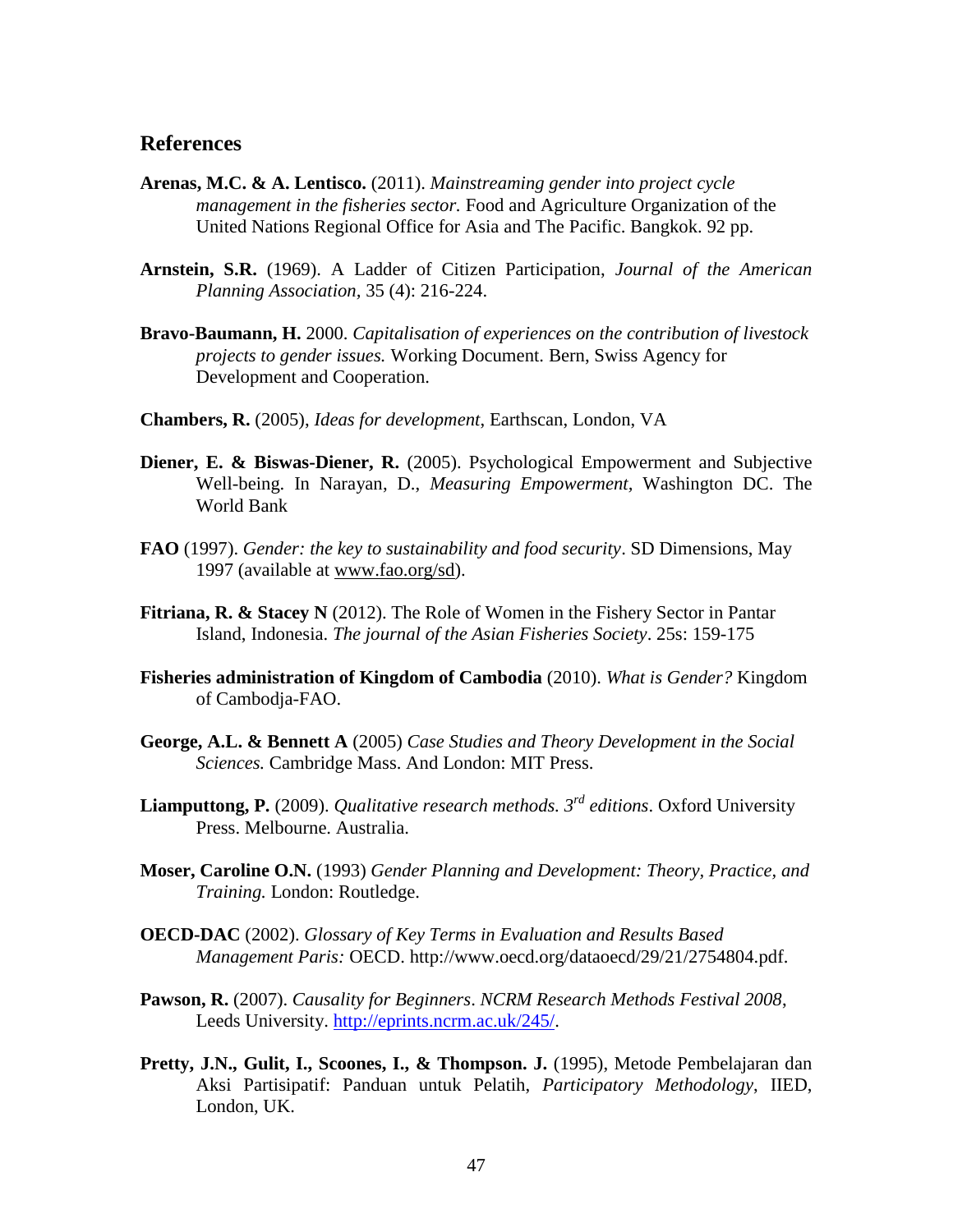## References

**Arenas, M.C. & A. Lentisco.** (2011). *Mainstreaming gender into project cycle management in the fisheries sector.* Food and Agriculture Organization of the United Nations Regional Office for Asia and The Pacific. Bangkok. 92 pp.

**Arnstein, S.R.** (1969). A Ladder of Citizen Participation, *Journal of the American Planning Association,* 35 (4): 216-224.

**Bravo-Baumann, H.** 2000. *Capitalisation of experiences on the contribution of livestock projects to gender issues.* Working Document. Bern, Swiss Agency for Development and Cooperation.

**Chambers, R.** (2005), *Ideas for development*, Earthscan, London, VA

**Diener, E. & Biswas-Diener, R.** (2005). Psychological Empowerment and Subjective Well-being. In Narayan, D., *Measuring Empowerment,* Washington DC. The World Bank

**FAO** (1997). *Gender: the key to sustainability and food security*. SD Dimensions, May 1997 (available at www.fao.org/sd).

**Fitriana, R. & Stacey N** (2012). The Role of Women in the Fishery Sector in Pantar Island, Indonesia. *The journal of the Asian Fisheries Society*. 25s: 159-175

**Fisheries administration of Kingdom of Cambodia** (2010). *What is Gender?* Kingdom of Cambodja-FAO.

**George, A.L. & Bennett A** (2005) *Case Studies and Theory Development in the Social Sciences.* Cambridge Mass. And London: MIT Press.

**Liamputtong, P.** (2009). *Qualitative research methods. 3rd editions*. Oxford University Press. Melbourne. Australia.

**Moser, Caroline O.N.** (1993) *Gender Planning and Development: Theory, Practice, and Training.* London: Routledge.

**OECD-DAC** (2002). *Glossary of Key Terms in Evaluation and Results Based Management Paris:* OECD. http://www.oecd.org/dataoecd/29/21/2754804.pdf.

**Pawson, R.** (2007). *Causality for Beginners*. *NCRM Research Methods Festival 2008*, Leeds University. http://eprints.ncrm.ac.uk/245/.

**Pretty, J.N., Gulit, I., Scoones, I., & Thompson. J.** (1995), Metode Pembelajaran dan Aksi Partisipatif: Panduan untuk Pelatih, *Participatory Methodology*, IIED, London, UK.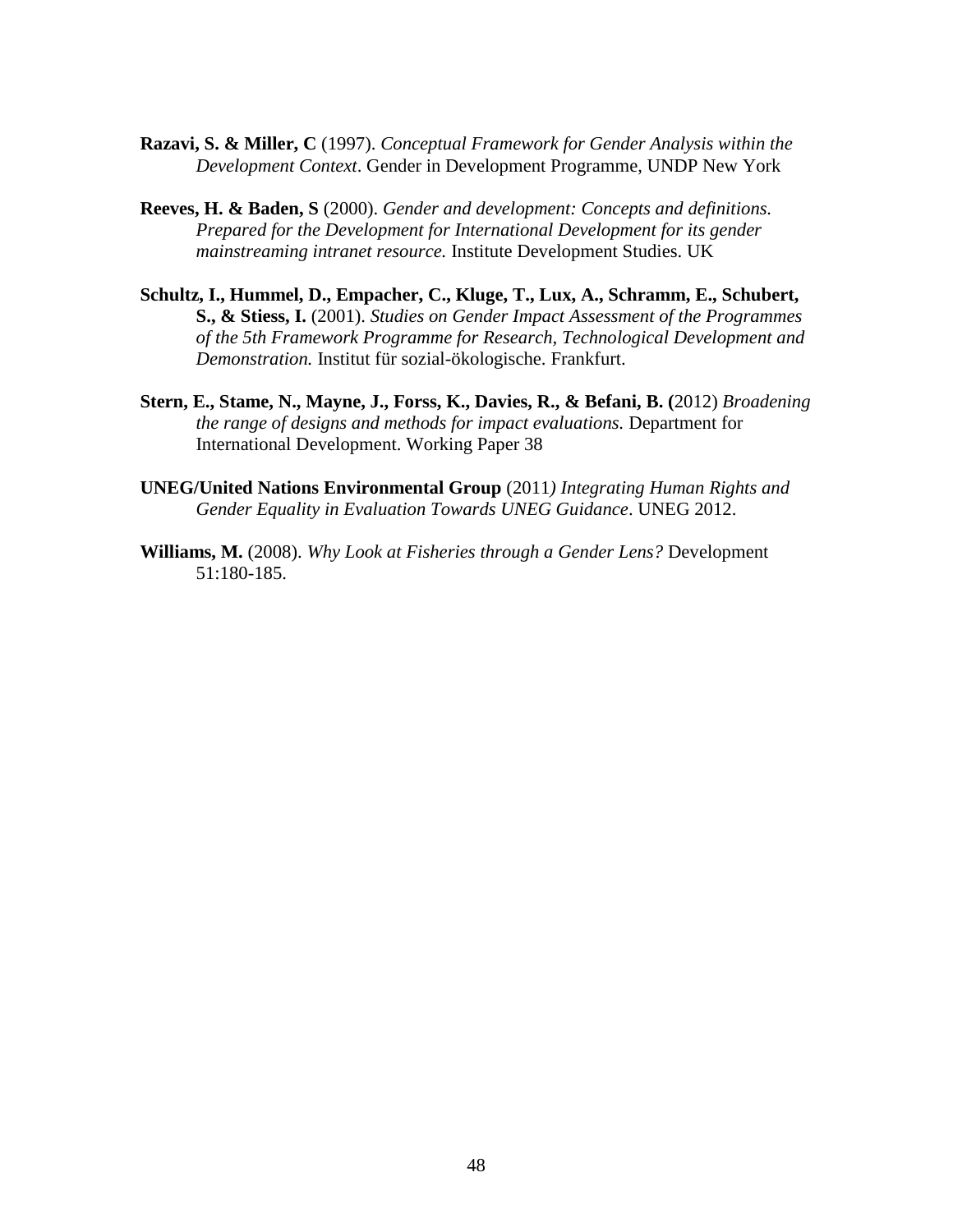**Razavi, S. & Miller, C** (1997). *Conceptual Framework for Gender Analysis within the Development Context*. Gender in Development Programme, UNDP New York

**Reeves, H. & Baden, S** (2000). *Gender and development: Concepts and definitions. Prepared for the Development for International Development for its gender mainstreaming intranet resource.* Institute Development Studies. UK

**Schultz, I., Hummel, D., Empacher, C., Kluge, T., Lux, A., Schramm, E., Schubert, S., & Stiess, I.** (2001). *Studies on Gender Impact Assessment of the Programmes of the 5th Framework Programme for Research, Technological Development and Demonstration.* Institut für sozial-ökologische. Frankfurt.

**Stern, E., Stame, N., Mayne, J., Forss, K., Davies, R., & Befani, B. (**2012) *Broadening the range of designs and methods for impact evaluations.* Department for International Development. Working Paper 38

**UNEG/United Nations Environmental Group** (2011*) Integrating Human Rights and Gender Equality in Evaluation Towards UNEG Guidance*. UNEG 2012.

**Williams, M.** (2008). *Why Look at Fisheries through a Gender Lens?* Development 51:180-185.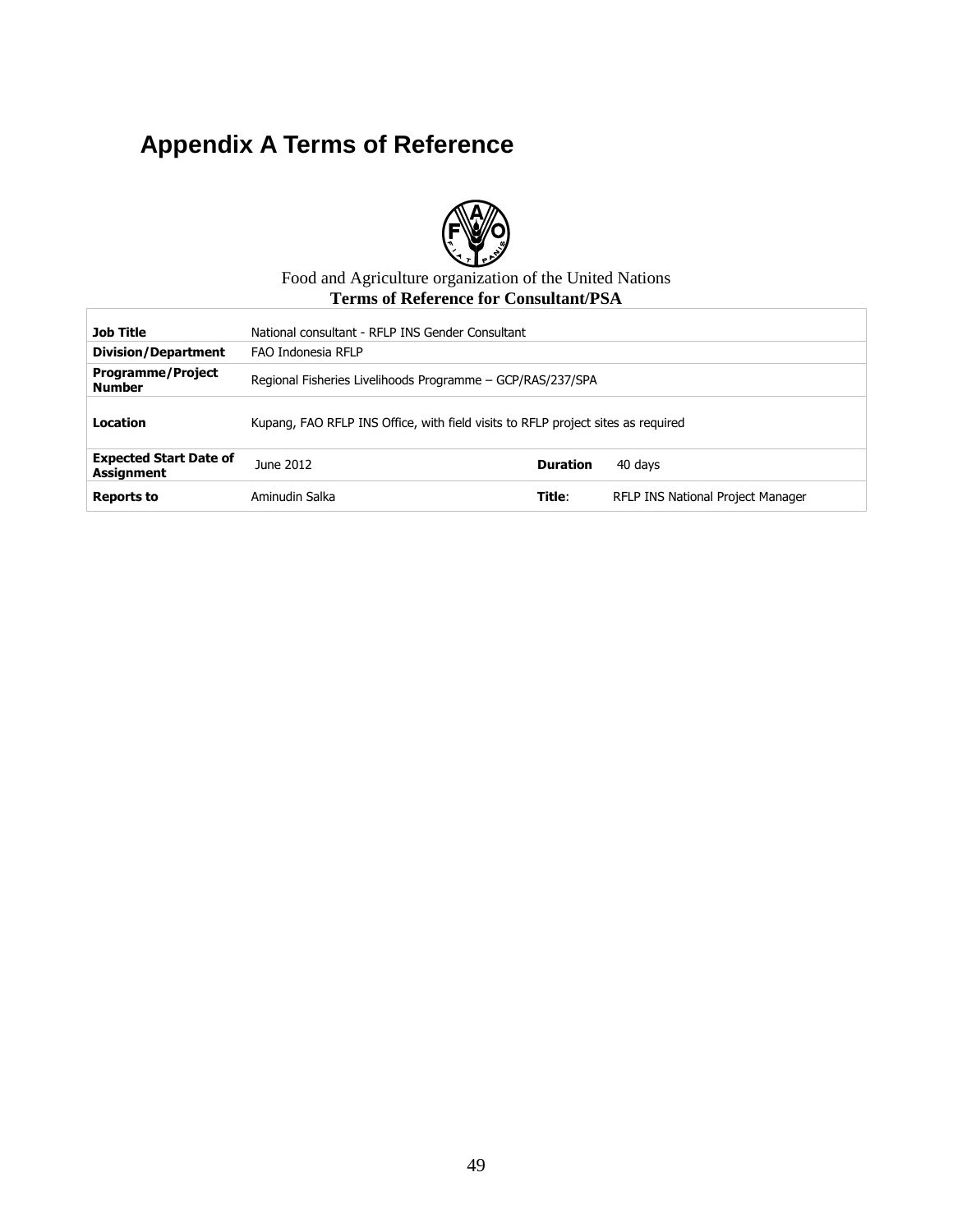# Appendix A Terms of Reference

Food and Agriculture organization of the United Nations

**Terms of Reference for Consultant/PSA**

| | | | |
|---|---|---|---|
| **Job Title** | National consultant - RFLP INS Gender Consultant | | |
| **Division/Department** | FAO Indonesia RFLP | | |
| **Programme/Project Number** | Regional Fisheries Livelihoods Programme – GCP/RAS/237/SPA | | |
| **Location** | Kupang, FAO RFLP INS Office, with field visits to RFLP project sites as required | | |
| **Expected Start Date of Assignment** | June 2012 | **Duration** | 40 days |
| **Reports to** | Aminudin Salka | **Title**: | RFLP INS National Project Manager |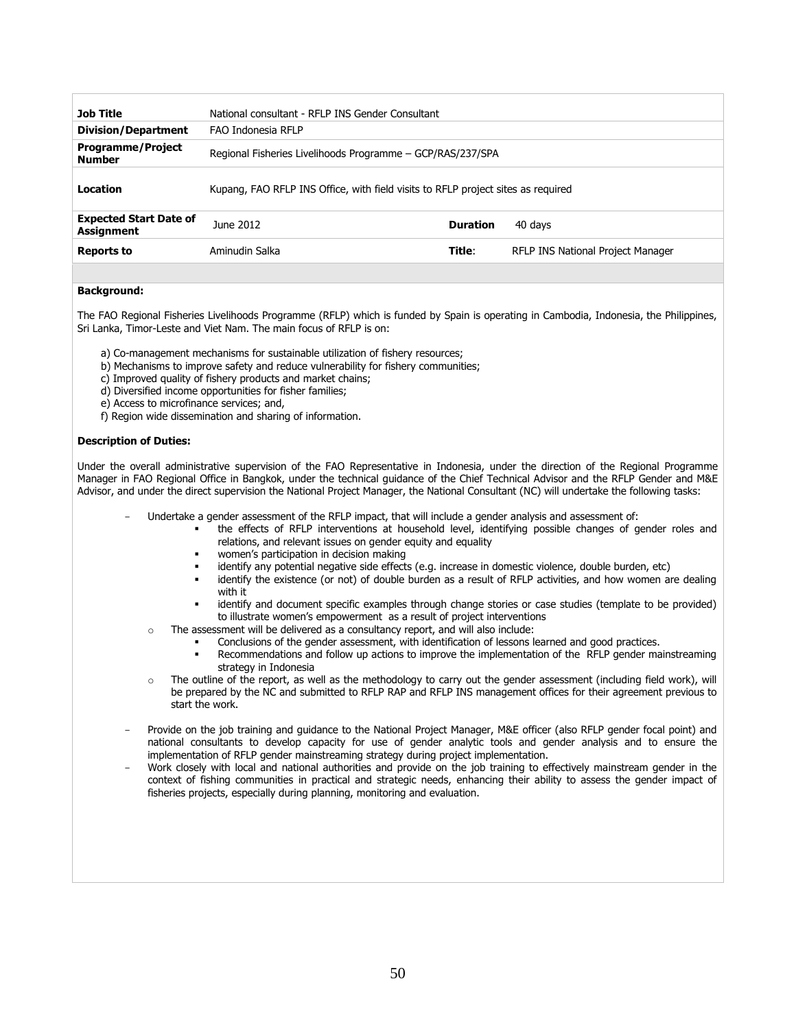| | | | |
|---|---|---|---|
| **Job Title** | National consultant - RFLP INS Gender Consultant | | |
| **Division/Department** | FAO Indonesia RFLP | | |
| **Programme/Project Number** | Regional Fisheries Livelihoods Programme – GCP/RAS/237/SPA | | |
| **Location** | Kupang, FAO RFLP INS Office, with field visits to RFLP project sites as required | | |
| **Expected Start Date of Assignment** | June 2012 | **Duration** | 40 days |
| **Reports to** | Aminudin Salka | **Title**: | RFLP INS National Project Manager |

**Background:**

The FAO Regional Fisheries Livelihoods Programme (RFLP) which is funded by Spain is operating in Cambodia, Indonesia, the Philippines, Sri Lanka, Timor-Leste and Viet Nam. The main focus of RFLP is on:

a) Co-management mechanisms for sustainable utilization of fishery resources;
b) Mechanisms to improve safety and reduce vulnerability for fishery communities;
c) Improved quality of fishery products and market chains;
d) Diversified income opportunities for fisher families;
e) Access to microfinance services; and,
f) Region wide dissemination and sharing of information.

**Description of Duties:**

Under the overall administrative supervision of the FAO Representative in Indonesia, under the direction of the Regional Programme Manager in FAO Regional Office in Bangkok, under the technical guidance of the Chief Technical Advisor and the RFLP Gender and M&E Advisor, and under the direct supervision the National Project Manager, the National Consultant (NC) will undertake the following tasks:

- Undertake a gender assessment of the RFLP impact, that will include a gender analysis and assessment of:
  - the effects of RFLP interventions at household level, identifying possible changes of gender roles and relations, and relevant issues on gender equity and equality
  - women's participation in decision making
  - identify any potential negative side effects (e.g. increase in domestic violence, double burden, etc)
  - identify the existence (or not) of double burden as a result of RFLP activities, and how women are dealing with it
  - identify and document specific examples through change stories or case studies (template to be provided) to illustrate women's empowerment as a result of project interventions
  - The assessment will be delivered as a consultancy report, and will also include:
    - Conclusions of the gender assessment, with identification of lessons learned and good practices.
    - Recommendations and follow up actions to improve the implementation of the RFLP gender mainstreaming strategy in Indonesia
  - The outline of the report, as well as the methodology to carry out the gender assessment (including field work), will be prepared by the NC and submitted to RFLP RAP and RFLP INS management offices for their agreement previous to start the work.
- Provide on the job training and guidance to the National Project Manager, M&E officer (also RFLP gender focal point) and national consultants to develop capacity for use of gender analytic tools and gender analysis and to ensure the implementation of RFLP gender mainstreaming strategy during project implementation.
- Work closely with local and national authorities and provide on the job training to effectively mainstream gender in the context of fishing communities in practical and strategic needs, enhancing their ability to assess the gender impact of fisheries projects, especially during planning, monitoring and evaluation.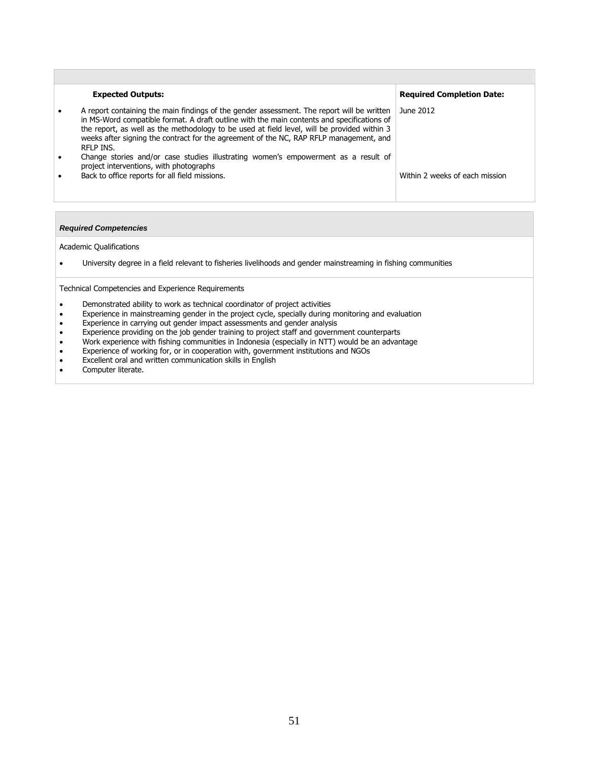| Expected Outputs: | Required Completion Date: |
|---|---|
| • A report containing the main findings of the gender assessment. The report will be written in MS-Word compatible format. A draft outline with the main contents and specifications of the report, as well as the methodology to be used at field level, will be provided within 3 weeks after signing the contract for the agreement of the NC, RAP RFLP management, and RFLP INS. | June 2012 |
| • Change stories and/or case studies illustrating women's empowerment as a result of project interventions, with photographs | |
| • Back to office reports for all field missions. | Within 2 weeks of each mission |

***Required Competencies***

Academic Qualifications

- University degree in a field relevant to fisheries livelihoods and gender mainstreaming in fishing communities

Technical Competencies and Experience Requirements

- Demonstrated ability to work as technical coordinator of project activities
- Experience in mainstreaming gender in the project cycle, specially during monitoring and evaluation
- Experience in carrying out gender impact assessments and gender analysis
- Experience providing on the job gender training to project staff and government counterparts
- Work experience with fishing communities in Indonesia (especially in NTT) would be an advantage
- Experience of working for, or in cooperation with, government institutions and NGOs
- Excellent oral and written communication skills in English
- Computer literate.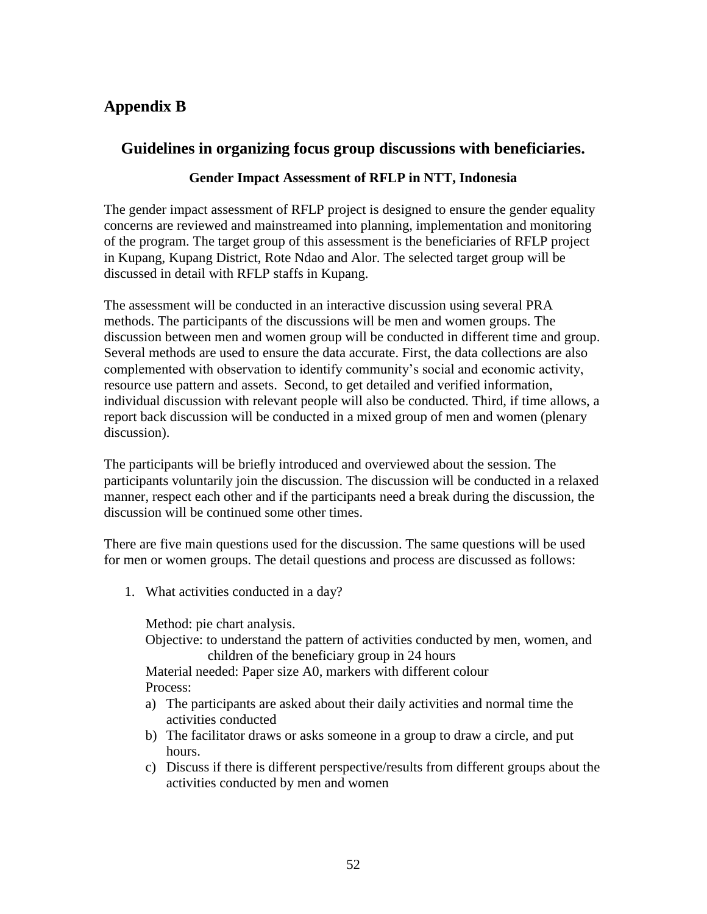# Appendix B

## Guidelines in organizing focus group discussions with beneficiaries.

### Gender Impact Assessment of RFLP in NTT, Indonesia

The gender impact assessment of RFLP project is designed to ensure the gender equality concerns are reviewed and mainstreamed into planning, implementation and monitoring of the program. The target group of this assessment is the beneficiaries of RFLP project in Kupang, Kupang District, Rote Ndao and Alor. The selected target group will be discussed in detail with RFLP staffs in Kupang.

The assessment will be conducted in an interactive discussion using several PRA methods. The participants of the discussions will be men and women groups. The discussion between men and women group will be conducted in different time and group. Several methods are used to ensure the data accurate. First, the data collections are also complemented with observation to identify community's social and economic activity, resource use pattern and assets. Second, to get detailed and verified information, individual discussion with relevant people will also be conducted. Third, if time allows, a report back discussion will be conducted in a mixed group of men and women (plenary discussion).

The participants will be briefly introduced and overviewed about the session. The participants voluntarily join the discussion. The discussion will be conducted in a relaxed manner, respect each other and if the participants need a break during the discussion, the discussion will be continued some other times.

There are five main questions used for the discussion. The same questions will be used for men or women groups. The detail questions and process are discussed as follows:

1. What activities conducted in a day?

   Method: pie chart analysis.
   Objective: to understand the pattern of activities conducted by men, women, and children of the beneficiary group in 24 hours
   Material needed: Paper size A0, markers with different colour
   Process:

   a) The participants are asked about their daily activities and normal time the activities conducted
   b) The facilitator draws or asks someone in a group to draw a circle, and put hours.
   c) Discuss if there is different perspective/results from different groups about the activities conducted by men and women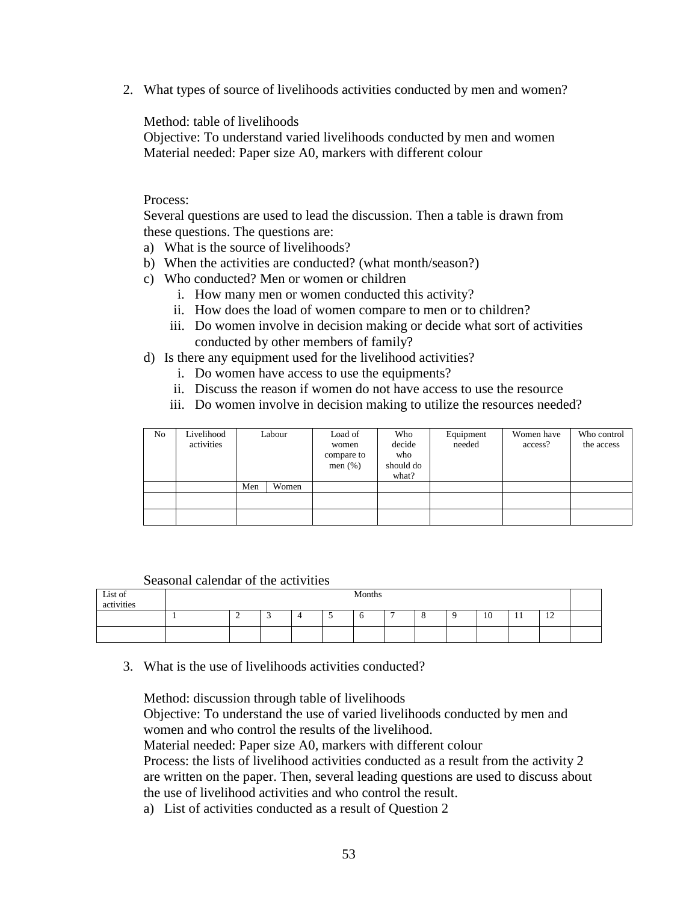2. What types of source of livelihoods activities conducted by men and women?

   Method: table of livelihoods
   Objective: To understand varied livelihoods conducted by men and women
   Material needed: Paper size A0, markers with different colour

   Process:
   Several questions are used to lead the discussion. Then a table is drawn from these questions. The questions are:

   a) What is the source of livelihoods?
   b) When the activities are conducted? (what month/season?)
   c) Who conducted? Men or women or children
      i. How many men or women conducted this activity?
      ii. How does the load of women compare to men or to children?
      iii. Do women involve in decision making or decide what sort of activities conducted by other members of family?
   d) Is there any equipment used for the livelihood activities?
      i. Do women have access to use the equipments?
      ii. Discuss the reason if women do not have access to use the resource
      iii. Do women involve in decision making to utilize the resources needed?

| No | Livelihood activities | Labour | | Load of women compare to men (%) | Who decide who should do what? | Equipment needed | Women have access? | Who control the access |
|---|---|---|---|---|---|---|---|---|
| | | Men | Women | | | | | |
| | | | | | | | | |
| | | | | | | | | |

Seasonal calendar of the activities

| List of activities | Months | | | | | | | | | | | | |
|---|---|---|---|---|---|---|---|---|---|---|---|---|---|
| | 1 | 2 | 3 | 4 | 5 | 6 | 7 | 8 | 9 | 10 | 11 | 12 | |
| | | | | | | | | | | | | | |

3. What is the use of livelihoods activities conducted?

   Method: discussion through table of livelihoods
   Objective: To understand the use of varied livelihoods conducted by men and women and who control the results of the livelihood.
   Material needed: Paper size A0, markers with different colour
   Process: the lists of livelihood activities conducted as a result from the activity 2 are written on the paper. Then, several leading questions are used to discuss about the use of livelihood activities and who control the result.

   a) List of activities conducted as a result of Question 2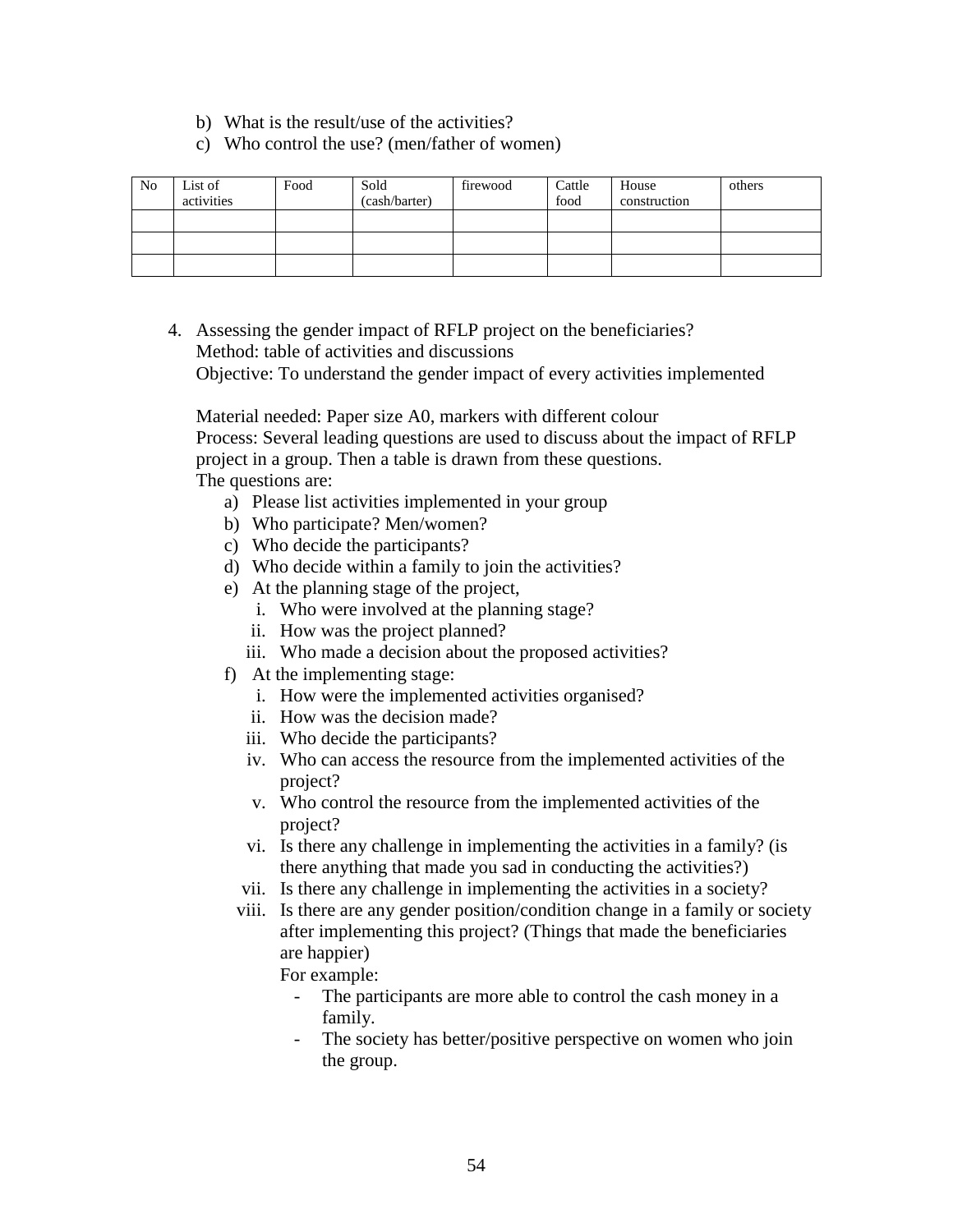b) What is the result/use of the activities?

c) Who control the use? (men/father of women)

| No | List of activities | Food | Sold (cash/barter) | firewood | Cattle food | House construction | others |
|---|---|---|---|---|---|---|---|
| | | | | | | | |
| | | | | | | | |
| | | | | | | | |

4. Assessing the gender impact of RFLP project on the beneficiaries?
   Method: table of activities and discussions
   Objective: To understand the gender impact of every activities implemented

   Material needed: Paper size A0, markers with different colour
   Process: Several leading questions are used to discuss about the impact of RFLP project in a group. Then a table is drawn from these questions.
   The questions are:

   a) Please list activities implemented in your group
   b) Who participate? Men/women?
   c) Who decide the participants?
   d) Who decide within a family to join the activities?
   e) At the planning stage of the project,
      i. Who were involved at the planning stage?
      ii. How was the project planned?
      iii. Who made a decision about the proposed activities?
   f) At the implementing stage:
      i. How were the implemented activities organised?
      ii. How was the decision made?
      iii. Who decide the participants?
      iv. Who can access the resource from the implemented activities of the project?
      v. Who control the resource from the implemented activities of the project?
      vi. Is there any challenge in implementing the activities in a family? (is there anything that made you sad in conducting the activities?)
      vii. Is there any challenge in implementing the activities in a society?
      viii. Is there are any gender position/condition change in a family or society after implementing this project? (Things that made the beneficiaries are happier)

         For example:

         - The participants are more able to control the cash money in a family.
         - The society has better/positive perspective on women who join the group.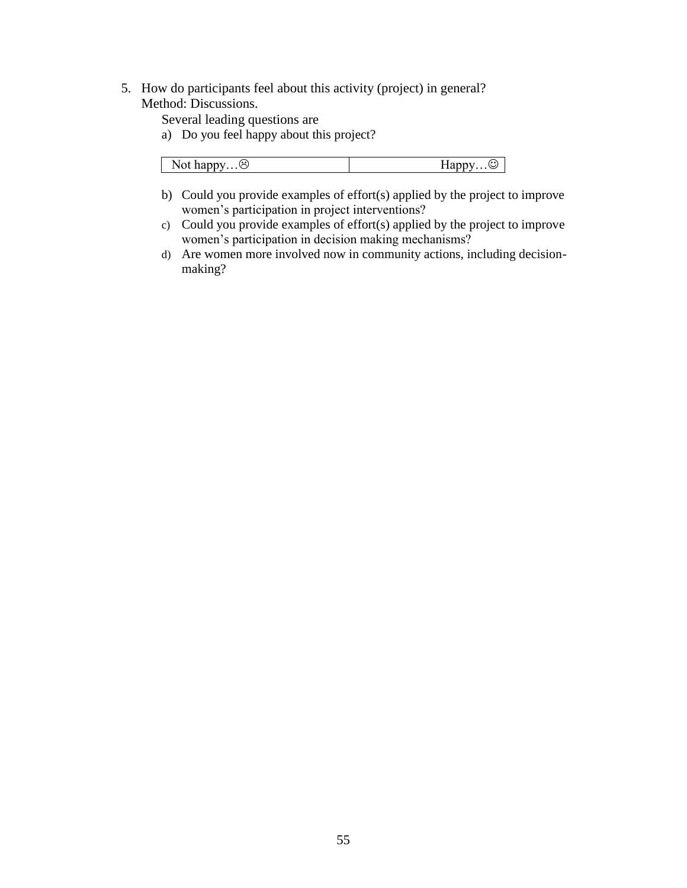5. How do participants feel about this activity (project) in general?
   Method: Discussions.

   Several leading questions are

   a) Do you feel happy about this project?

   | Not happy…☹ | Happy…☺ |
   |---|---|

   b) Could you provide examples of effort(s) applied by the project to improve women's participation in project interventions?
   c) Could you provide examples of effort(s) applied by the project to improve women's participation in decision making mechanisms?
   d) Are women more involved now in community actions, including decision-making?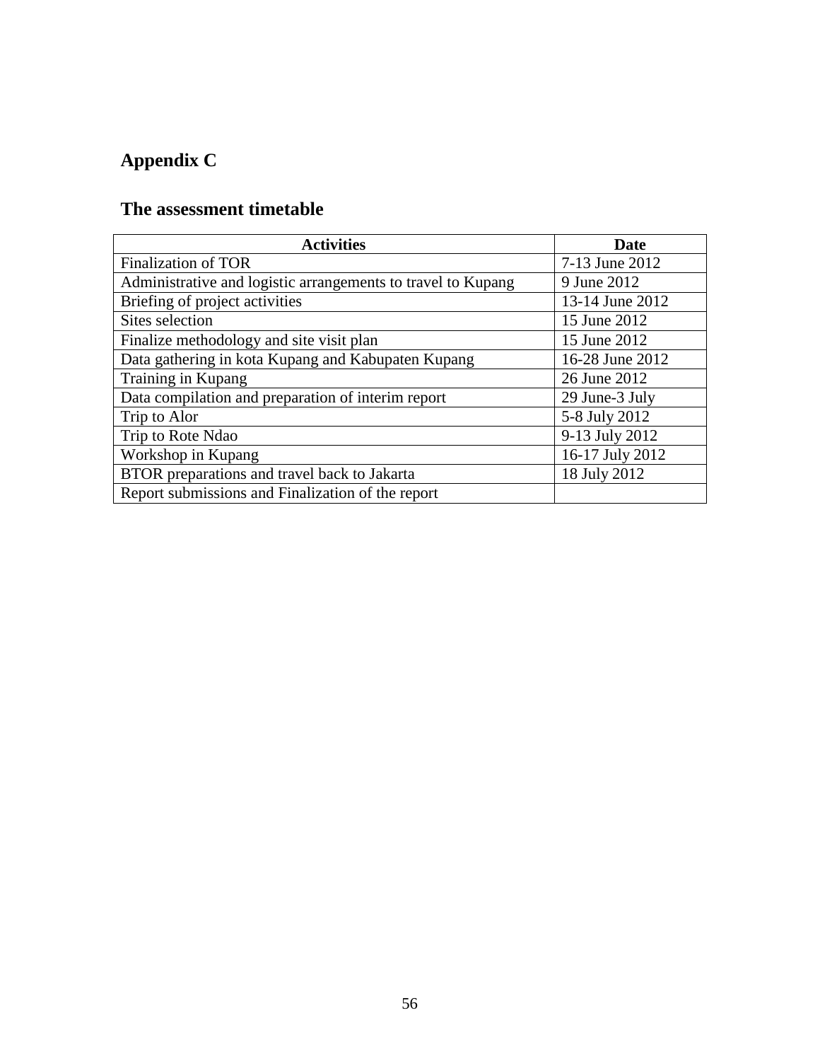# Appendix C

## The assessment timetable

| Activities | Date |
|---|---|
| Finalization of TOR | 7-13 June 2012 |
| Administrative and logistic arrangements to travel to Kupang | 9 June 2012 |
| Briefing of project activities | 13-14 June 2012 |
| Sites selection | 15 June 2012 |
| Finalize methodology and site visit plan | 15 June 2012 |
| Data gathering in kota Kupang and Kabupaten Kupang | 16-28 June 2012 |
| Training in Kupang | 26 June 2012 |
| Data compilation and preparation of interim report | 29 June-3 July |
| Trip to Alor | 5-8 July 2012 |
| Trip to Rote Ndao | 9-13 July 2012 |
| Workshop in Kupang | 16-17 July 2012 |
| BTOR preparations and travel back to Jakarta | 18 July 2012 |
| Report submissions and Finalization of the report | |